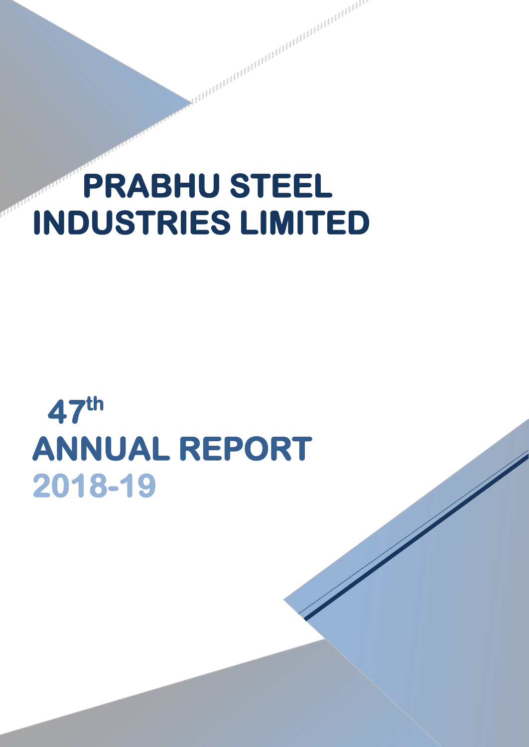# PRABHU STEEL INDUSTRIES LIMITED

## 47th ANNUAL REPORT

## 2018-19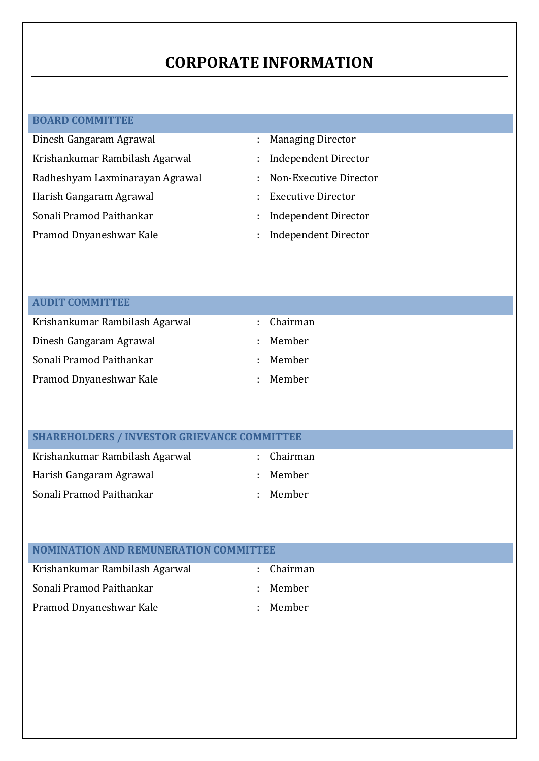# CORPORATE INFORMATION

## BOARD COMMITTEE

| | | |
|---|---|---|
| Dinesh Gangaram Agrawal | : | Managing Director |
| Krishankumar Rambilash Agarwal | : | Independent Director |
| Radheshyam Laxminarayan Agrawal | : | Non-Executive Director |
| Harish Gangaram Agrawal | : | Executive Director |
| Sonali Pramod Paithankar | : | Independent Director |
| Pramod Dnyaneshwar Kale | : | Independent Director |

## AUDIT COMMITTEE

| | | |
|---|---|---|
| Krishankumar Rambilash Agarwal | : | Chairman |
| Dinesh Gangaram Agrawal | : | Member |
| Sonali Pramod Paithankar | : | Member |
| Pramod Dnyaneshwar Kale | : | Member |

## SHAREHOLDERS / INVESTOR GRIEVANCE COMMITTEE

| | | |
|---|---|---|
| Krishankumar Rambilash Agarwal | : | Chairman |
| Harish Gangaram Agrawal | : | Member |
| Sonali Pramod Paithankar | : | Member |

## NOMINATION AND REMUNERATION COMMITTEE

| | | |
|---|---|---|
| Krishankumar Rambilash Agarwal | : | Chairman |
| Sonali Pramod Paithankar | : | Member |
| Pramod Dnyaneshwar Kale | : | Member |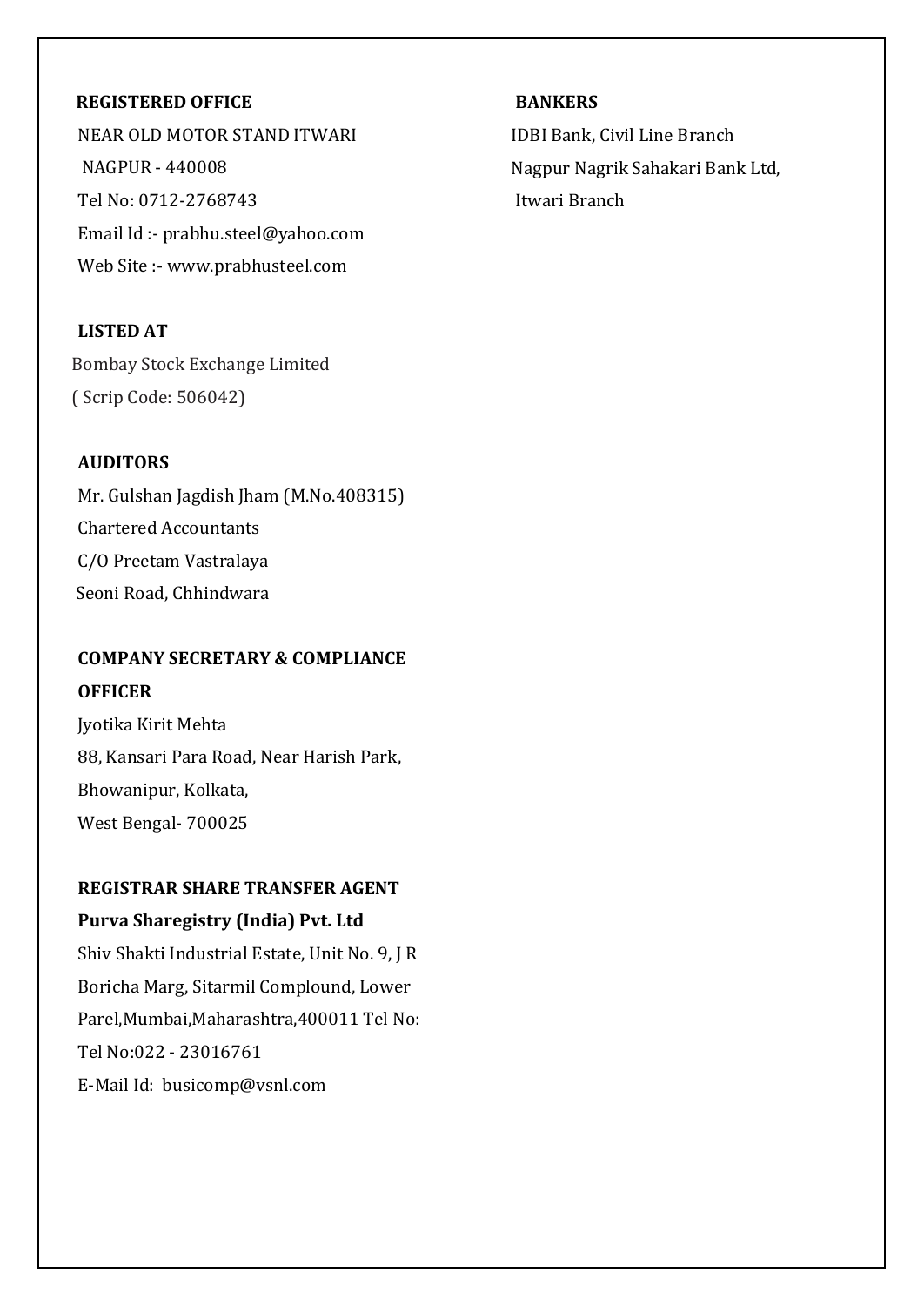**REGISTERED OFFICE**

NEAR OLD MOTOR STAND ITWARI
NAGPUR - 440008
Tel No: 0712-2768743
Email Id :- prabhu.steel@yahoo.com
Web Site :- www.prabhusteel.com

**LISTED AT**

Bombay Stock Exchange Limited
( Scrip Code: 506042)

**AUDITORS**

Mr. Gulshan Jagdish Jham (M.No.408315)
Chartered Accountants
C/O Preetam Vastralaya
Seoni Road, Chhindwara

**COMPANY SECRETARY & COMPLIANCE OFFICER**

Jyotika Kirit Mehta
88, Kansari Para Road, Near Harish Park,
Bhowanipur, Kolkata,
West Bengal- 700025

**REGISTRAR SHARE TRANSFER AGENT**

**Purva Sharegistry (India) Pvt. Ltd**

Shiv Shakti Industrial Estate, Unit No. 9, J R Boricha Marg, Sitarmil Complound, Lower Parel,Mumbai,Maharashtra,400011 Tel No:
Tel No:022 - 23016761
E-Mail Id: busicomp@vsnl.com

**BANKERS**

IDBI Bank, Civil Line Branch
Nagpur Nagrik Sahakari Bank Ltd,
Itwari Branch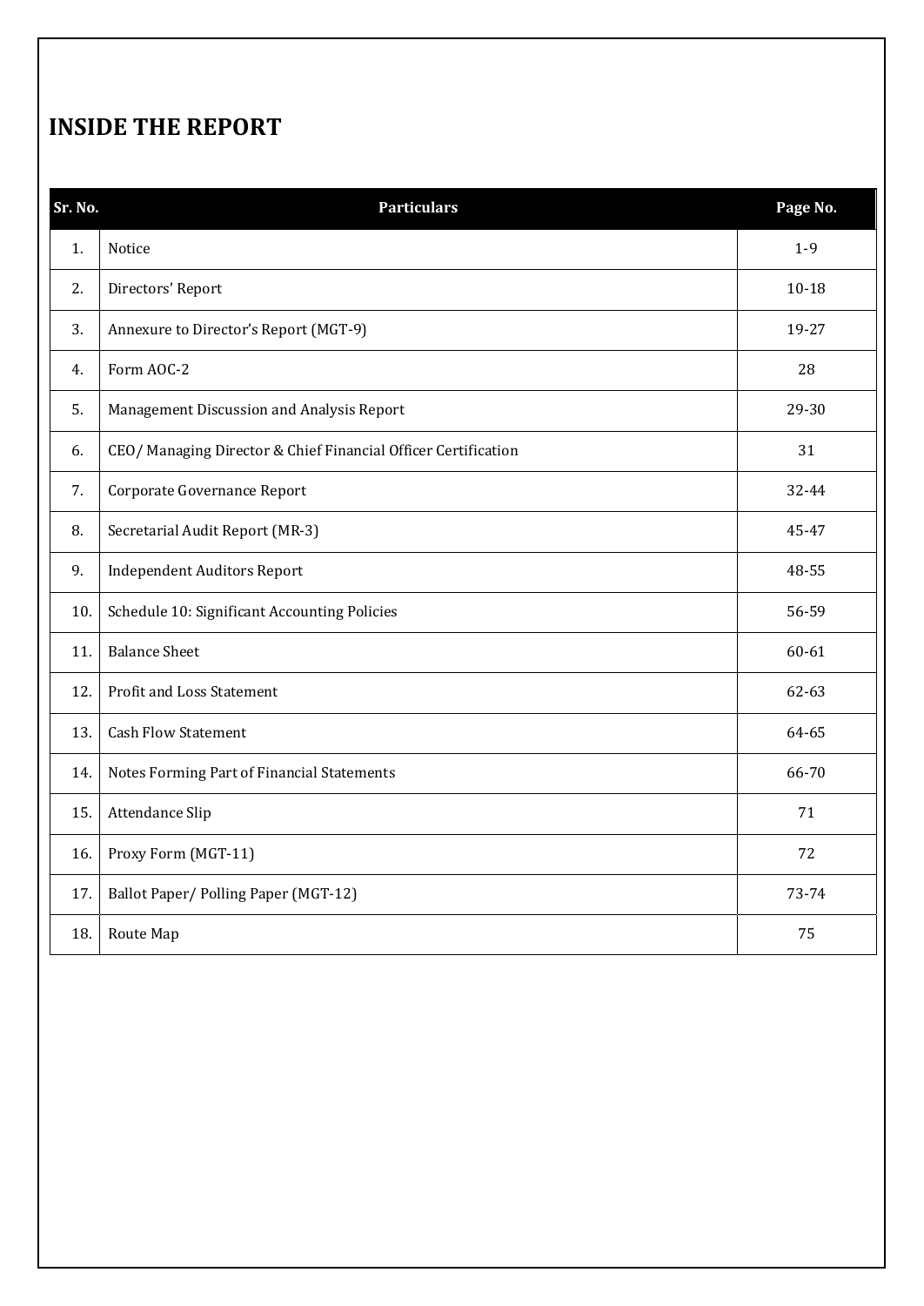## INSIDE THE REPORT

| Sr. No. | Particulars | Page No. |
|---|---|---|
| 1. | Notice | 1-9 |
| 2. | Directors' Report | 10-18 |
| 3. | Annexure to Director's Report (MGT-9) | 19-27 |
| 4. | Form AOC-2 | 28 |
| 5. | Management Discussion and Analysis Report | 29-30 |
| 6. | CEO/ Managing Director & Chief Financial Officer Certification | 31 |
| 7. | Corporate Governance Report | 32-44 |
| 8. | Secretarial Audit Report (MR-3) | 45-47 |
| 9. | Independent Auditors Report | 48-55 |
| 10. | Schedule 10: Significant Accounting Policies | 56-59 |
| 11. | Balance Sheet | 60-61 |
| 12. | Profit and Loss Statement | 62-63 |
| 13. | Cash Flow Statement | 64-65 |
| 14. | Notes Forming Part of Financial Statements | 66-70 |
| 15. | Attendance Slip | 71 |
| 16. | Proxy Form (MGT-11) | 72 |
| 17. | Ballot Paper/ Polling Paper (MGT-12) | 73-74 |
| 18. | Route Map | 75 |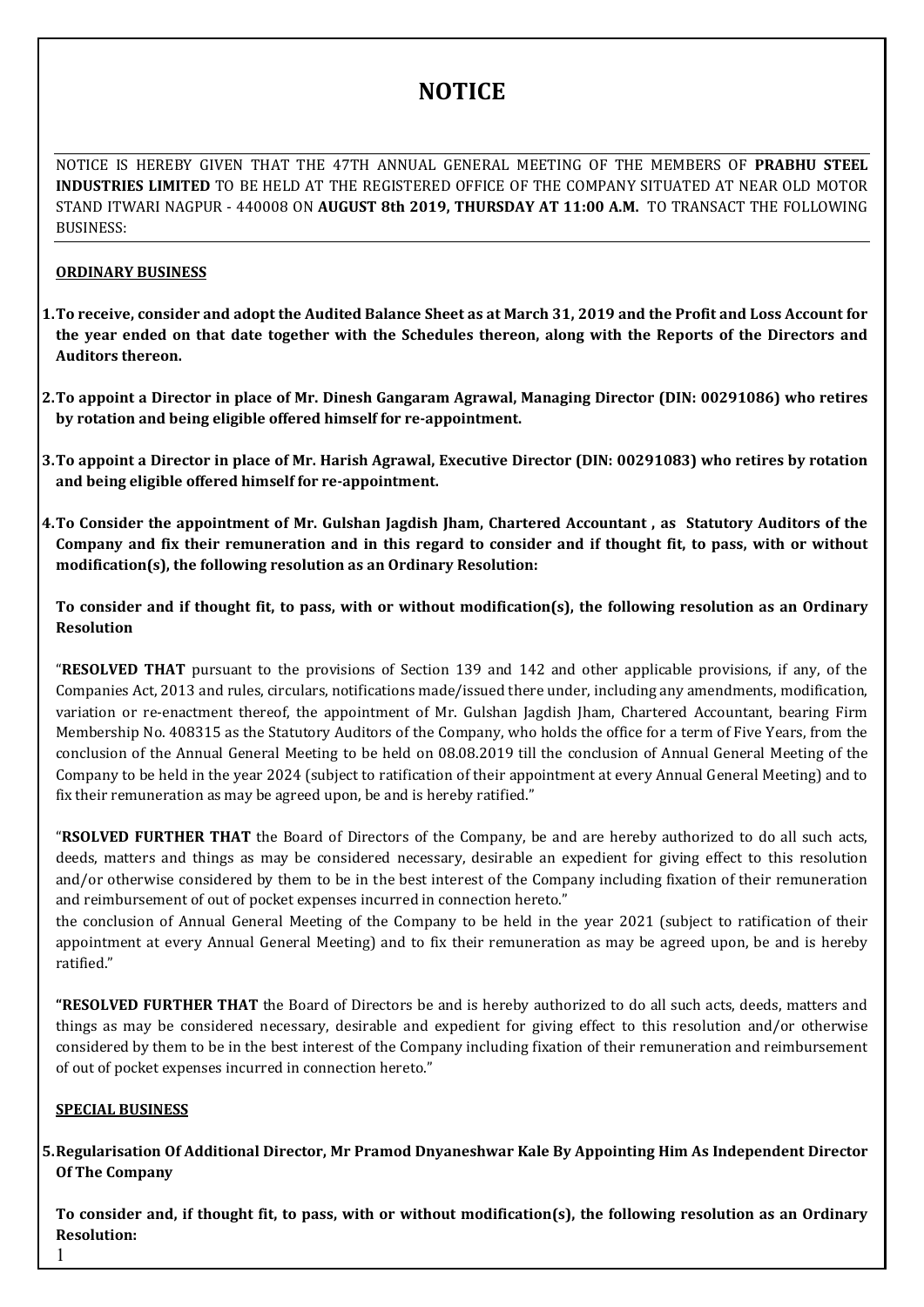# NOTICE

NOTICE IS HEREBY GIVEN THAT THE 47TH ANNUAL GENERAL MEETING OF THE MEMBERS OF **PRABHU STEEL INDUSTRIES LIMITED** TO BE HELD AT THE REGISTERED OFFICE OF THE COMPANY SITUATED AT NEAR OLD MOTOR STAND ITWARI NAGPUR - 440008 ON **AUGUST 8th 2019, THURSDAY AT 11:00 A.M.** TO TRANSACT THE FOLLOWING BUSINESS:

**ORDINARY BUSINESS**

1. **To receive, consider and adopt the Audited Balance Sheet as at March 31, 2019 and the Profit and Loss Account for the year ended on that date together with the Schedules thereon, along with the Reports of the Directors and Auditors thereon.**

2. **To appoint a Director in place of Mr. Dinesh Gangaram Agrawal, Managing Director (DIN: 00291086) who retires by rotation and being eligible offered himself for re-appointment.**

3. **To appoint a Director in place of Mr. Harish Agrawal, Executive Director (DIN: 00291083) who retires by rotation and being eligible offered himself for re-appointment.**

4. **To Consider the appointment of Mr. Gulshan Jagdish Jham, Chartered Accountant , as Statutory Auditors of the Company and fix their remuneration and in this regard to consider and if thought fit, to pass, with or without modification(s), the following resolution as an Ordinary Resolution:**

   **To consider and if thought fit, to pass, with or without modification(s), the following resolution as an Ordinary Resolution**

   "**RESOLVED THAT** pursuant to the provisions of Section 139 and 142 and other applicable provisions, if any, of the Companies Act, 2013 and rules, circulars, notifications made/issued there under, including any amendments, modification, variation or re-enactment thereof, the appointment of Mr. Gulshan Jagdish Jham, Chartered Accountant, bearing Firm Membership No. 408315 as the Statutory Auditors of the Company, who holds the office for a term of Five Years, from the conclusion of the Annual General Meeting to be held on 08.08.2019 till the conclusion of Annual General Meeting of the Company to be held in the year 2024 (subject to ratification of their appointment at every Annual General Meeting) and to fix their remuneration as may be agreed upon, be and is hereby ratified."

   "**RSOLVED FURTHER THAT** the Board of Directors of the Company, be and are hereby authorized to do all such acts, deeds, matters and things as may be considered necessary, desirable an expedient for giving effect to this resolution and/or otherwise considered by them to be in the best interest of the Company including fixation of their remuneration and reimbursement of out of pocket expenses incurred in connection hereto."
   the conclusion of Annual General Meeting of the Company to be held in the year 2021 (subject to ratification of their appointment at every Annual General Meeting) and to fix their remuneration as may be agreed upon, be and is hereby ratified."

   **"RESOLVED FURTHER THAT** the Board of Directors be and is hereby authorized to do all such acts, deeds, matters and things as may be considered necessary, desirable and expedient for giving effect to this resolution and/or otherwise considered by them to be in the best interest of the Company including fixation of their remuneration and reimbursement of out of pocket expenses incurred in connection hereto."

**SPECIAL BUSINESS**

5. **Regularisation Of Additional Director, Mr Pramod Dnyaneshwar Kale By Appointing Him As Independent Director Of The Company**

   **To consider and, if thought fit, to pass, with or without modification(s), the following resolution as an Ordinary Resolution:**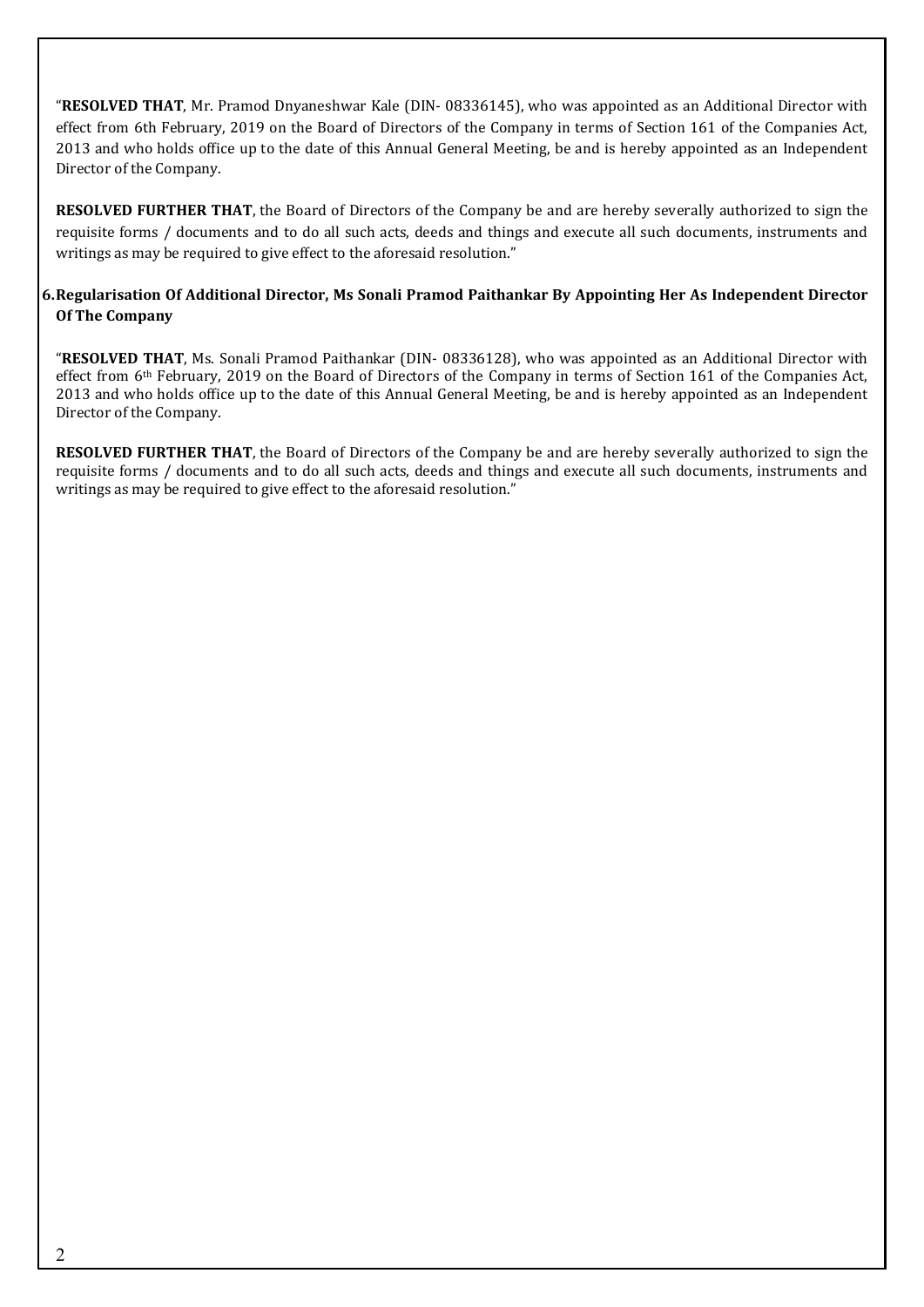"**RESOLVED THAT**, Mr. Pramod Dnyaneshwar Kale (DIN- 08336145), who was appointed as an Additional Director with effect from 6th February, 2019 on the Board of Directors of the Company in terms of Section 161 of the Companies Act, 2013 and who holds office up to the date of this Annual General Meeting, be and is hereby appointed as an Independent Director of the Company.

**RESOLVED FURTHER THAT**, the Board of Directors of the Company be and are hereby severally authorized to sign the requisite forms / documents and to do all such acts, deeds and things and execute all such documents, instruments and writings as may be required to give effect to the aforesaid resolution."

**6. Regularisation Of Additional Director, Ms Sonali Pramod Paithankar By Appointing Her As Independent Director Of The Company**

"**RESOLVED THAT**, Ms. Sonali Pramod Paithankar (DIN- 08336128), who was appointed as an Additional Director with effect from 6th February, 2019 on the Board of Directors of the Company in terms of Section 161 of the Companies Act, 2013 and who holds office up to the date of this Annual General Meeting, be and is hereby appointed as an Independent Director of the Company.

**RESOLVED FURTHER THAT**, the Board of Directors of the Company be and are hereby severally authorized to sign the requisite forms / documents and to do all such acts, deeds and things and execute all such documents, instruments and writings as may be required to give effect to the aforesaid resolution."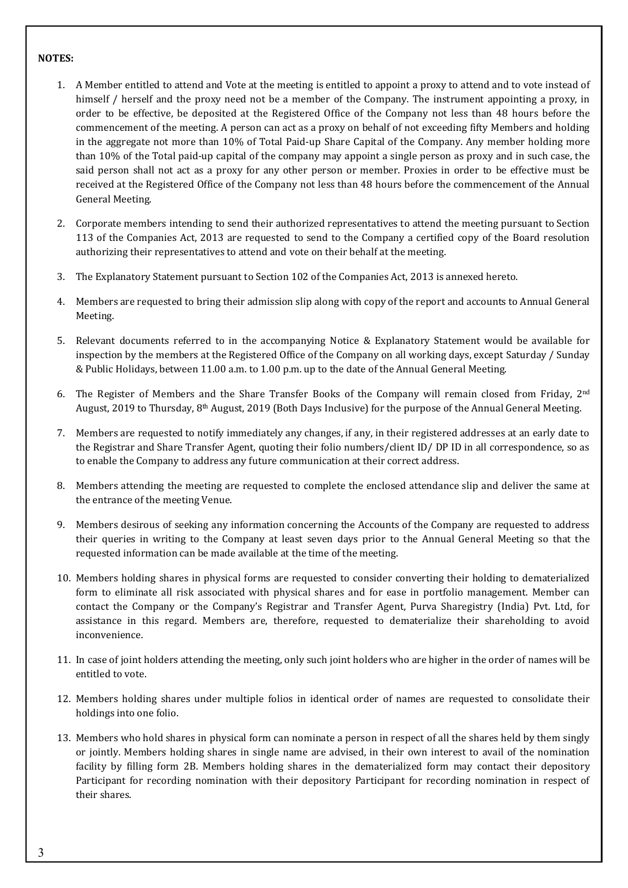**NOTES:**

1. A Member entitled to attend and Vote at the meeting is entitled to appoint a proxy to attend and to vote instead of himself / herself and the proxy need not be a member of the Company. The instrument appointing a proxy, in order to be effective, be deposited at the Registered Office of the Company not less than 48 hours before the commencement of the meeting. A person can act as a proxy on behalf of not exceeding fifty Members and holding in the aggregate not more than 10% of Total Paid-up Share Capital of the Company. Any member holding more than 10% of the Total paid-up capital of the company may appoint a single person as proxy and in such case, the said person shall not act as a proxy for any other person or member. Proxies in order to be effective must be received at the Registered Office of the Company not less than 48 hours before the commencement of the Annual General Meeting.

2. Corporate members intending to send their authorized representatives to attend the meeting pursuant to Section 113 of the Companies Act, 2013 are requested to send to the Company a certified copy of the Board resolution authorizing their representatives to attend and vote on their behalf at the meeting.

3. The Explanatory Statement pursuant to Section 102 of the Companies Act, 2013 is annexed hereto.

4. Members are requested to bring their admission slip along with copy of the report and accounts to Annual General Meeting.

5. Relevant documents referred to in the accompanying Notice & Explanatory Statement would be available for inspection by the members at the Registered Office of the Company on all working days, except Saturday / Sunday & Public Holidays, between 11.00 a.m. to 1.00 p.m. up to the date of the Annual General Meeting.

6. The Register of Members and the Share Transfer Books of the Company will remain closed from Friday, 2nd August, 2019 to Thursday, 8th August, 2019 (Both Days Inclusive) for the purpose of the Annual General Meeting.

7. Members are requested to notify immediately any changes, if any, in their registered addresses at an early date to the Registrar and Share Transfer Agent, quoting their folio numbers/client ID/ DP ID in all correspondence, so as to enable the Company to address any future communication at their correct address.

8. Members attending the meeting are requested to complete the enclosed attendance slip and deliver the same at the entrance of the meeting Venue.

9. Members desirous of seeking any information concerning the Accounts of the Company are requested to address their queries in writing to the Company at least seven days prior to the Annual General Meeting so that the requested information can be made available at the time of the meeting.

10. Members holding shares in physical forms are requested to consider converting their holding to dematerialized form to eliminate all risk associated with physical shares and for ease in portfolio management. Member can contact the Company or the Company's Registrar and Transfer Agent, Purva Sharegistry (India) Pvt. Ltd, for assistance in this regard. Members are, therefore, requested to dematerialize their shareholding to avoid inconvenience.

11. In case of joint holders attending the meeting, only such joint holders who are higher in the order of names will be entitled to vote.

12. Members holding shares under multiple folios in identical order of names are requested to consolidate their holdings into one folio.

13. Members who hold shares in physical form can nominate a person in respect of all the shares held by them singly or jointly. Members holding shares in single name are advised, in their own interest to avail of the nomination facility by filling form 2B. Members holding shares in the dematerialized form may contact their depository Participant for recording nomination with their depository Participant for recording nomination in respect of their shares.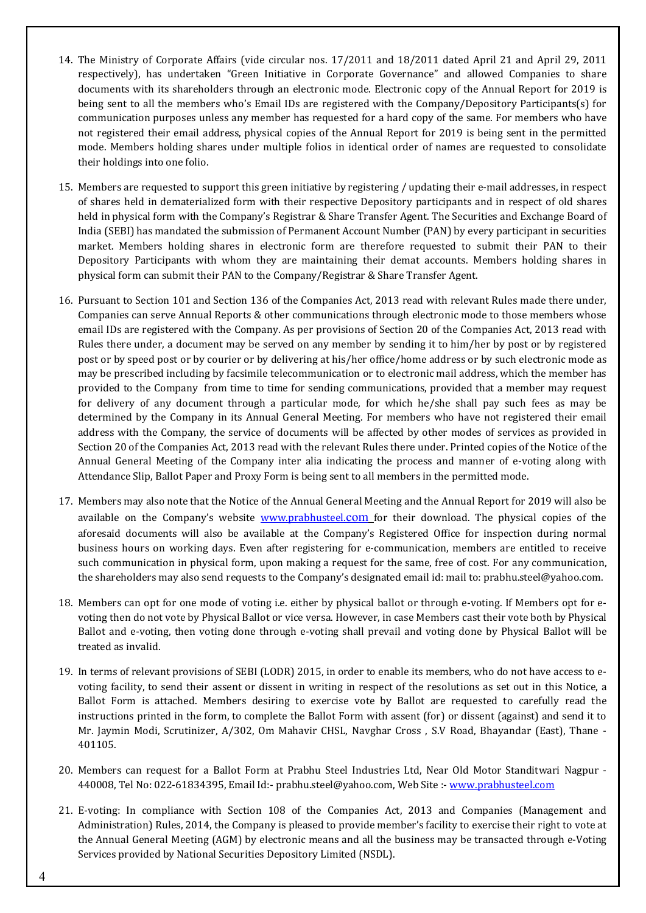14. The Ministry of Corporate Affairs (vide circular nos. 17/2011 and 18/2011 dated April 21 and April 29, 2011 respectively), has undertaken "Green Initiative in Corporate Governance" and allowed Companies to share documents with its shareholders through an electronic mode. Electronic copy of the Annual Report for 2019 is being sent to all the members who's Email IDs are registered with the Company/Depository Participants(s) for communication purposes unless any member has requested for a hard copy of the same. For members who have not registered their email address, physical copies of the Annual Report for 2019 is being sent in the permitted mode. Members holding shares under multiple folios in identical order of names are requested to consolidate their holdings into one folio.

15. Members are requested to support this green initiative by registering / updating their e-mail addresses, in respect of shares held in dematerialized form with their respective Depository participants and in respect of old shares held in physical form with the Company's Registrar & Share Transfer Agent. The Securities and Exchange Board of India (SEBI) has mandated the submission of Permanent Account Number (PAN) by every participant in securities market. Members holding shares in electronic form are therefore requested to submit their PAN to their Depository Participants with whom they are maintaining their demat accounts. Members holding shares in physical form can submit their PAN to the Company/Registrar & Share Transfer Agent.

16. Pursuant to Section 101 and Section 136 of the Companies Act, 2013 read with relevant Rules made there under, Companies can serve Annual Reports & other communications through electronic mode to those members whose email IDs are registered with the Company. As per provisions of Section 20 of the Companies Act, 2013 read with Rules there under, a document may be served on any member by sending it to him/her by post or by registered post or by speed post or by courier or by delivering at his/her office/home address or by such electronic mode as may be prescribed including by facsimile telecommunication or to electronic mail address, which the member has provided to the Company from time to time for sending communications, provided that a member may request for delivery of any document through a particular mode, for which he/she shall pay such fees as may be determined by the Company in its Annual General Meeting. For members who have not registered their email address with the Company, the service of documents will be affected by other modes of services as provided in Section 20 of the Companies Act, 2013 read with the relevant Rules there under. Printed copies of the Notice of the Annual General Meeting of the Company inter alia indicating the process and manner of e-voting along with Attendance Slip, Ballot Paper and Proxy Form is being sent to all members in the permitted mode.

17. Members may also note that the Notice of the Annual General Meeting and the Annual Report for 2019 will also be available on the Company's website www.prabhusteel.com for their download. The physical copies of the aforesaid documents will also be available at the Company's Registered Office for inspection during normal business hours on working days. Even after registering for e-communication, members are entitled to receive such communication in physical form, upon making a request for the same, free of cost. For any communication, the shareholders may also send requests to the Company's designated email id: mail to: prabhu.steel@yahoo.com.

18. Members can opt for one mode of voting i.e. either by physical ballot or through e-voting. If Members opt for e-voting then do not vote by Physical Ballot or vice versa. However, in case Members cast their vote both by Physical Ballot and e-voting, then voting done through e-voting shall prevail and voting done by Physical Ballot will be treated as invalid.

19. In terms of relevant provisions of SEBI (LODR) 2015, in order to enable its members, who do not have access to e-voting facility, to send their assent or dissent in writing in respect of the resolutions as set out in this Notice, a Ballot Form is attached. Members desiring to exercise vote by Ballot are requested to carefully read the instructions printed in the form, to complete the Ballot Form with assent (for) or dissent (against) and send it to Mr. Jaymin Modi, Scrutinizer, A/302, Om Mahavir CHSL, Navghar Cross , S.V Road, Bhayandar (East), Thane - 401105.

20. Members can request for a Ballot Form at Prabhu Steel Industries Ltd, Near Old Motor Standitwari Nagpur - 440008, Tel No: 022-61834395, Email Id:- prabhu.steel@yahoo.com, Web Site :- www.prabhusteel.com

21. E-voting: In compliance with Section 108 of the Companies Act, 2013 and Companies (Management and Administration) Rules, 2014, the Company is pleased to provide member's facility to exercise their right to vote at the Annual General Meeting (AGM) by electronic means and all the business may be transacted through e-Voting Services provided by National Securities Depository Limited (NSDL).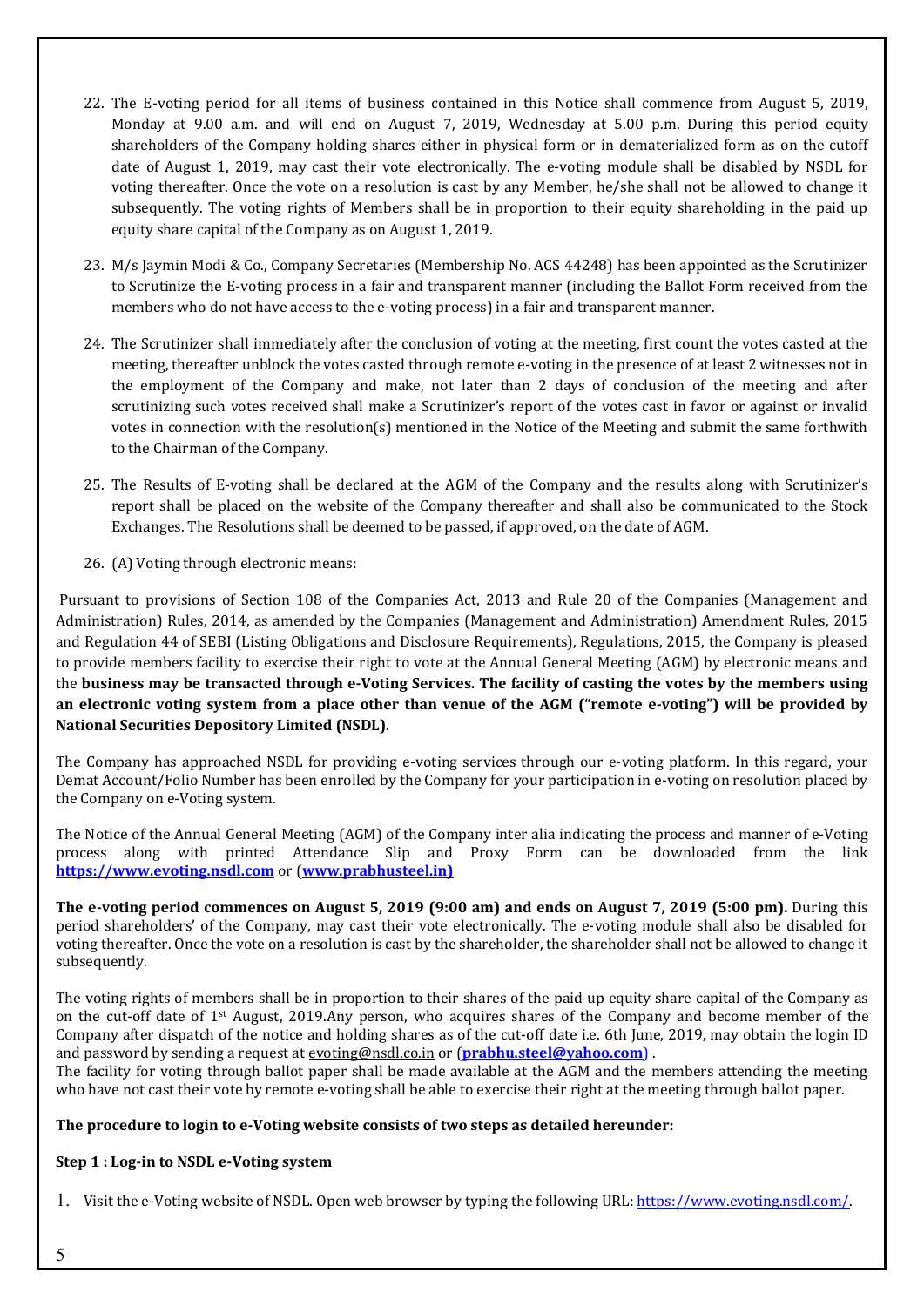22. The E-voting period for all items of business contained in this Notice shall commence from August 5, 2019, Monday at 9.00 a.m. and will end on August 7, 2019, Wednesday at 5.00 p.m. During this period equity shareholders of the Company holding shares either in physical form or in dematerialized form as on the cutoff date of August 1, 2019, may cast their vote electronically. The e-voting module shall be disabled by NSDL for voting thereafter. Once the vote on a resolution is cast by any Member, he/she shall not be allowed to change it subsequently. The voting rights of Members shall be in proportion to their equity shareholding in the paid up equity share capital of the Company as on August 1, 2019.

23. M/s Jaymin Modi & Co., Company Secretaries (Membership No. ACS 44248) has been appointed as the Scrutinizer to Scrutinize the E-voting process in a fair and transparent manner (including the Ballot Form received from the members who do not have access to the e-voting process) in a fair and transparent manner.

24. The Scrutinizer shall immediately after the conclusion of voting at the meeting, first count the votes casted at the meeting, thereafter unblock the votes casted through remote e-voting in the presence of at least 2 witnesses not in the employment of the Company and make, not later than 2 days of conclusion of the meeting and after scrutinizing such votes received shall make a Scrutinizer's report of the votes cast in favor or against or invalid votes in connection with the resolution(s) mentioned in the Notice of the Meeting and submit the same forthwith to the Chairman of the Company.

25. The Results of E-voting shall be declared at the AGM of the Company and the results along with Scrutinizer's report shall be placed on the website of the Company thereafter and shall also be communicated to the Stock Exchanges. The Resolutions shall be deemed to be passed, if approved, on the date of AGM.

26. (A) Voting through electronic means:

Pursuant to provisions of Section 108 of the Companies Act, 2013 and Rule 20 of the Companies (Management and Administration) Rules, 2014, as amended by the Companies (Management and Administration) Amendment Rules, 2015 and Regulation 44 of SEBI (Listing Obligations and Disclosure Requirements), Regulations, 2015, the Company is pleased to provide members facility to exercise their right to vote at the Annual General Meeting (AGM) by electronic means and the **business may be transacted through e-Voting Services. The facility of casting the votes by the members using an electronic voting system from a place other than venue of the AGM ("remote e-voting") will be provided by National Securities Depository Limited (NSDL)**.

The Company has approached NSDL for providing e-voting services through our e-voting platform. In this regard, your Demat Account/Folio Number has been enrolled by the Company for your participation in e-voting on resolution placed by the Company on e-Voting system.

The Notice of the Annual General Meeting (AGM) of the Company inter alia indicating the process and manner of e-Voting process along with printed Attendance Slip and Proxy Form can be downloaded from the link **https://www.evoting.nsdl.com** or (**www.prabhusteel.in)**

**The e-voting period commences on August 5, 2019 (9:00 am) and ends on August 7, 2019 (5:00 pm).** During this period shareholders' of the Company, may cast their vote electronically. The e-voting module shall also be disabled for voting thereafter. Once the vote on a resolution is cast by the shareholder, the shareholder shall not be allowed to change it subsequently.

The voting rights of members shall be in proportion to their shares of the paid up equity share capital of the Company as on the cut-off date of 1st August, 2019.Any person, who acquires shares of the Company and become member of the Company after dispatch of the notice and holding shares as of the cut-off date i.e. 6th June, 2019, may obtain the login ID and password by sending a request at evoting@nsdl.co.in or (**prabhu.steel@yahoo.com**) .
The facility for voting through ballot paper shall be made available at the AGM and the members attending the meeting who have not cast their vote by remote e-voting shall be able to exercise their right at the meeting through ballot paper.

**The procedure to login to e-Voting website consists of two steps as detailed hereunder:**

**Step 1 : Log-in to NSDL e-Voting system**

1. Visit the e-Voting website of NSDL. Open web browser by typing the following URL: https://www.evoting.nsdl.com/.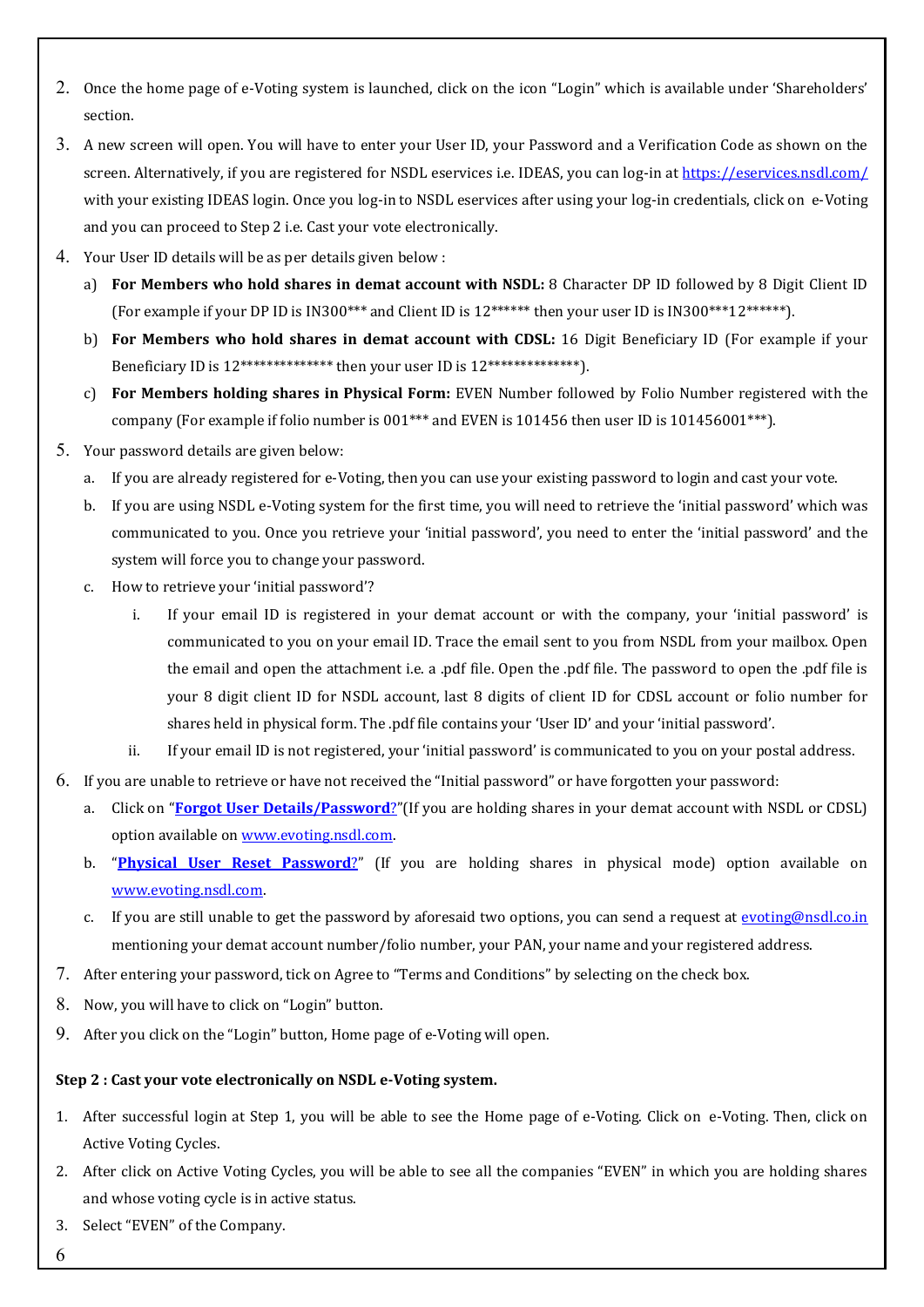2. Once the home page of e-Voting system is launched, click on the icon "Login" which is available under 'Shareholders' section.
3. A new screen will open. You will have to enter your User ID, your Password and a Verification Code as shown on the screen. Alternatively, if you are registered for NSDL eservices i.e. IDEAS, you can log-in at https://eservices.nsdl.com/ with your existing IDEAS login. Once you log-in to NSDL eservices after using your log-in credentials, click on e-Voting and you can proceed to Step 2 i.e. Cast your vote electronically.
4. Your User ID details will be as per details given below :
   a) **For Members who hold shares in demat account with NSDL:** 8 Character DP ID followed by 8 Digit Client ID (For example if your DP ID is IN300*** and Client ID is 12****** then your user ID is IN300***12******).
   b) **For Members who hold shares in demat account with CDSL:** 16 Digit Beneficiary ID (For example if your Beneficiary ID is 12************** then your user ID is 12**************).
   c) **For Members holding shares in Physical Form:** EVEN Number followed by Folio Number registered with the company (For example if folio number is 001*** and EVEN is 101456 then user ID is 101456001***).
5. Your password details are given below:
   a. If you are already registered for e-Voting, then you can use your existing password to login and cast your vote.
   b. If you are using NSDL e-Voting system for the first time, you will need to retrieve the 'initial password' which was communicated to you. Once you retrieve your 'initial password', you need to enter the 'initial password' and the system will force you to change your password.
   c. How to retrieve your 'initial password'?
      i. If your email ID is registered in your demat account or with the company, your 'initial password' is communicated to you on your email ID. Trace the email sent to you from NSDL from your mailbox. Open the email and open the attachment i.e. a .pdf file. Open the .pdf file. The password to open the .pdf file is your 8 digit client ID for NSDL account, last 8 digits of client ID for CDSL account or folio number for shares held in physical form. The .pdf file contains your 'User ID' and your 'initial password'.
      ii. If your email ID is not registered, your 'initial password' is communicated to you on your postal address.
6. If you are unable to retrieve or have not received the "Initial password" or have forgotten your password:
   a. Click on "**Forgot User Details/Password?**"(If you are holding shares in your demat account with NSDL or CDSL) option available on www.evoting.nsdl.com.
   b. "**Physical User Reset Password?**" (If you are holding shares in physical mode) option available on www.evoting.nsdl.com.
   c. If you are still unable to get the password by aforesaid two options, you can send a request at evoting@nsdl.co.in mentioning your demat account number/folio number, your PAN, your name and your registered address.
7. After entering your password, tick on Agree to "Terms and Conditions" by selecting on the check box.
8. Now, you will have to click on "Login" button.
9. After you click on the "Login" button, Home page of e-Voting will open.

**Step 2 : Cast your vote electronically on NSDL e-Voting system.**

1. After successful login at Step 1, you will be able to see the Home page of e-Voting. Click on e-Voting. Then, click on Active Voting Cycles.
2. After click on Active Voting Cycles, you will be able to see all the companies "EVEN" in which you are holding shares and whose voting cycle is in active status.
3. Select "EVEN" of the Company.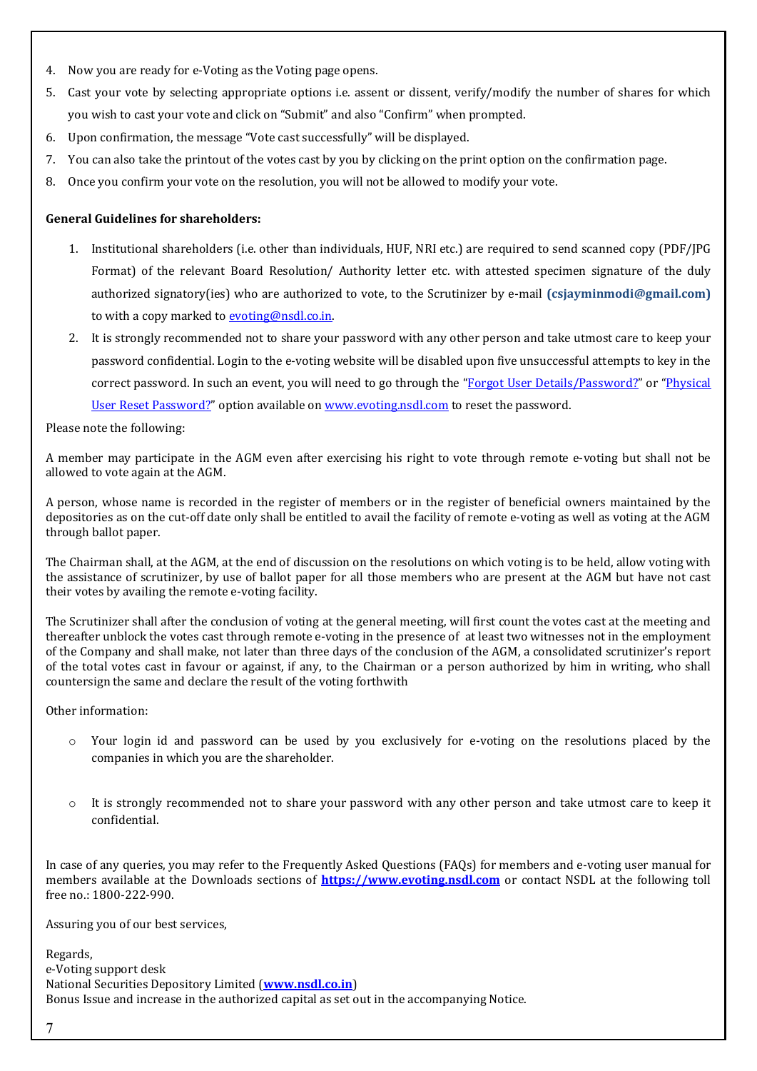4. Now you are ready for e-Voting as the Voting page opens.
5. Cast your vote by selecting appropriate options i.e. assent or dissent, verify/modify the number of shares for which you wish to cast your vote and click on "Submit" and also "Confirm" when prompted.
6. Upon confirmation, the message "Vote cast successfully" will be displayed.
7. You can also take the printout of the votes cast by you by clicking on the print option on the confirmation page.
8. Once you confirm your vote on the resolution, you will not be allowed to modify your vote.

**General Guidelines for shareholders:**

1. Institutional shareholders (i.e. other than individuals, HUF, NRI etc.) are required to send scanned copy (PDF/JPG Format) of the relevant Board Resolution/ Authority letter etc. with attested specimen signature of the duly authorized signatory(ies) who are authorized to vote, to the Scrutinizer by e-mail **(csjayminmodi@gmail.com)** to with a copy marked to evoting@nsdl.co.in.
2. It is strongly recommended not to share your password with any other person and take utmost care to keep your password confidential. Login to the e-voting website will be disabled upon five unsuccessful attempts to key in the correct password. In such an event, you will need to go through the "Forgot User Details/Password?" or "Physical User Reset Password?" option available on www.evoting.nsdl.com to reset the password.

Please note the following:

A member may participate in the AGM even after exercising his right to vote through remote e-voting but shall not be allowed to vote again at the AGM.

A person, whose name is recorded in the register of members or in the register of beneficial owners maintained by the depositories as on the cut-off date only shall be entitled to avail the facility of remote e-voting as well as voting at the AGM through ballot paper.

The Chairman shall, at the AGM, at the end of discussion on the resolutions on which voting is to be held, allow voting with the assistance of scrutinizer, by use of ballot paper for all those members who are present at the AGM but have not cast their votes by availing the remote e-voting facility.

The Scrutinizer shall after the conclusion of voting at the general meeting, will first count the votes cast at the meeting and thereafter unblock the votes cast through remote e-voting in the presence of at least two witnesses not in the employment of the Company and shall make, not later than three days of the conclusion of the AGM, a consolidated scrutinizer's report of the total votes cast in favour or against, if any, to the Chairman or a person authorized by him in writing, who shall countersign the same and declare the result of the voting forthwith

Other information:

- Your login id and password can be used by you exclusively for e-voting on the resolutions placed by the companies in which you are the shareholder.
- It is strongly recommended not to share your password with any other person and take utmost care to keep it confidential.

In case of any queries, you may refer to the Frequently Asked Questions (FAQs) for members and e-voting user manual for members available at the Downloads sections of **https://www.evoting.nsdl.com** or contact NSDL at the following toll free no.: 1800-222-990.

Assuring you of our best services,

Regards,
e-Voting support desk
National Securities Depository Limited (**www.nsdl.co.in**)
Bonus Issue and increase in the authorized capital as set out in the accompanying Notice.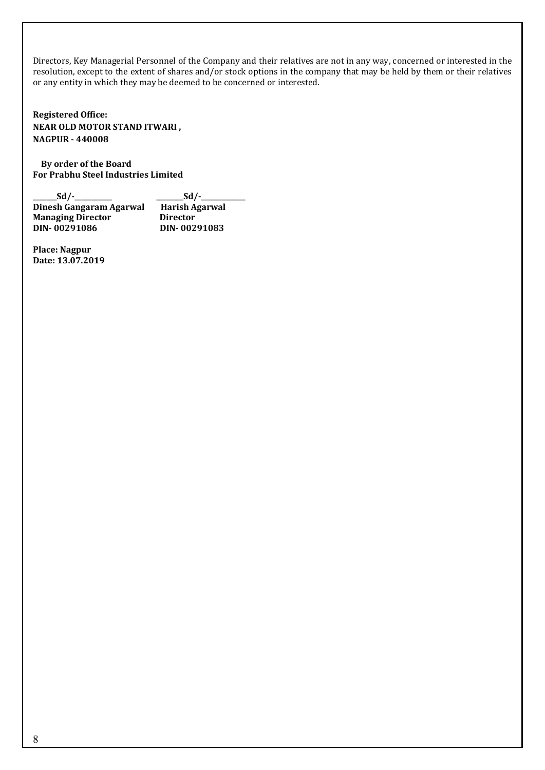Directors, Key Managerial Personnel of the Company and their relatives are not in any way, concerned or interested in the resolution, except to the extent of shares and/or stock options in the company that may be held by them or their relatives or any entity in which they may be deemed to be concerned or interested.

**Registered Office:**
**NEAR OLD MOTOR STAND ITWARI ,**
**NAGPUR - 440008**

**By order of the Board**
**For Prabhu Steel Industries Limited**

| Sd/- | Sd/- |
|---|---|
| **Dinesh Gangaram Agarwal** | **Harish Agarwal** |
| **Managing Director** | **Director** |
| **DIN- 00291086** | **DIN- 00291083** |

**Place: Nagpur**
**Date: 13.07.2019**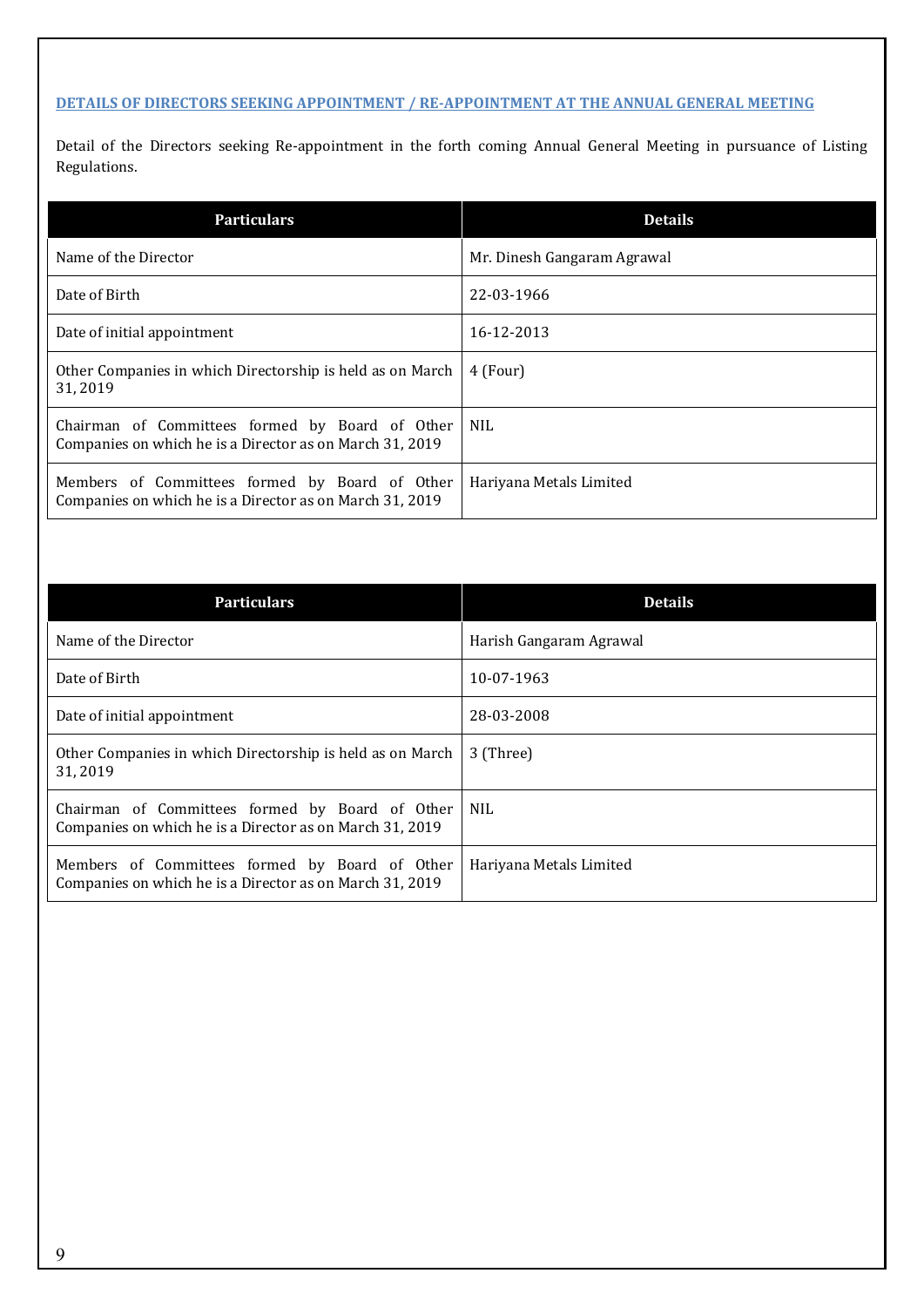## DETAILS OF DIRECTORS SEEKING APPOINTMENT / RE-APPOINTMENT AT THE ANNUAL GENERAL MEETING

Detail of the Directors seeking Re-appointment in the forth coming Annual General Meeting in pursuance of Listing Regulations.

| Particulars | Details |
|---|---|
| Name of the Director | Mr. Dinesh Gangaram Agrawal |
| Date of Birth | 22-03-1966 |
| Date of initial appointment | 16-12-2013 |
| Other Companies in which Directorship is held as on March 31, 2019 | 4 (Four) |
| Chairman of Committees formed by Board of Other Companies on which he is a Director as on March 31, 2019 | NIL |
| Members of Committees formed by Board of Other Companies on which he is a Director as on March 31, 2019 | Hariyana Metals Limited |

| Particulars | Details |
|---|---|
| Name of the Director | Harish Gangaram Agrawal |
| Date of Birth | 10-07-1963 |
| Date of initial appointment | 28-03-2008 |
| Other Companies in which Directorship is held as on March 31, 2019 | 3 (Three) |
| Chairman of Committees formed by Board of Other Companies on which he is a Director as on March 31, 2019 | NIL |
| Members of Committees formed by Board of Other Companies on which he is a Director as on March 31, 2019 | Hariyana Metals Limited |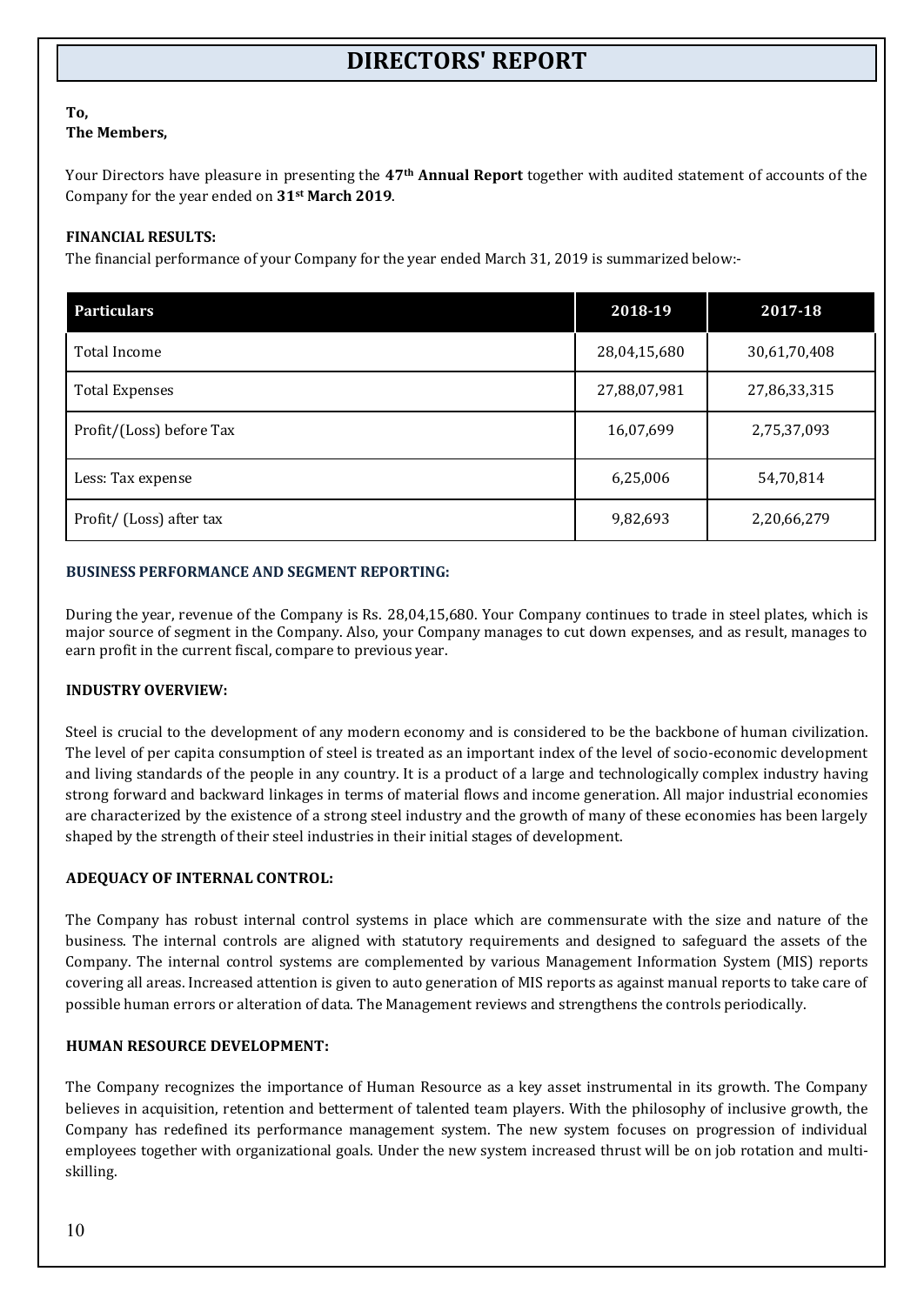# DIRECTORS' REPORT

**To,**
**The Members,**

Your Directors have pleasure in presenting the **47th Annual Report** together with audited statement of accounts of the Company for the year ended on **31st March 2019**.

**FINANCIAL RESULTS:**

The financial performance of your Company for the year ended March 31, 2019 is summarized below:-

| Particulars | 2018-19 | 2017-18 |
|---|---|---|
| Total Income | 28,04,15,680 | 30,61,70,408 |
| Total Expenses | 27,88,07,981 | 27,86,33,315 |
| Profit/(Loss) before Tax | 16,07,699 | 2,75,37,093 |
| Less: Tax expense | 6,25,006 | 54,70,814 |
| Profit/ (Loss) after tax | 9,82,693 | 2,20,66,279 |

**BUSINESS PERFORMANCE AND SEGMENT REPORTING:**

During the year, revenue of the Company is Rs. 28,04,15,680. Your Company continues to trade in steel plates, which is major source of segment in the Company. Also, your Company manages to cut down expenses, and as result, manages to earn profit in the current fiscal, compare to previous year.

**INDUSTRY OVERVIEW:**

Steel is crucial to the development of any modern economy and is considered to be the backbone of human civilization. The level of per capita consumption of steel is treated as an important index of the level of socio-economic development and living standards of the people in any country. It is a product of a large and technologically complex industry having strong forward and backward linkages in terms of material flows and income generation. All major industrial economies are characterized by the existence of a strong steel industry and the growth of many of these economies has been largely shaped by the strength of their steel industries in their initial stages of development.

**ADEQUACY OF INTERNAL CONTROL:**

The Company has robust internal control systems in place which are commensurate with the size and nature of the business. The internal controls are aligned with statutory requirements and designed to safeguard the assets of the Company. The internal control systems are complemented by various Management Information System (MIS) reports covering all areas. Increased attention is given to auto generation of MIS reports as against manual reports to take care of possible human errors or alteration of data. The Management reviews and strengthens the controls periodically.

**HUMAN RESOURCE DEVELOPMENT:**

The Company recognizes the importance of Human Resource as a key asset instrumental in its growth. The Company believes in acquisition, retention and betterment of talented team players. With the philosophy of inclusive growth, the Company has redefined its performance management system. The new system focuses on progression of individual employees together with organizational goals. Under the new system increased thrust will be on job rotation and multi-skilling.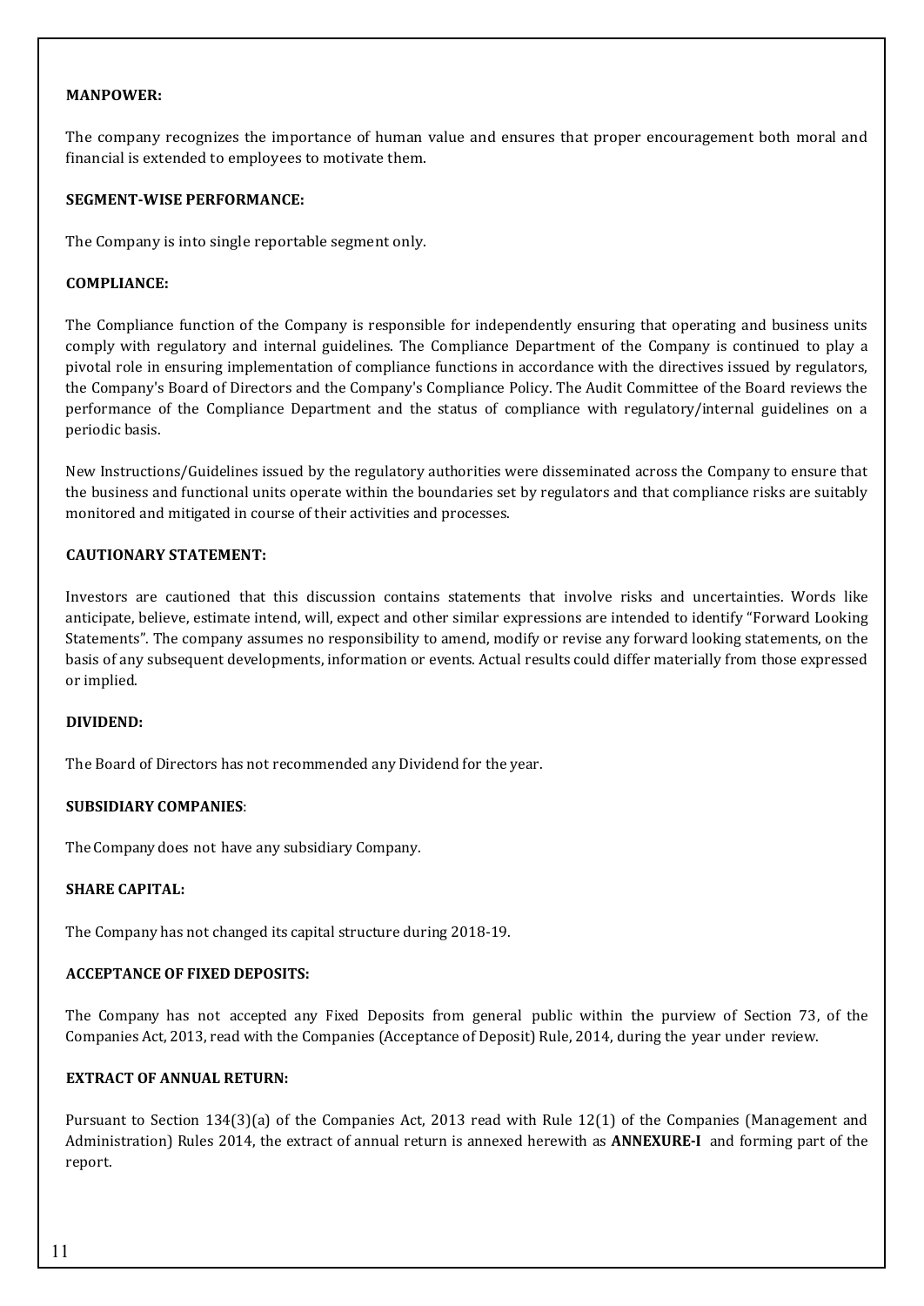**MANPOWER:**

The company recognizes the importance of human value and ensures that proper encouragement both moral and financial is extended to employees to motivate them.

**SEGMENT-WISE PERFORMANCE:**

The Company is into single reportable segment only.

**COMPLIANCE:**

The Compliance function of the Company is responsible for independently ensuring that operating and business units comply with regulatory and internal guidelines. The Compliance Department of the Company is continued to play a pivotal role in ensuring implementation of compliance functions in accordance with the directives issued by regulators, the Company's Board of Directors and the Company's Compliance Policy. The Audit Committee of the Board reviews the performance of the Compliance Department and the status of compliance with regulatory/internal guidelines on a periodic basis.

New Instructions/Guidelines issued by the regulatory authorities were disseminated across the Company to ensure that the business and functional units operate within the boundaries set by regulators and that compliance risks are suitably monitored and mitigated in course of their activities and processes.

**CAUTIONARY STATEMENT:**

Investors are cautioned that this discussion contains statements that involve risks and uncertainties. Words like anticipate, believe, estimate intend, will, expect and other similar expressions are intended to identify "Forward Looking Statements". The company assumes no responsibility to amend, modify or revise any forward looking statements, on the basis of any subsequent developments, information or events. Actual results could differ materially from those expressed or implied.

**DIVIDEND:**

The Board of Directors has not recommended any Dividend for the year.

**SUBSIDIARY COMPANIES**:

The Company does not have any subsidiary Company.

**SHARE CAPITAL:**

The Company has not changed its capital structure during 2018-19.

**ACCEPTANCE OF FIXED DEPOSITS:**

The Company has not accepted any Fixed Deposits from general public within the purview of Section 73, of the Companies Act, 2013, read with the Companies (Acceptance of Deposit) Rule, 2014, during the year under review.

**EXTRACT OF ANNUAL RETURN:**

Pursuant to Section 134(3)(a) of the Companies Act, 2013 read with Rule 12(1) of the Companies (Management and Administration) Rules 2014, the extract of annual return is annexed herewith as **ANNEXURE-I** and forming part of the report.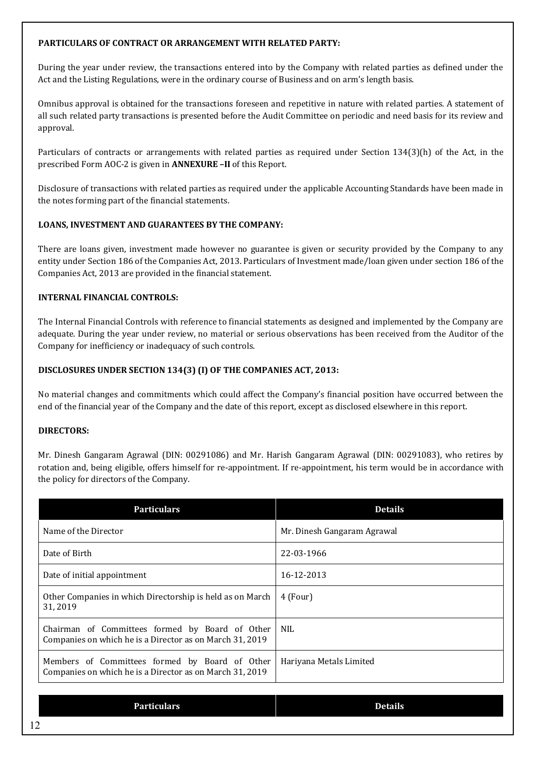### PARTICULARS OF CONTRACT OR ARRANGEMENT WITH RELATED PARTY:

During the year under review, the transactions entered into by the Company with related parties as defined under the Act and the Listing Regulations, were in the ordinary course of Business and on arm's length basis.

Omnibus approval is obtained for the transactions foreseen and repetitive in nature with related parties. A statement of all such related party transactions is presented before the Audit Committee on periodic and need basis for its review and approval.

Particulars of contracts or arrangements with related parties as required under Section 134(3)(h) of the Act, in the prescribed Form AOC-2 is given in **ANNEXURE –II** of this Report.

Disclosure of transactions with related parties as required under the applicable Accounting Standards have been made in the notes forming part of the financial statements.

### LOANS, INVESTMENT AND GUARANTEES BY THE COMPANY:

There are loans given, investment made however no guarantee is given or security provided by the Company to any entity under Section 186 of the Companies Act, 2013. Particulars of Investment made/loan given under section 186 of the Companies Act, 2013 are provided in the financial statement.

### INTERNAL FINANCIAL CONTROLS:

The Internal Financial Controls with reference to financial statements as designed and implemented by the Company are adequate. During the year under review, no material or serious observations has been received from the Auditor of the Company for inefficiency or inadequacy of such controls.

### DISCLOSURES UNDER SECTION 134(3) (I) OF THE COMPANIES ACT, 2013:

No material changes and commitments which could affect the Company's financial position have occurred between the end of the financial year of the Company and the date of this report, except as disclosed elsewhere in this report.

### DIRECTORS:

Mr. Dinesh Gangaram Agrawal (DIN: 00291086) and Mr. Harish Gangaram Agrawal (DIN: 00291083), who retires by rotation and, being eligible, offers himself for re-appointment. If re-appointment, his term would be in accordance with the policy for directors of the Company.

| Particulars | Details |
| --- | --- |
| Name of the Director | Mr. Dinesh Gangaram Agrawal |
| Date of Birth | 22-03-1966 |
| Date of initial appointment | 16-12-2013 |
| Other Companies in which Directorship is held as on March 31, 2019 | 4 (Four) |
| Chairman of Committees formed by Board of Other Companies on which he is a Director as on March 31, 2019 | NIL |
| Members of Committees formed by Board of Other Companies on which he is a Director as on March 31, 2019 | Hariyana Metals Limited |

| Particulars | Details |
| --- | --- |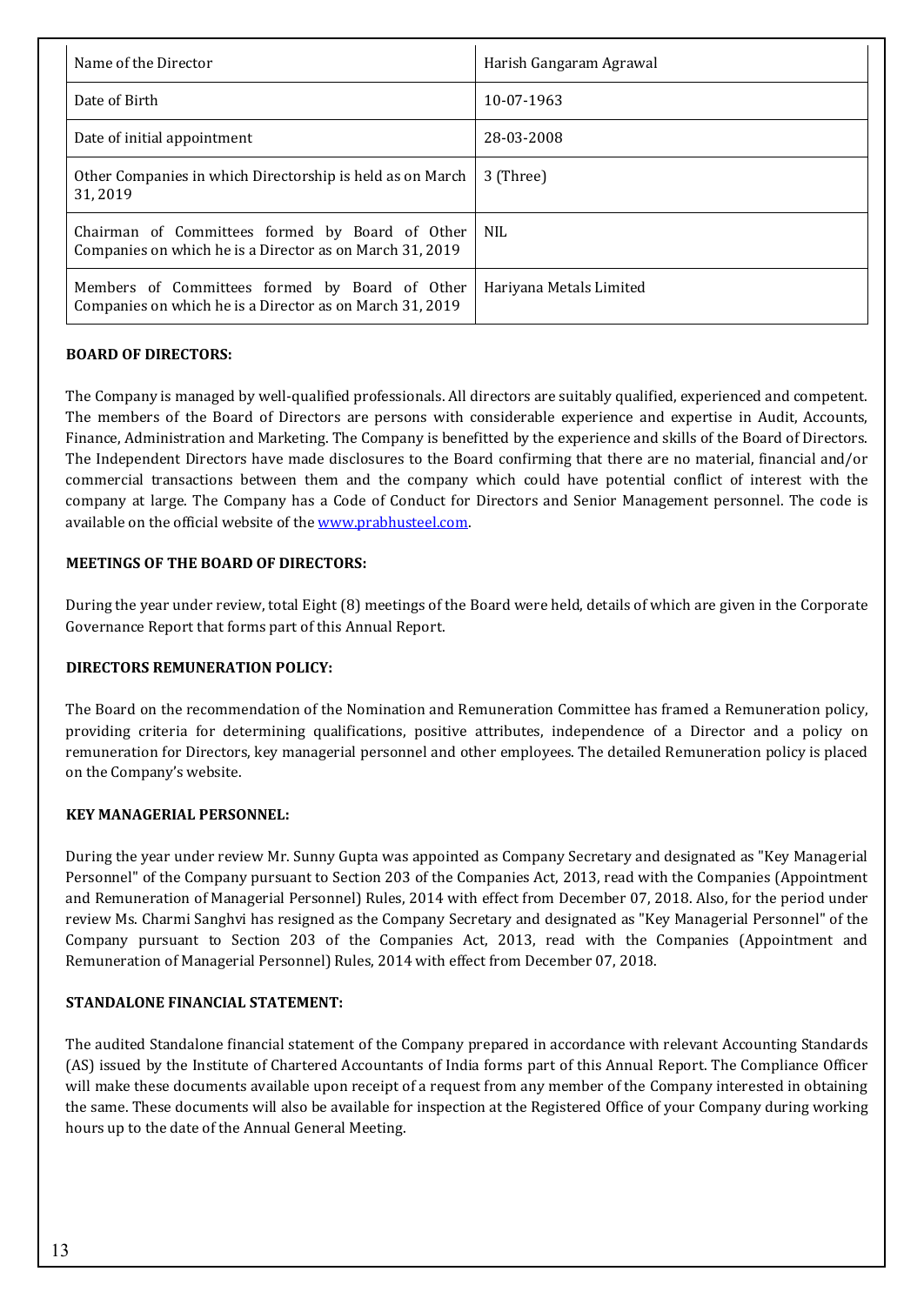| Name of the Director | Harish Gangaram Agrawal |
| --- | --- |
| Date of Birth | 10-07-1963 |
| Date of initial appointment | 28-03-2008 |
| Other Companies in which Directorship is held as on March 31, 2019 | 3 (Three) |
| Chairman of Committees formed by Board of Other Companies on which he is a Director as on March 31, 2019 | NIL |
| Members of Committees formed by Board of Other Companies on which he is a Director as on March 31, 2019 | Hariyana Metals Limited |

**BOARD OF DIRECTORS:**

The Company is managed by well-qualified professionals. All directors are suitably qualified, experienced and competent. The members of the Board of Directors are persons with considerable experience and expertise in Audit, Accounts, Finance, Administration and Marketing. The Company is benefitted by the experience and skills of the Board of Directors. The Independent Directors have made disclosures to the Board confirming that there are no material, financial and/or commercial transactions between them and the company which could have potential conflict of interest with the company at large. The Company has a Code of Conduct for Directors and Senior Management personnel. The code is available on the official website of the www.prabhusteel.com.

**MEETINGS OF THE BOARD OF DIRECTORS:**

During the year under review, total Eight (8) meetings of the Board were held, details of which are given in the Corporate Governance Report that forms part of this Annual Report.

**DIRECTORS REMUNERATION POLICY:**

The Board on the recommendation of the Nomination and Remuneration Committee has framed a Remuneration policy, providing criteria for determining qualifications, positive attributes, independence of a Director and a policy on remuneration for Directors, key managerial personnel and other employees. The detailed Remuneration policy is placed on the Company's website.

**KEY MANAGERIAL PERSONNEL:**

During the year under review Mr. Sunny Gupta was appointed as Company Secretary and designated as "Key Managerial Personnel" of the Company pursuant to Section 203 of the Companies Act, 2013, read with the Companies (Appointment and Remuneration of Managerial Personnel) Rules, 2014 with effect from December 07, 2018. Also, for the period under review Ms. Charmi Sanghvi has resigned as the Company Secretary and designated as "Key Managerial Personnel" of the Company pursuant to Section 203 of the Companies Act, 2013, read with the Companies (Appointment and Remuneration of Managerial Personnel) Rules, 2014 with effect from December 07, 2018.

**STANDALONE FINANCIAL STATEMENT:**

The audited Standalone financial statement of the Company prepared in accordance with relevant Accounting Standards (AS) issued by the Institute of Chartered Accountants of India forms part of this Annual Report. The Compliance Officer will make these documents available upon receipt of a request from any member of the Company interested in obtaining the same. These documents will also be available for inspection at the Registered Office of your Company during working hours up to the date of the Annual General Meeting.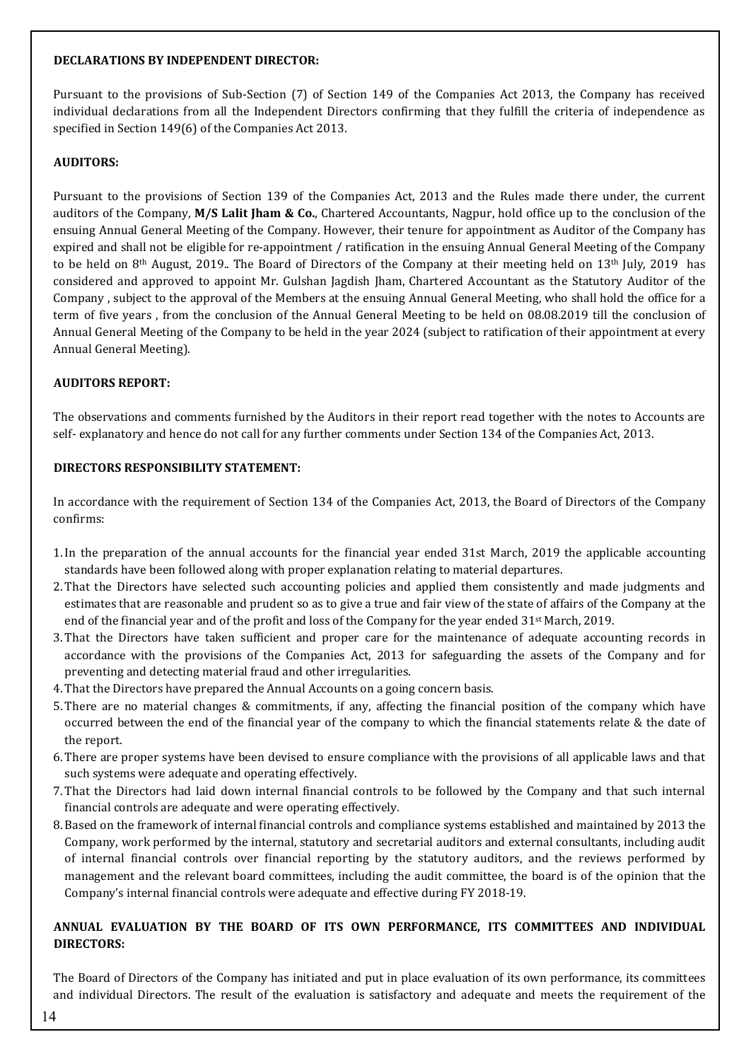**DECLARATIONS BY INDEPENDENT DIRECTOR:**

Pursuant to the provisions of Sub-Section (7) of Section 149 of the Companies Act 2013, the Company has received individual declarations from all the Independent Directors confirming that they fulfill the criteria of independence as specified in Section 149(6) of the Companies Act 2013.

**AUDITORS:**

Pursuant to the provisions of Section 139 of the Companies Act, 2013 and the Rules made there under, the current auditors of the Company, **M/S Lalit Jham & Co.**, Chartered Accountants, Nagpur, hold office up to the conclusion of the ensuing Annual General Meeting of the Company. However, their tenure for appointment as Auditor of the Company has expired and shall not be eligible for re-appointment / ratification in the ensuing Annual General Meeting of the Company to be held on 8th August, 2019.. The Board of Directors of the Company at their meeting held on 13th July, 2019 has considered and approved to appoint Mr. Gulshan Jagdish Jham, Chartered Accountant as the Statutory Auditor of the Company , subject to the approval of the Members at the ensuing Annual General Meeting, who shall hold the office for a term of five years , from the conclusion of the Annual General Meeting to be held on 08.08.2019 till the conclusion of Annual General Meeting of the Company to be held in the year 2024 (subject to ratification of their appointment at every Annual General Meeting).

**AUDITORS REPORT:**

The observations and comments furnished by the Auditors in their report read together with the notes to Accounts are self- explanatory and hence do not call for any further comments under Section 134 of the Companies Act, 2013.

**DIRECTORS RESPONSIBILITY STATEMENT:**

In accordance with the requirement of Section 134 of the Companies Act, 2013, the Board of Directors of the Company confirms:

1. In the preparation of the annual accounts for the financial year ended 31st March, 2019 the applicable accounting standards have been followed along with proper explanation relating to material departures.
2. That the Directors have selected such accounting policies and applied them consistently and made judgments and estimates that are reasonable and prudent so as to give a true and fair view of the state of affairs of the Company at the end of the financial year and of the profit and loss of the Company for the year ended 31st March, 2019.
3. That the Directors have taken sufficient and proper care for the maintenance of adequate accounting records in accordance with the provisions of the Companies Act, 2013 for safeguarding the assets of the Company and for preventing and detecting material fraud and other irregularities.
4. That the Directors have prepared the Annual Accounts on a going concern basis.
5. There are no material changes & commitments, if any, affecting the financial position of the company which have occurred between the end of the financial year of the company to which the financial statements relate & the date of the report.
6. There are proper systems have been devised to ensure compliance with the provisions of all applicable laws and that such systems were adequate and operating effectively.
7. That the Directors had laid down internal financial controls to be followed by the Company and that such internal financial controls are adequate and were operating effectively.
8. Based on the framework of internal financial controls and compliance systems established and maintained by 2013 the Company, work performed by the internal, statutory and secretarial auditors and external consultants, including audit of internal financial controls over financial reporting by the statutory auditors, and the reviews performed by management and the relevant board committees, including the audit committee, the board is of the opinion that the Company's internal financial controls were adequate and effective during FY 2018-19.

**ANNUAL EVALUATION BY THE BOARD OF ITS OWN PERFORMANCE, ITS COMMITTEES AND INDIVIDUAL DIRECTORS:**

The Board of Directors of the Company has initiated and put in place evaluation of its own performance, its committees and individual Directors. The result of the evaluation is satisfactory and adequate and meets the requirement of the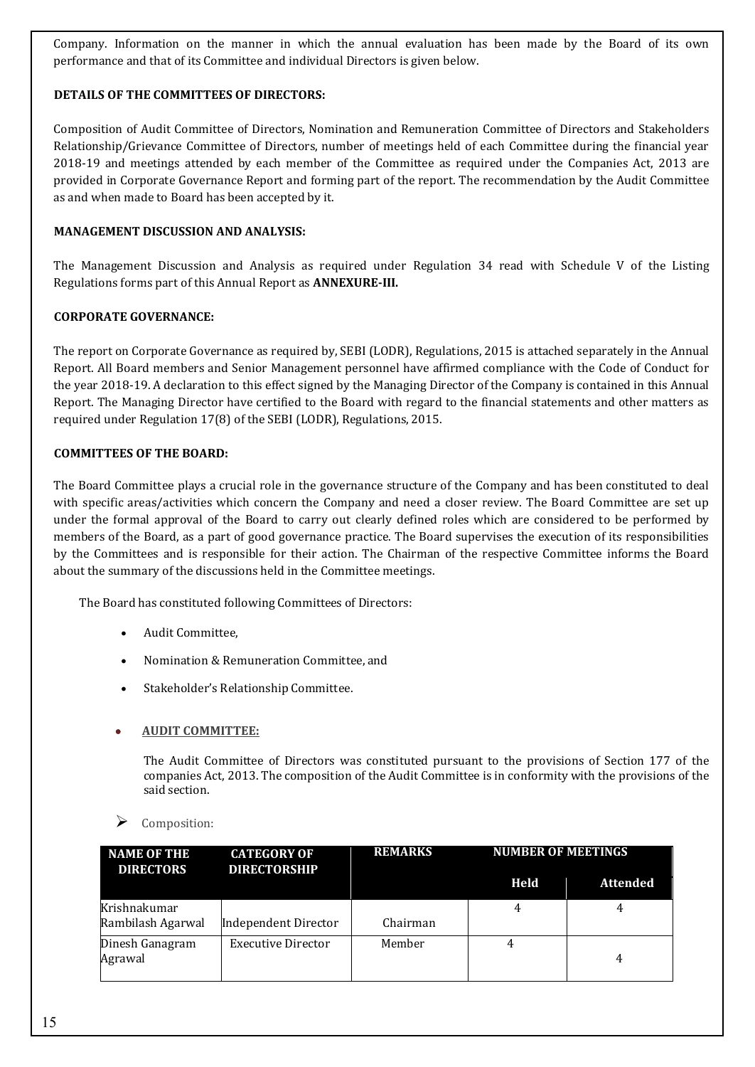Company. Information on the manner in which the annual evaluation has been made by the Board of its own performance and that of its Committee and individual Directors is given below.

**DETAILS OF THE COMMITTEES OF DIRECTORS:**

Composition of Audit Committee of Directors, Nomination and Remuneration Committee of Directors and Stakeholders Relationship/Grievance Committee of Directors, number of meetings held of each Committee during the financial year 2018-19 and meetings attended by each member of the Committee as required under the Companies Act, 2013 are provided in Corporate Governance Report and forming part of the report. The recommendation by the Audit Committee as and when made to Board has been accepted by it.

**MANAGEMENT DISCUSSION AND ANALYSIS:**

The Management Discussion and Analysis as required under Regulation 34 read with Schedule V of the Listing Regulations forms part of this Annual Report as **ANNEXURE-III.**

**CORPORATE GOVERNANCE:**

The report on Corporate Governance as required by, SEBI (LODR), Regulations, 2015 is attached separately in the Annual Report. All Board members and Senior Management personnel have affirmed compliance with the Code of Conduct for the year 2018-19. A declaration to this effect signed by the Managing Director of the Company is contained in this Annual Report. The Managing Director have certified to the Board with regard to the financial statements and other matters as required under Regulation 17(8) of the SEBI (LODR), Regulations, 2015.

**COMMITTEES OF THE BOARD:**

The Board Committee plays a crucial role in the governance structure of the Company and has been constituted to deal with specific areas/activities which concern the Company and need a closer review. The Board Committee are set up under the formal approval of the Board to carry out clearly defined roles which are considered to be performed by members of the Board, as a part of good governance practice. The Board supervises the execution of its responsibilities by the Committees and is responsible for their action. The Chairman of the respective Committee informs the Board about the summary of the discussions held in the Committee meetings.

The Board has constituted following Committees of Directors:

- Audit Committee,
- Nomination & Remuneration Committee, and
- Stakeholder's Relationship Committee.

- **AUDIT COMMITTEE:**

  The Audit Committee of Directors was constituted pursuant to the provisions of Section 177 of the companies Act, 2013. The composition of the Audit Committee is in conformity with the provisions of the said section.

➢ Composition:

| NAME OF THE DIRECTORS | CATEGORY OF DIRECTORSHIP | REMARKS | NUMBER OF MEETINGS | |
|---|---|---|---|---|
| | | | Held | Attended |
| Krishnakumar Rambilash Agarwal | Independent Director | Chairman | 4 | 4 |
| Dinesh Ganagram Agrawal | Executive Director | Member | 4 | 4 |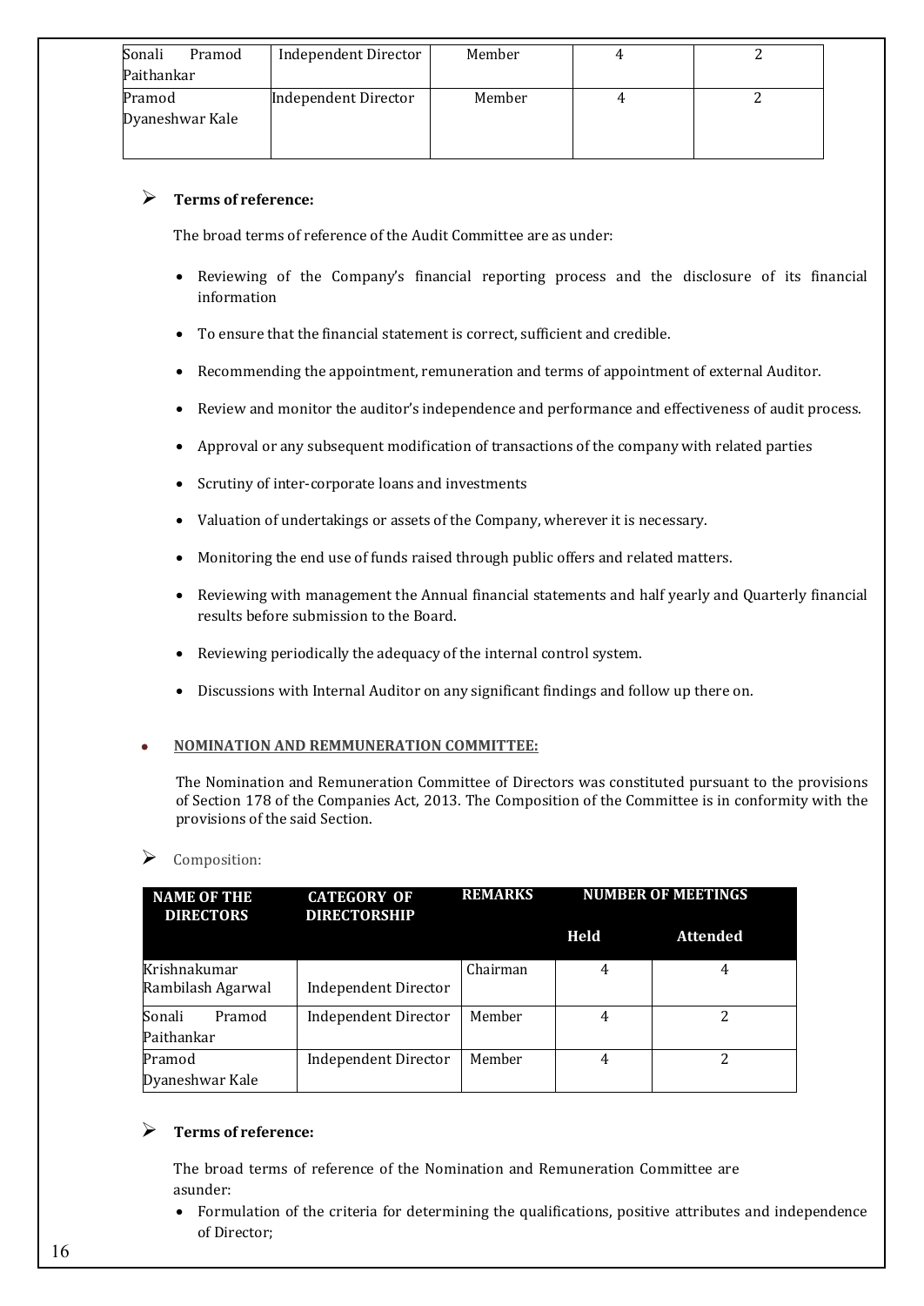| Sonali Pramod Paithankar | Independent Director | Member | 4 | 2 |
|---|---|---|---|---|
| Pramod Dyaneshwar Kale | Independent Director | Member | 4 | 2 |

- **Terms of reference:**

The broad terms of reference of the Audit Committee are as under:

- Reviewing of the Company's financial reporting process and the disclosure of its financial information
- To ensure that the financial statement is correct, sufficient and credible.
- Recommending the appointment, remuneration and terms of appointment of external Auditor.
- Review and monitor the auditor's independence and performance and effectiveness of audit process.
- Approval or any subsequent modification of transactions of the company with related parties
- Scrutiny of inter-corporate loans and investments
- Valuation of undertakings or assets of the Company, wherever it is necessary.
- Monitoring the end use of funds raised through public offers and related matters.
- Reviewing with management the Annual financial statements and half yearly and Quarterly financial results before submission to the Board.
- Reviewing periodically the adequacy of the internal control system.
- Discussions with Internal Auditor on any significant findings and follow up there on.

- **NOMINATION AND REMMUNERATION COMMITTEE:**

The Nomination and Remuneration Committee of Directors was constituted pursuant to the provisions of Section 178 of the Companies Act, 2013. The Composition of the Committee is in conformity with the provisions of the said Section.

- Composition:

| NAME OF THE DIRECTORS | CATEGORY OF DIRECTORSHIP | REMARKS | NUMBER OF MEETINGS | |
|---|---|---|---|---|
| | | | Held | Attended |
| Krishnakumar Rambilash Agarwal | Independent Director | Chairman | 4 | 4 |
| Sonali Pramod Paithankar | Independent Director | Member | 4 | 2 |
| Pramod Dyaneshwar Kale | Independent Director | Member | 4 | 2 |

- **Terms of reference:**

The broad terms of reference of the Nomination and Remuneration Committee are asunder:

- Formulation of the criteria for determining the qualifications, positive attributes and independence of Director;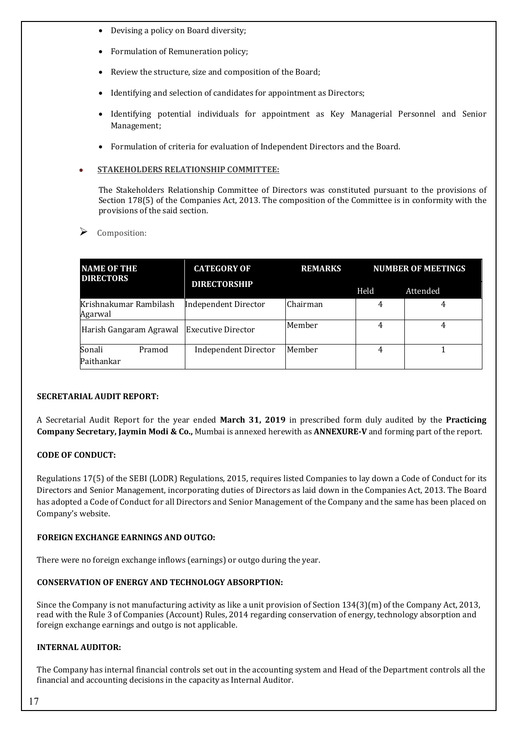- Devising a policy on Board diversity;
- Formulation of Remuneration policy;
- Review the structure, size and composition of the Board;
- Identifying and selection of candidates for appointment as Directors;
- Identifying potential individuals for appointment as Key Managerial Personnel and Senior Management;
- Formulation of criteria for evaluation of Independent Directors and the Board.

- **STAKEHOLDERS RELATIONSHIP COMMITTEE:**

  The Stakeholders Relationship Committee of Directors was constituted pursuant to the provisions of Section 178(5) of the Companies Act, 2013. The composition of the Committee is in conformity with the provisions of the said section.

➢ Composition:

| NAME OF THE DIRECTORS | CATEGORY OF DIRECTORSHIP | REMARKS | NUMBER OF MEETINGS | |
|---|---|---|---|---|
| | | | Held | Attended |
| Krishnakumar Rambilash Agarwal | Independent Director | Chairman | 4 | 4 |
| Harish Gangaram Agrawal | Executive Director | Member | 4 | 4 |
| Sonali Pramod Paithankar | Independent Director | Member | 4 | 1 |

**SECRETARIAL AUDIT REPORT:**

A Secretarial Audit Report for the year ended **March 31, 2019** in prescribed form duly audited by the **Practicing Company Secretary, Jaymin Modi & Co.,** Mumbai is annexed herewith as **ANNEXURE-V** and forming part of the report.

**CODE OF CONDUCT:**

Regulations 17(5) of the SEBI (LODR) Regulations, 2015, requires listed Companies to lay down a Code of Conduct for its Directors and Senior Management, incorporating duties of Directors as laid down in the Companies Act, 2013. The Board has adopted a Code of Conduct for all Directors and Senior Management of the Company and the same has been placed on Company's website.

**FOREIGN EXCHANGE EARNINGS AND OUTGO:**

There were no foreign exchange inflows (earnings) or outgo during the year.

**CONSERVATION OF ENERGY AND TECHNOLOGY ABSORPTION:**

Since the Company is not manufacturing activity as like a unit provision of Section 134(3)(m) of the Company Act, 2013, read with the Rule 3 of Companies (Account) Rules, 2014 regarding conservation of energy, technology absorption and foreign exchange earnings and outgo is not applicable.

**INTERNAL AUDITOR:**

The Company has internal financial controls set out in the accounting system and Head of the Department controls all the financial and accounting decisions in the capacity as Internal Auditor.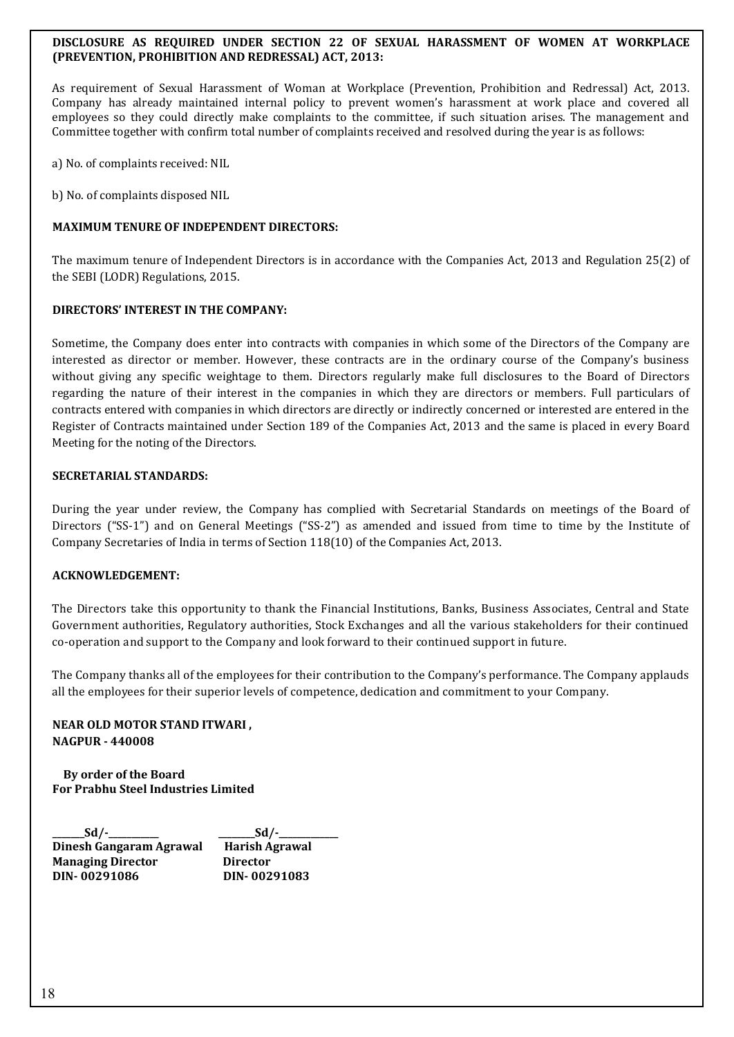**DISCLOSURE AS REQUIRED UNDER SECTION 22 OF SEXUAL HARASSMENT OF WOMEN AT WORKPLACE (PREVENTION, PROHIBITION AND REDRESSAL) ACT, 2013:**

As requirement of Sexual Harassment of Woman at Workplace (Prevention, Prohibition and Redressal) Act, 2013. Company has already maintained internal policy to prevent women's harassment at work place and covered all employees so they could directly make complaints to the committee, if such situation arises. The management and Committee together with confirm total number of complaints received and resolved during the year is as follows:

a) No. of complaints received: NIL

b) No. of complaints disposed NIL

**MAXIMUM TENURE OF INDEPENDENT DIRECTORS:**

The maximum tenure of Independent Directors is in accordance with the Companies Act, 2013 and Regulation 25(2) of the SEBI (LODR) Regulations, 2015.

**DIRECTORS' INTEREST IN THE COMPANY:**

Sometime, the Company does enter into contracts with companies in which some of the Directors of the Company are interested as director or member. However, these contracts are in the ordinary course of the Company's business without giving any specific weightage to them. Directors regularly make full disclosures to the Board of Directors regarding the nature of their interest in the companies in which they are directors or members. Full particulars of contracts entered with companies in which directors are directly or indirectly concerned or interested are entered in the Register of Contracts maintained under Section 189 of the Companies Act, 2013 and the same is placed in every Board Meeting for the noting of the Directors.

**SECRETARIAL STANDARDS:**

During the year under review, the Company has complied with Secretarial Standards on meetings of the Board of Directors ("SS-1") and on General Meetings ("SS-2") as amended and issued from time to time by the Institute of Company Secretaries of India in terms of Section 118(10) of the Companies Act, 2013.

**ACKNOWLEDGEMENT:**

The Directors take this opportunity to thank the Financial Institutions, Banks, Business Associates, Central and State Government authorities, Regulatory authorities, Stock Exchanges and all the various stakeholders for their continued co-operation and support to the Company and look forward to their continued support in future.

The Company thanks all of the employees for their contribution to the Company's performance. The Company applauds all the employees for their superior levels of competence, dedication and commitment to your Company.

**NEAR OLD MOTOR STAND ITWARI ,**
**NAGPUR - 440008**

**By order of the Board**
**For Prabhu Steel Industries Limited**

| Sd/- | Sd/- |
|---|---|
| **Dinesh Gangaram Agrawal** | **Harish Agrawal** |
| **Managing Director** | **Director** |
| **DIN- 00291086** | **DIN- 00291083** |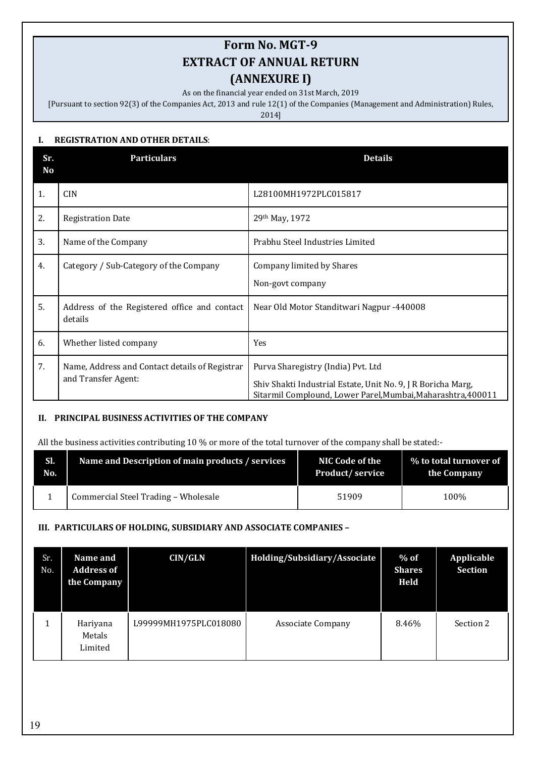# Form No. MGT-9
# EXTRACT OF ANNUAL RETURN
# (ANNEXURE I)

As on the financial year ended on 31st March, 2019

[Pursuant to section 92(3) of the Companies Act, 2013 and rule 12(1) of the Companies (Management and Administration) Rules, 2014]

## I. REGISTRATION AND OTHER DETAILS:

| Sr. No | Particulars | Details |
|---|---|---|
| 1. | CIN | L28100MH1972PLC015817 |
| 2. | Registration Date | 29th May, 1972 |
| 3. | Name of the Company | Prabhu Steel Industries Limited |
| 4. | Category / Sub-Category of the Company | Company limited by Shares<br>Non-govt company |
| 5. | Address of the Registered office and contact details | Near Old Motor Standitwari Nagpur -440008 |
| 6. | Whether listed company | Yes |
| 7. | Name, Address and Contact details of Registrar and Transfer Agent: | Purva Sharegistry (India) Pvt. Ltd<br>Shiv Shakti Industrial Estate, Unit No. 9, J R Boricha Marg, Sitarmil Complound, Lower Parel,Mumbai,Maharashtra,400011 |

## II. PRINCIPAL BUSINESS ACTIVITIES OF THE COMPANY

All the business activities contributing 10 % or more of the total turnover of the company shall be stated:-

| Sl. No. | Name and Description of main products / services | NIC Code of the Product/ service | % to total turnover of the Company |
|---|---|---|---|
| 1 | Commercial Steel Trading – Wholesale | 51909 | 100% |

## III. PARTICULARS OF HOLDING, SUBSIDIARY AND ASSOCIATE COMPANIES –

| Sr. No. | Name and Address of the Company | CIN/GLN | Holding/Subsidiary/Associate | % of Shares Held | Applicable Section |
|---|---|---|---|---|---|
| 1 | Hariyana Metals Limited | L99999MH1975PLC018080 | Associate Company | 8.46% | Section 2 |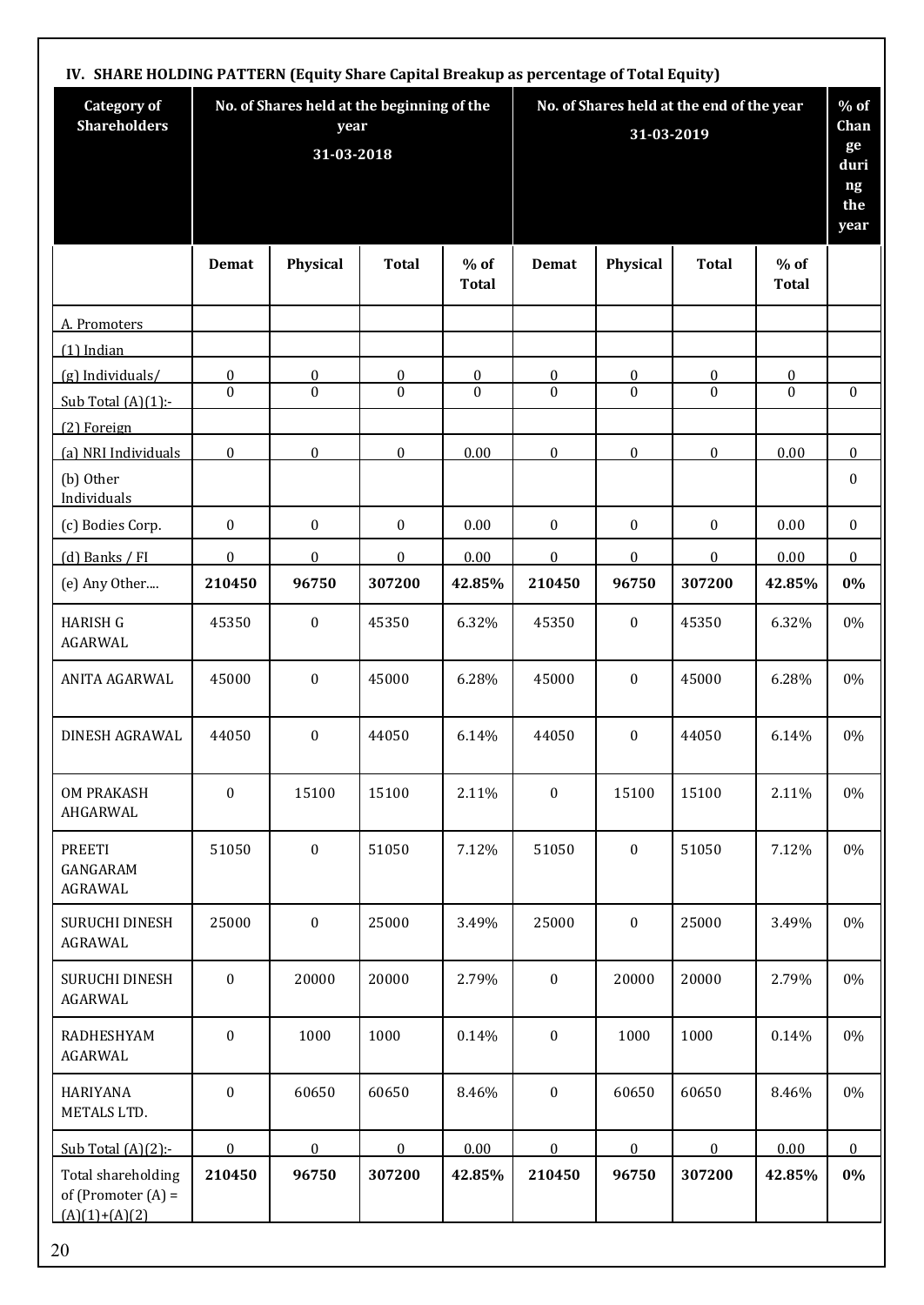### IV. SHARE HOLDING PATTERN (Equity Share Capital Breakup as percentage of Total Equity)

| Category of Shareholders | No. of Shares held at the beginning of the year 31-03-2018 | | | | No. of Shares held at the end of the year 31-03-2019 | | | | % of Change during the year |
|---|---|---|---|---|---|---|---|---|---|
| | Demat | Physical | Total | % of Total | Demat | Physical | Total | % of Total | |
| A. Promoters | | | | | | | | | |
| (1) Indian | | | | | | | | | |
| (g) Individuals/ | 0 | 0 | 0 | 0 | 0 | 0 | 0 | 0 | |
| Sub Total (A)(1):- | 0 | 0 | 0 | 0 | 0 | 0 | 0 | 0 | 0 |
| (2) Foreign | | | | | | | | | |
| (a) NRI Individuals | 0 | 0 | 0 | 0.00 | 0 | 0 | 0 | 0.00 | 0 |
| (b) Other Individuals | | | | | | | | | 0 |
| (c) Bodies Corp. | 0 | 0 | 0 | 0.00 | 0 | 0 | 0 | 0.00 | 0 |
| (d) Banks / FI | 0 | 0 | 0 | 0.00 | 0 | 0 | 0 | 0.00 | 0 |
| (e) Any Other.... | **210450** | **96750** | **307200** | **42.85%** | **210450** | **96750** | **307200** | **42.85%** | **0%** |
| HARISH G AGARWAL | 45350 | 0 | 45350 | 6.32% | 45350 | 0 | 45350 | 6.32% | 0% |
| ANITA AGARWAL | 45000 | 0 | 45000 | 6.28% | 45000 | 0 | 45000 | 6.28% | 0% |
| DINESH AGRAWAL | 44050 | 0 | 44050 | 6.14% | 44050 | 0 | 44050 | 6.14% | 0% |
| OM PRAKASH AHGARWAL | 0 | 15100 | 15100 | 2.11% | 0 | 15100 | 15100 | 2.11% | 0% |
| PREETI GANGARAM AGRAWAL | 51050 | 0 | 51050 | 7.12% | 51050 | 0 | 51050 | 7.12% | 0% |
| SURUCHI DINESH AGRAWAL | 25000 | 0 | 25000 | 3.49% | 25000 | 0 | 25000 | 3.49% | 0% |
| SURUCHI DINESH AGARWAL | 0 | 20000 | 20000 | 2.79% | 0 | 20000 | 20000 | 2.79% | 0% |
| RADHESHYAM AGARWAL | 0 | 1000 | 1000 | 0.14% | 0 | 1000 | 1000 | 0.14% | 0% |
| HARIYANA METALS LTD. | 0 | 60650 | 60650 | 8.46% | 0 | 60650 | 60650 | 8.46% | 0% |
| Sub Total (A)(2):- | 0 | 0 | 0 | 0.00 | 0 | 0 | 0 | 0.00 | 0 |
| Total shareholding of (Promoter (A) = (A)(1)+(A)(2) | **210450** | **96750** | **307200** | **42.85%** | **210450** | **96750** | **307200** | **42.85%** | **0%** |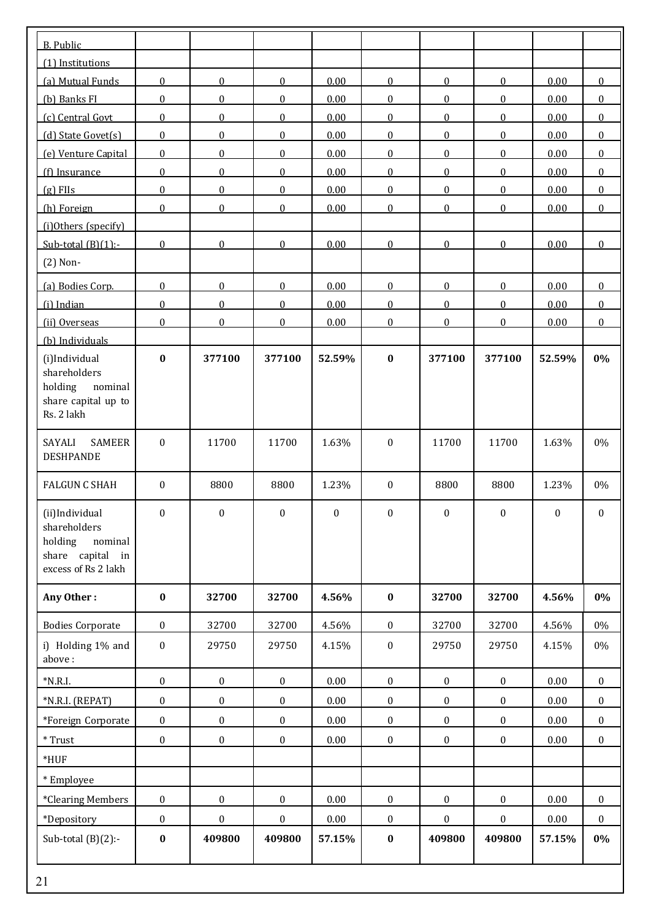| B. Public | | | | | | | | |
|---|---|---|---|---|---|---|---|---|
| (1) Institutions | | | | | | | | |
| (a) Mutual Funds | 0 | 0 | 0 | 0.00 | 0 | 0 | 0 | 0.00 | 0 |
| (b) Banks FI | 0 | 0 | 0 | 0.00 | 0 | 0 | 0 | 0.00 | 0 |
| (c) Central Govt | 0 | 0 | 0 | 0.00 | 0 | 0 | 0 | 0.00 | 0 |
| (d) State Govet(s) | 0 | 0 | 0 | 0.00 | 0 | 0 | 0 | 0.00 | 0 |
| (e) Venture Capital | 0 | 0 | 0 | 0.00 | 0 | 0 | 0 | 0.00 | 0 |
| (f) Insurance | 0 | 0 | 0 | 0.00 | 0 | 0 | 0 | 0.00 | 0 |
| (g) FIIs | 0 | 0 | 0 | 0.00 | 0 | 0 | 0 | 0.00 | 0 |
| (h) Foreign | 0 | 0 | 0 | 0.00 | 0 | 0 | 0 | 0.00 | 0 |
| (i)Others (specify) | | | | | | | | | |
| Sub-total (B)(1):- | 0 | 0 | 0 | 0.00 | 0 | 0 | 0 | 0.00 | 0 |
| (2) Non- | | | | | | | | | |
| (a) Bodies Corp. | 0 | 0 | 0 | 0.00 | 0 | 0 | 0 | 0.00 | 0 |
| (i) Indian | 0 | 0 | 0 | 0.00 | 0 | 0 | 0 | 0.00 | 0 |
| (ii) Overseas | 0 | 0 | 0 | 0.00 | 0 | 0 | 0 | 0.00 | 0 |
| (b) Individuals | | | | | | | | | |
| **(i)Individual shareholders holding nominal share capital up to Rs. 2 lakh** | **0** | **377100** | **377100** | **52.59%** | **0** | **377100** | **377100** | **52.59%** | **0%** |
| SAYALI SAMEER DESHPANDE | 0 | 11700 | 11700 | 1.63% | 0 | 11700 | 11700 | 1.63% | 0% |
| FALGUN C SHAH | 0 | 8800 | 8800 | 1.23% | 0 | 8800 | 8800 | 1.23% | 0% |
| (ii)Individual shareholders holding nominal share capital in excess of Rs 2 lakh | 0 | 0 | 0 | 0 | 0 | 0 | 0 | 0 | 0 |
| **Any Other :** | **0** | **32700** | **32700** | **4.56%** | **0** | **32700** | **32700** | **4.56%** | **0%** |
| Bodies Corporate | 0 | 32700 | 32700 | 4.56% | 0 | 32700 | 32700 | 4.56% | 0% |
| i) Holding 1% and above : | 0 | 29750 | 29750 | 4.15% | 0 | 29750 | 29750 | 4.15% | 0% |
| *N.R.I. | 0 | 0 | 0 | 0.00 | 0 | 0 | 0 | 0.00 | 0 |
| *N.R.I. (REPAT) | 0 | 0 | 0 | 0.00 | 0 | 0 | 0 | 0.00 | 0 |
| *Foreign Corporate | 0 | 0 | 0 | 0.00 | 0 | 0 | 0 | 0.00 | 0 |
| * Trust | 0 | 0 | 0 | 0.00 | 0 | 0 | 0 | 0.00 | 0 |
| *HUF | | | | | | | | | |
| * Employee | | | | | | | | | |
| *Clearing Members | 0 | 0 | 0 | 0.00 | 0 | 0 | 0 | 0.00 | 0 |
| *Depository | 0 | 0 | 0 | 0.00 | 0 | 0 | 0 | 0.00 | 0 |
| Sub-total (B)(2):- | **0** | **409800** | **409800** | **57.15%** | **0** | **409800** | **409800** | **57.15%** | **0%** |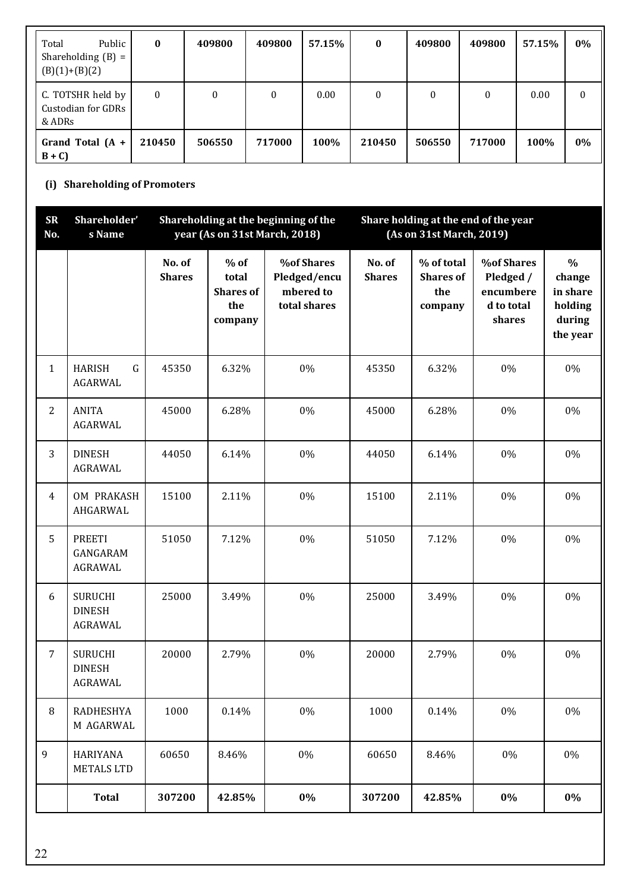| Total Public Shareholding (B) = (B)(1)+(B)(2) | **0** | **409800** | **409800** | **57.15%** | **0** | **409800** | **409800** | **57.15%** | **0%** |
|---|---|---|---|---|---|---|---|---|---|
| C. TOTSHR held by Custodian for GDRs & ADRs | 0 | 0 | 0 | 0.00 | 0 | 0 | 0 | 0.00 | 0 |
| **Grand Total (A + B + C)** | **210450** | **506550** | **717000** | **100%** | **210450** | **506550** | **717000** | **100%** | **0%** |

**(i) Shareholding of Promoters**

| SR No. | Shareholder's Name | Shareholding at the beginning of the year (As on 31st March, 2018) | | | Share holding at the end of the year (As on 31st March, 2019) | | | |
|---|---|---|---|---|---|---|---|---|
| | | No. of Shares | % of total Shares of the company | %of Shares Pledged/encumbered to total shares | No. of Shares | % of total Shares of the company | %of Shares Pledged / encumbered to total shares | % change in share holding during the year |
| 1 | HARISH G AGARWAL | 45350 | 6.32% | 0% | 45350 | 6.32% | 0% | 0% |
| 2 | ANITA AGARWAL | 45000 | 6.28% | 0% | 45000 | 6.28% | 0% | 0% |
| 3 | DINESH AGRAWAL | 44050 | 6.14% | 0% | 44050 | 6.14% | 0% | 0% |
| 4 | OM PRAKASH AHGARWAL | 15100 | 2.11% | 0% | 15100 | 2.11% | 0% | 0% |
| 5 | PREETI GANGARAM AGRAWAL | 51050 | 7.12% | 0% | 51050 | 7.12% | 0% | 0% |
| 6 | SURUCHI DINESH AGRAWAL | 25000 | 3.49% | 0% | 25000 | 3.49% | 0% | 0% |
| 7 | SURUCHI DINESH AGRAWAL | 20000 | 2.79% | 0% | 20000 | 2.79% | 0% | 0% |
| 8 | RADHESHYAM AGARWAL | 1000 | 0.14% | 0% | 1000 | 0.14% | 0% | 0% |
| 9 | HARIYANA METALS LTD | 60650 | 8.46% | 0% | 60650 | 8.46% | 0% | 0% |
| | **Total** | **307200** | **42.85%** | **0%** | **307200** | **42.85%** | **0%** | **0%** |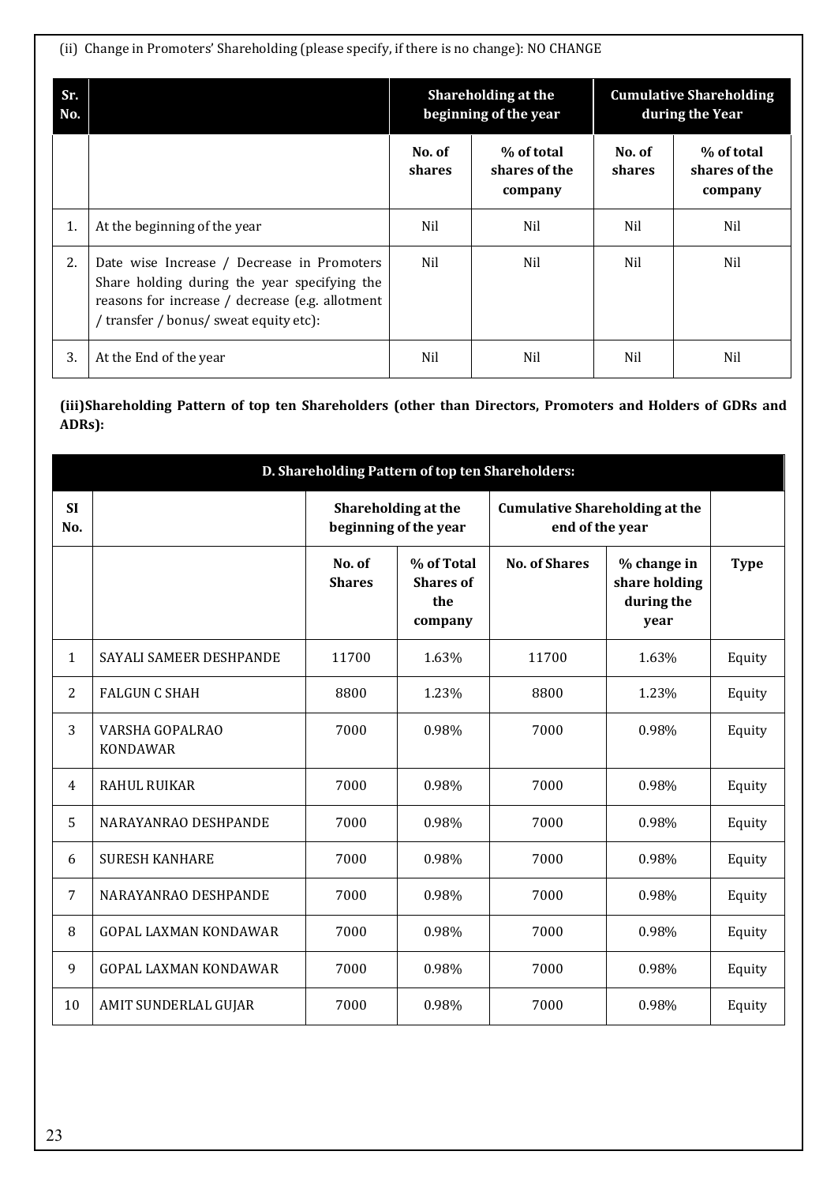(ii) Change in Promoters' Shareholding (please specify, if there is no change): NO CHANGE

| Sr. No. | | Shareholding at the beginning of the year | | Cumulative Shareholding during the Year | |
|---|---|---|---|---|---|
| | | No. of shares | % of total shares of the company | No. of shares | % of total shares of the company |
| 1. | At the beginning of the year | Nil | Nil | Nil | Nil |
| 2. | Date wise Increase / Decrease in Promoters Share holding during the year specifying the reasons for increase / decrease (e.g. allotment / transfer / bonus/ sweat equity etc): | Nil | Nil | Nil | Nil |
| 3. | At the End of the year | Nil | Nil | Nil | Nil |

**(iii)Shareholding Pattern of top ten Shareholders (other than Directors, Promoters and Holders of GDRs and ADRs):**

| D. Shareholding Pattern of top ten Shareholders: | | | | | | |
|---|---|---|---|---|---|---|
| SI No. | | Shareholding at the beginning of the year | | Cumulative Shareholding at the end of the year | | |
| | | No. of Shares | % of Total Shares of the company | No. of Shares | % change in share holding during the year | Type |
| 1 | SAYALI SAMEER DESHPANDE | 11700 | 1.63% | 11700 | 1.63% | Equity |
| 2 | FALGUN C SHAH | 8800 | 1.23% | 8800 | 1.23% | Equity |
| 3 | VARSHA GOPALRAO KONDAWAR | 7000 | 0.98% | 7000 | 0.98% | Equity |
| 4 | RAHUL RUIKAR | 7000 | 0.98% | 7000 | 0.98% | Equity |
| 5 | NARAYANRAO DESHPANDE | 7000 | 0.98% | 7000 | 0.98% | Equity |
| 6 | SURESH KANHARE | 7000 | 0.98% | 7000 | 0.98% | Equity |
| 7 | NARAYANRAO DESHPANDE | 7000 | 0.98% | 7000 | 0.98% | Equity |
| 8 | GOPAL LAXMAN KONDAWAR | 7000 | 0.98% | 7000 | 0.98% | Equity |
| 9 | GOPAL LAXMAN KONDAWAR | 7000 | 0.98% | 7000 | 0.98% | Equity |
| 10 | AMIT SUNDERLAL GUJAR | 7000 | 0.98% | 7000 | 0.98% | Equity |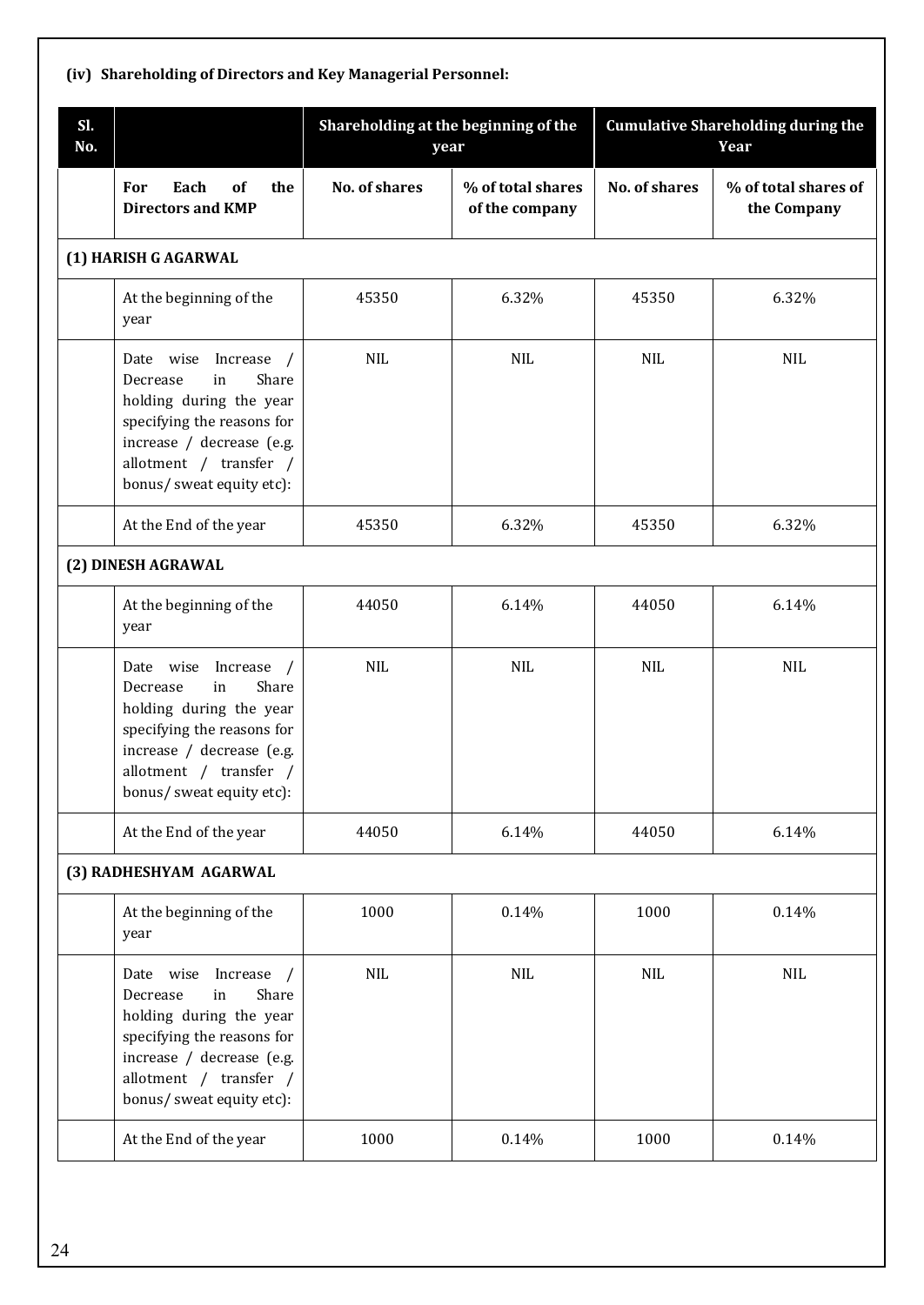#### (iv) Shareholding of Directors and Key Managerial Personnel:

| Sl. No. | | Shareholding at the beginning of the year | | Cumulative Shareholding during the Year | |
|---|---|---|---|---|---|
| | **For Each of the Directors and KMP** | **No. of shares** | **% of total shares of the company** | **No. of shares** | **% of total shares of the Company** |
| **(1) HARISH G AGARWAL** | | | | | |
| | At the beginning of the year | 45350 | 6.32% | 45350 | 6.32% |
| | Date wise Increase / Decrease in Share holding during the year specifying the reasons for increase / decrease (e.g. allotment / transfer / bonus/ sweat equity etc): | NIL | NIL | NIL | NIL |
| | At the End of the year | 45350 | 6.32% | 45350 | 6.32% |
| **(2) DINESH AGRAWAL** | | | | | |
| | At the beginning of the year | 44050 | 6.14% | 44050 | 6.14% |
| | Date wise Increase / Decrease in Share holding during the year specifying the reasons for increase / decrease (e.g. allotment / transfer / bonus/ sweat equity etc): | NIL | NIL | NIL | NIL |
| | At the End of the year | 44050 | 6.14% | 44050 | 6.14% |
| **(3) RADHESHYAM AGARWAL** | | | | | |
| | At the beginning of the year | 1000 | 0.14% | 1000 | 0.14% |
| | Date wise Increase / Decrease in Share holding during the year specifying the reasons for increase / decrease (e.g. allotment / transfer / bonus/ sweat equity etc): | NIL | NIL | NIL | NIL |
| | At the End of the year | 1000 | 0.14% | 1000 | 0.14% |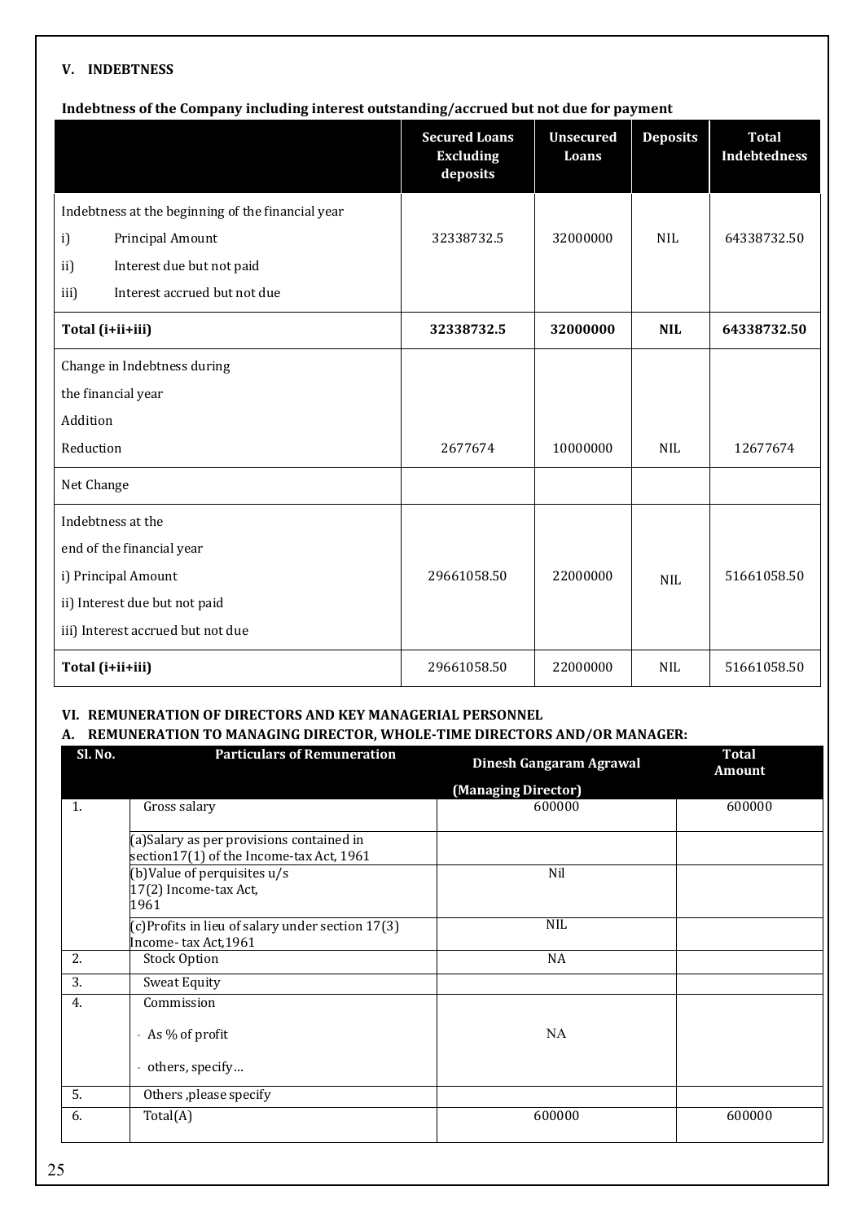### V. INDEBTNESS

**Indebtness of the Company including interest outstanding/accrued but not due for payment**

| | Secured Loans Excluding deposits | Unsecured Loans | Deposits | Total Indebtedness |
|---|---|---|---|---|
| Indebtness at the beginning of the financial year<br>i) Principal Amount<br>ii) Interest due but not paid<br>iii) Interest accrued but not due | 32338732.5 | 32000000 | NIL | 64338732.50 |
| **Total (i+ii+iii)** | **32338732.5** | **32000000** | **NIL** | **64338732.50** |
| Change in Indebtness during the financial year<br>Addition<br>Reduction | 2677674 | 10000000 | NIL | 12677674 |
| Net Change | | | | |
| Indebtness at the end of the financial year<br>i) Principal Amount<br>ii) Interest due but not paid<br>iii) Interest accrued but not due | 29661058.50 | 22000000 | NIL | 51661058.50 |
| **Total (i+ii+iii)** | 29661058.50 | 22000000 | NIL | 51661058.50 |

### VI. REMUNERATION OF DIRECTORS AND KEY MANAGERIAL PERSONNEL

#### A. REMUNERATION TO MANAGING DIRECTOR, WHOLE-TIME DIRECTORS AND/OR MANAGER:

| Sl. No. | Particulars of Remuneration | Dinesh Gangaram Agrawal (Managing Director) | Total Amount |
|---|---|---|---|
| 1. | Gross salary | 600000 | 600000 |
| | (a)Salary as per provisions contained in section17(1) of the Income-tax Act, 1961 | | |
| | (b)Value of perquisites u/s 17(2) Income-tax Act, 1961 | Nil | |
| | (c)Profits in lieu of salary under section 17(3) Income- tax Act,1961 | NIL | |
| 2. | Stock Option | NA | |
| 3. | Sweat Equity | | |
| 4. | Commission<br>- As % of profit<br>- others, specify… | NA | |
| 5. | Others ,please specify | | |
| 6. | Total(A) | 600000 | 600000 |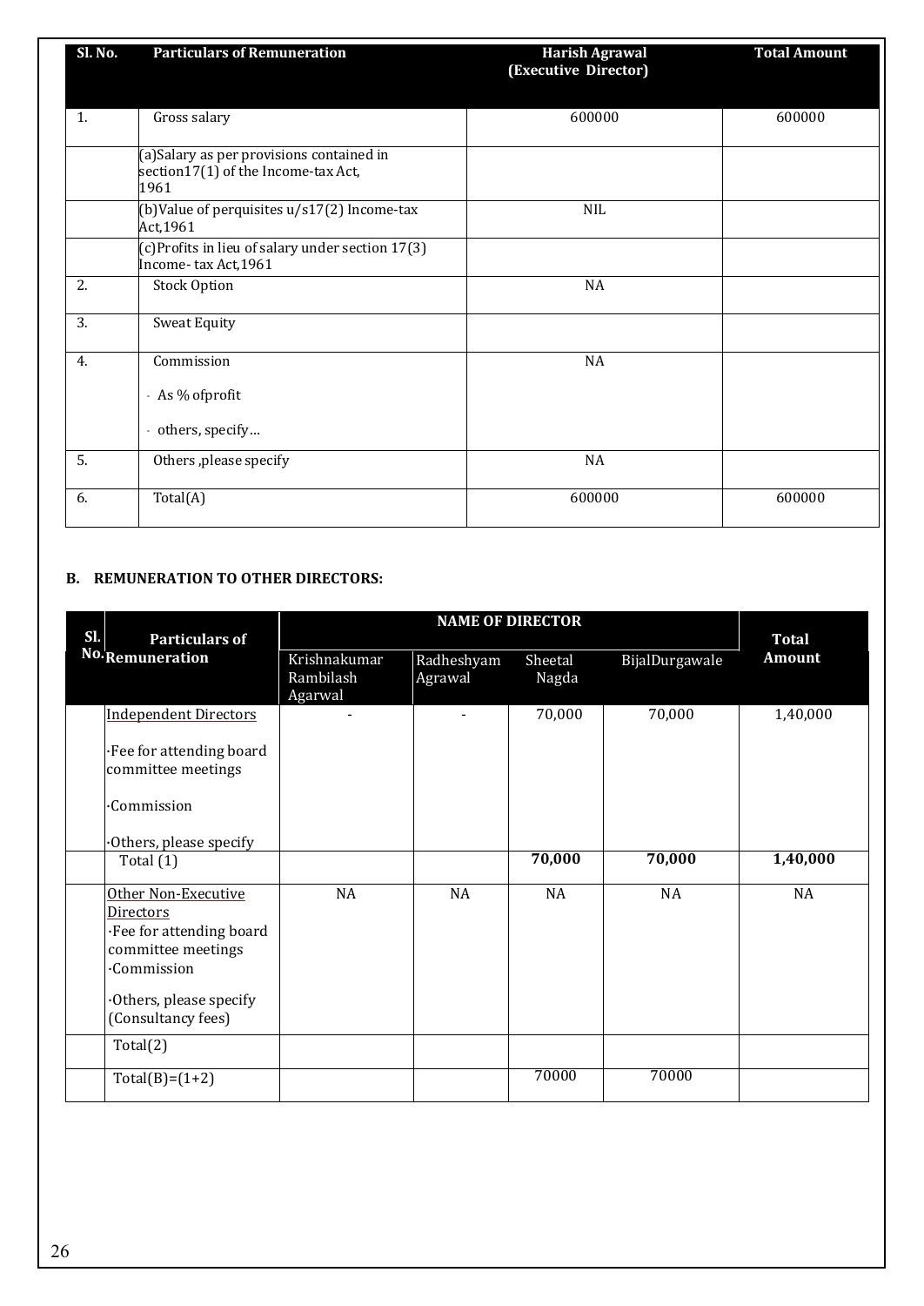| Sl. No. | Particulars of Remuneration | Harish Agrawal (Executive Director) | Total Amount |
|---|---|---|---|
| 1. | Gross salary | 600000 | 600000 |
| | (a)Salary as per provisions contained in section17(1) of the Income-tax Act, 1961 | | |
| | (b)Value of perquisites u/s17(2) Income-tax Act,1961 | NIL | |
| | (c)Profits in lieu of salary under section 17(3) Income- tax Act,1961 | | |
| 2. | Stock Option | NA | |
| 3. | Sweat Equity | | |
| 4. | Commission<br>- As % ofprofit<br>- others, specify… | NA | |
| 5. | Others ,please specify | NA | |
| 6. | Total(A) | 600000 | 600000 |

**B. REMUNERATION TO OTHER DIRECTORS:**

| Sl. No. | Particulars of Remuneration | NAME OF DIRECTOR | | | | Total Amount |
|---|---|---|---|---|---|---|
| | | Krishnakumar Rambilash Agarwal | Radheshyam Agrawal | Sheetal Nagda | BijalDurgawale | |
| | Independent Directors<br>·Fee for attending board committee meetings<br>·Commission<br>·Others, please specify | - | - | 70,000 | 70,000 | 1,40,000 |
| | Total (1) | | | **70,000** | **70,000** | **1,40,000** |
| | Other Non-Executive Directors<br>·Fee for attending board committee meetings<br>·Commission<br>·Others, please specify (Consultancy fees) | NA | NA | NA | NA | NA |
| | Total(2) | | | | | |
| | Total(B)=(1+2) | | | 70000 | 70000 | |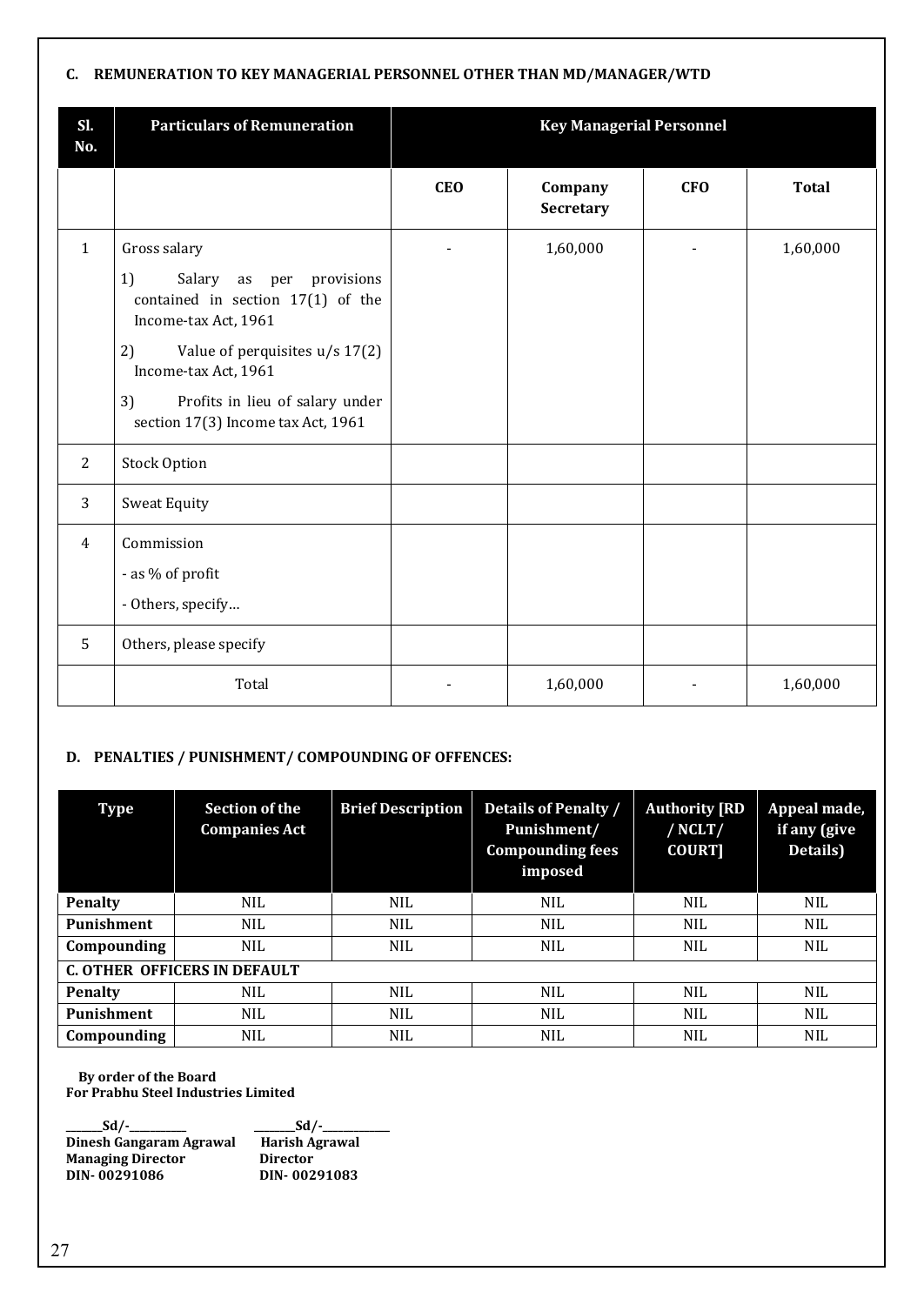### C. REMUNERATION TO KEY MANAGERIAL PERSONNEL OTHER THAN MD/MANAGER/WTD

| Sl. No. | Particulars of Remuneration | Key Managerial Personnel | | | |
|---|---|---|---|---|---|
| | | CEO | Company Secretary | CFO | Total |
| 1 | Gross salary<br>1) Salary as per provisions contained in section 17(1) of the Income-tax Act, 1961<br>2) Value of perquisites u/s 17(2) Income-tax Act, 1961<br>3) Profits in lieu of salary under section 17(3) Income tax Act, 1961 | - | 1,60,000 | - | 1,60,000 |
| 2 | Stock Option | | | | |
| 3 | Sweat Equity | | | | |
| 4 | Commission<br>- as % of profit<br>- Others, specify… | | | | |
| 5 | Others, please specify | | | | |
| | Total | - | 1,60,000 | - | 1,60,000 |

### D. PENALTIES / PUNISHMENT/ COMPOUNDING OF OFFENCES:

| Type | Section of the Companies Act | Brief Description | Details of Penalty / Punishment/ Compounding fees imposed | Authority [RD / NCLT/ COURT] | Appeal made, if any (give Details) |
|---|---|---|---|---|---|
| **Penalty** | NIL | NIL | NIL | NIL | NIL |
| **Punishment** | NIL | NIL | NIL | NIL | NIL |
| **Compounding** | NIL | NIL | NIL | NIL | NIL |
| **C. OTHER OFFICERS IN DEFAULT** | | | | | |
| **Penalty** | NIL | NIL | NIL | NIL | NIL |
| **Punishment** | NIL | NIL | NIL | NIL | NIL |
| **Compounding** | NIL | NIL | NIL | NIL | NIL |

**By order of the Board**
**For Prabhu Steel Industries Limited**

| _______Sd/-__________ | ________Sd/-____________ |
|---|---|
| **Dinesh Gangaram Agrawal** | **Harish Agrawal** |
| **Managing Director** | **Director** |
| **DIN- 00291086** | **DIN- 00291083** |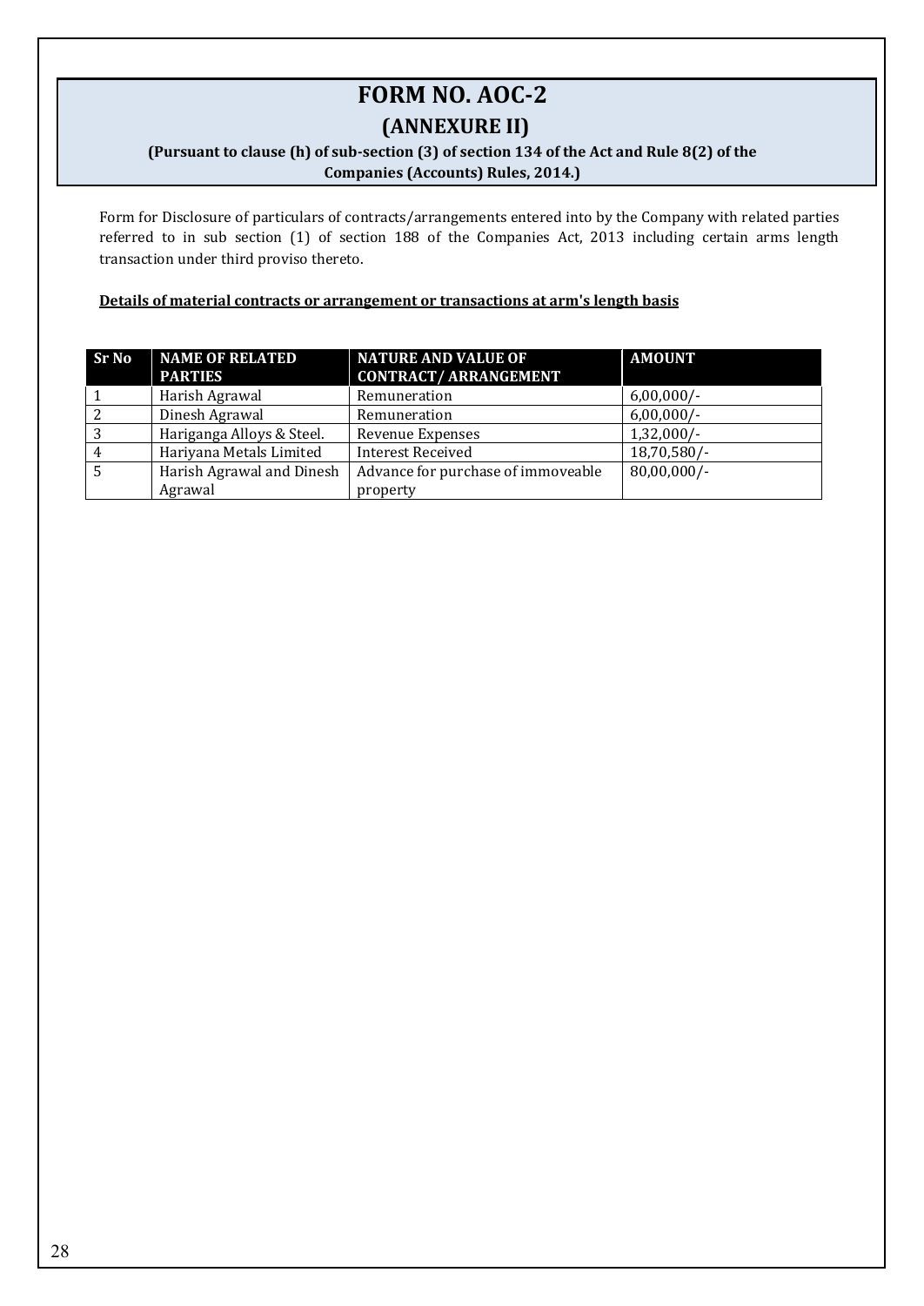# FORM NO. AOC-2

## (ANNEXURE II)

**(Pursuant to clause (h) of sub-section (3) of section 134 of the Act and Rule 8(2) of the Companies (Accounts) Rules, 2014.)**

Form for Disclosure of particulars of contracts/arrangements entered into by the Company with related parties referred to in sub section (1) of section 188 of the Companies Act, 2013 including certain arms length transaction under third proviso thereto.

**Details of material contracts or arrangement or transactions at arm's length basis**

| Sr No | NAME OF RELATED PARTIES | NATURE AND VALUE OF CONTRACT/ ARRANGEMENT | AMOUNT |
|---|---|---|---|
| 1 | Harish Agrawal | Remuneration | 6,00,000/- |
| 2 | Dinesh Agrawal | Remuneration | 6,00,000/- |
| 3 | Hariganga Alloys & Steel. | Revenue Expenses | 1,32,000/- |
| 4 | Hariyana Metals Limited | Interest Received | 18,70,580/- |
| 5 | Harish Agrawal and Dinesh Agrawal | Advance for purchase of immoveable property | 80,00,000/- |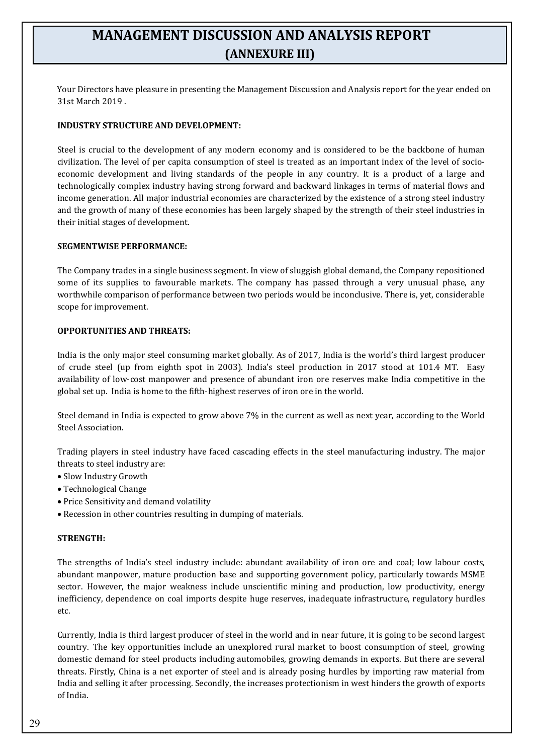# MANAGEMENT DISCUSSION AND ANALYSIS REPORT
## (ANNEXURE III)

Your Directors have pleasure in presenting the Management Discussion and Analysis report for the year ended on 31st March 2019 .

**INDUSTRY STRUCTURE AND DEVELOPMENT:**

Steel is crucial to the development of any modern economy and is considered to be the backbone of human civilization. The level of per capita consumption of steel is treated as an important index of the level of socio-economic development and living standards of the people in any country. It is a product of a large and technologically complex industry having strong forward and backward linkages in terms of material flows and income generation. All major industrial economies are characterized by the existence of a strong steel industry and the growth of many of these economies has been largely shaped by the strength of their steel industries in their initial stages of development.

**SEGMENTWISE PERFORMANCE:**

The Company trades in a single business segment. In view of sluggish global demand, the Company repositioned some of its supplies to favourable markets. The company has passed through a very unusual phase, any worthwhile comparison of performance between two periods would be inconclusive. There is, yet, considerable scope for improvement.

**OPPORTUNITIES AND THREATS:**

India is the only major steel consuming market globally. As of 2017, India is the world's third largest producer of crude steel (up from eighth spot in 2003). India's steel production in 2017 stood at 101.4 MT. Easy availability of low-cost manpower and presence of abundant iron ore reserves make India competitive in the global set up. India is home to the fifth-highest reserves of iron ore in the world.

Steel demand in India is expected to grow above 7% in the current as well as next year, according to the World Steel Association.

Trading players in steel industry have faced cascading effects in the steel manufacturing industry. The major threats to steel industry are:

- Slow Industry Growth
- Technological Change
- Price Sensitivity and demand volatility
- Recession in other countries resulting in dumping of materials.

**STRENGTH:**

The strengths of India's steel industry include: abundant availability of iron ore and coal; low labour costs, abundant manpower, mature production base and supporting government policy, particularly towards MSME sector. However, the major weakness include unscientific mining and production, low productivity, energy inefficiency, dependence on coal imports despite huge reserves, inadequate infrastructure, regulatory hurdles etc.

Currently, India is third largest producer of steel in the world and in near future, it is going to be second largest country. The key opportunities include an unexplored rural market to boost consumption of steel, growing domestic demand for steel products including automobiles, growing demands in exports. But there are several threats. Firstly, China is a net exporter of steel and is already posing hurdles by importing raw material from India and selling it after processing. Secondly, the increases protectionism in west hinders the growth of exports of India.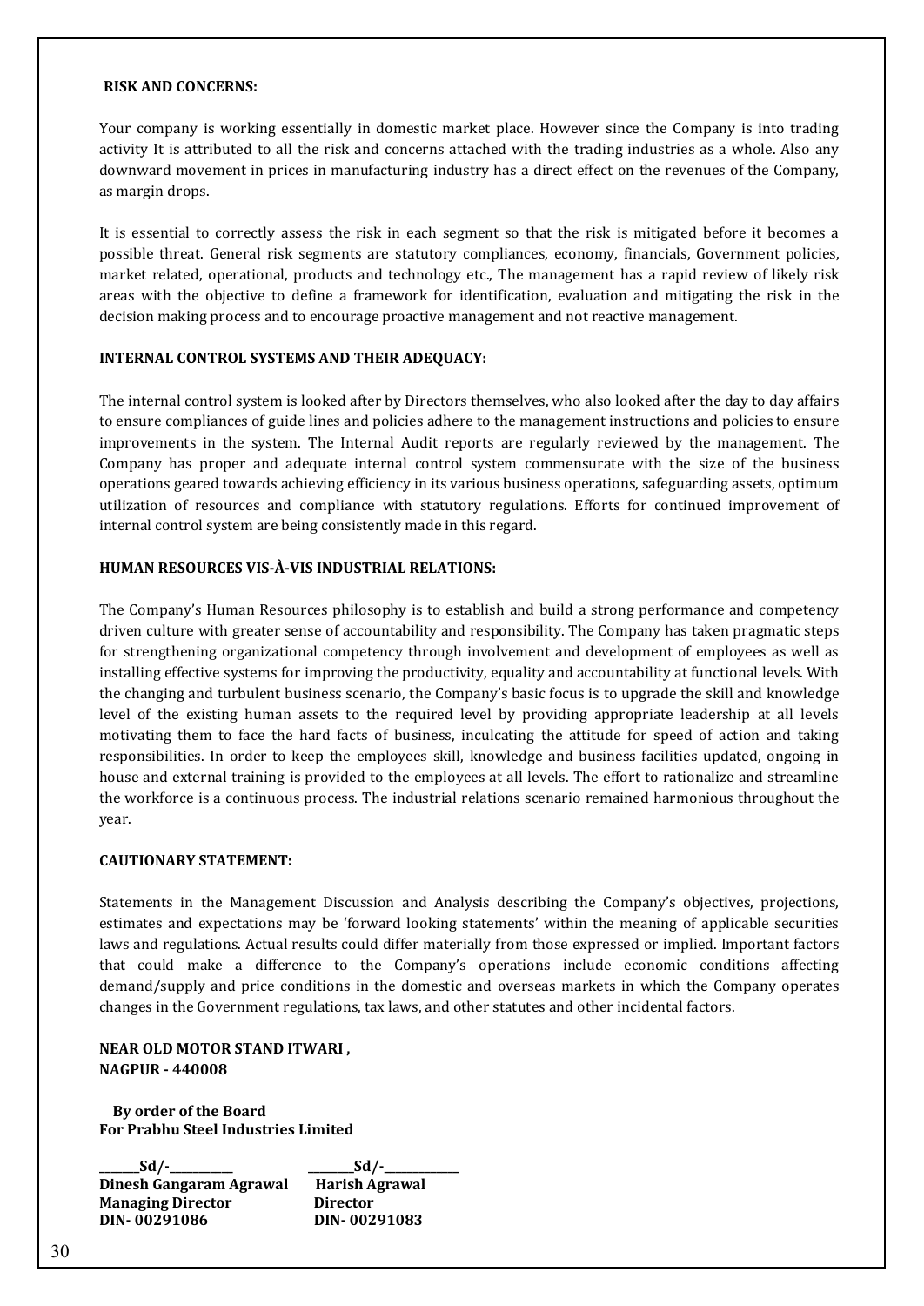**RISK AND CONCERNS:**

Your company is working essentially in domestic market place. However since the Company is into trading activity It is attributed to all the risk and concerns attached with the trading industries as a whole. Also any downward movement in prices in manufacturing industry has a direct effect on the revenues of the Company, as margin drops.

It is essential to correctly assess the risk in each segment so that the risk is mitigated before it becomes a possible threat. General risk segments are statutory compliances, economy, financials, Government policies, market related, operational, products and technology etc., The management has a rapid review of likely risk areas with the objective to define a framework for identification, evaluation and mitigating the risk in the decision making process and to encourage proactive management and not reactive management.

**INTERNAL CONTROL SYSTEMS AND THEIR ADEQUACY:**

The internal control system is looked after by Directors themselves, who also looked after the day to day affairs to ensure compliances of guide lines and policies adhere to the management instructions and policies to ensure improvements in the system. The Internal Audit reports are regularly reviewed by the management. The Company has proper and adequate internal control system commensurate with the size of the business operations geared towards achieving efficiency in its various business operations, safeguarding assets, optimum utilization of resources and compliance with statutory regulations. Efforts for continued improvement of internal control system are being consistently made in this regard.

**HUMAN RESOURCES VIS-À-VIS INDUSTRIAL RELATIONS:**

The Company's Human Resources philosophy is to establish and build a strong performance and competency driven culture with greater sense of accountability and responsibility. The Company has taken pragmatic steps for strengthening organizational competency through involvement and development of employees as well as installing effective systems for improving the productivity, equality and accountability at functional levels. With the changing and turbulent business scenario, the Company's basic focus is to upgrade the skill and knowledge level of the existing human assets to the required level by providing appropriate leadership at all levels motivating them to face the hard facts of business, inculcating the attitude for speed of action and taking responsibilities. In order to keep the employees skill, knowledge and business facilities updated, ongoing in house and external training is provided to the employees at all levels. The effort to rationalize and streamline the workforce is a continuous process. The industrial relations scenario remained harmonious throughout the year.

**CAUTIONARY STATEMENT:**

Statements in the Management Discussion and Analysis describing the Company's objectives, projections, estimates and expectations may be 'forward looking statements' within the meaning of applicable securities laws and regulations. Actual results could differ materially from those expressed or implied. Important factors that could make a difference to the Company's operations include economic conditions affecting demand/supply and price conditions in the domestic and overseas markets in which the Company operates changes in the Government regulations, tax laws, and other statutes and other incidental factors.

**NEAR OLD MOTOR STAND ITWARI ,**
**NAGPUR - 440008**

**By order of the Board**
**For Prabhu Steel Industries Limited**

| Sd/- | Sd/- |
|---|---|
| **Dinesh Gangaram Agrawal** | **Harish Agrawal** |
| **Managing Director** | **Director** |
| **DIN- 00291086** | **DIN- 00291083** |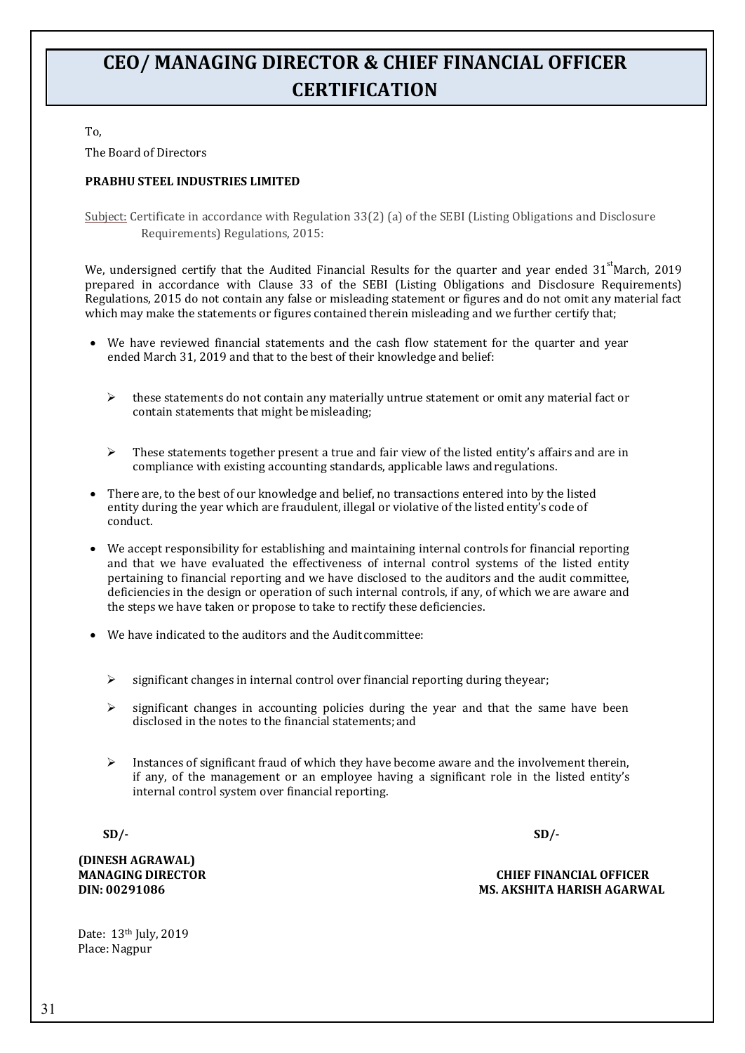# CEO/ MANAGING DIRECTOR & CHIEF FINANCIAL OFFICER CERTIFICATION

To,

The Board of Directors

**PRABHU STEEL INDUSTRIES LIMITED**

Subject: Certificate in accordance with Regulation 33(2) (a) of the SEBI (Listing Obligations and Disclosure Requirements) Regulations, 2015:

We, undersigned certify that the Audited Financial Results for the quarter and year ended 31st March, 2019 prepared in accordance with Clause 33 of the SEBI (Listing Obligations and Disclosure Requirements) Regulations, 2015 do not contain any false or misleading statement or figures and do not omit any material fact which may make the statements or figures contained therein misleading and we further certify that;

- We have reviewed financial statements and the cash flow statement for the quarter and year ended March 31, 2019 and that to the best of their knowledge and belief:
  - these statements do not contain any materially untrue statement or omit any material fact or contain statements that might be misleading;
  - These statements together present a true and fair view of the listed entity's affairs and are in compliance with existing accounting standards, applicable laws and regulations.
- There are, to the best of our knowledge and belief, no transactions entered into by the listed entity during the year which are fraudulent, illegal or violative of the listed entity's code of conduct.
- We accept responsibility for establishing and maintaining internal controls for financial reporting and that we have evaluated the effectiveness of internal control systems of the listed entity pertaining to financial reporting and we have disclosed to the auditors and the audit committee, deficiencies in the design or operation of such internal controls, if any, of which we are aware and the steps we have taken or propose to take to rectify these deficiencies.
- We have indicated to the auditors and the Audit committee:
  - significant changes in internal control over financial reporting during theyear;
  - significant changes in accounting policies during the year and that the same have been disclosed in the notes to the financial statements; and
  - Instances of significant fraud of which they have become aware and the involvement therein, if any, of the management or an employee having a significant role in the listed entity's internal control system over financial reporting.

**SD/-**

**(DINESH AGRAWAL)**
**MANAGING DIRECTOR**
**DIN: 00291086**

**SD/-**

**CHIEF FINANCIAL OFFICER**
**MS. AKSHITA HARISH AGARWAL**

Date: 13th July, 2019
Place: Nagpur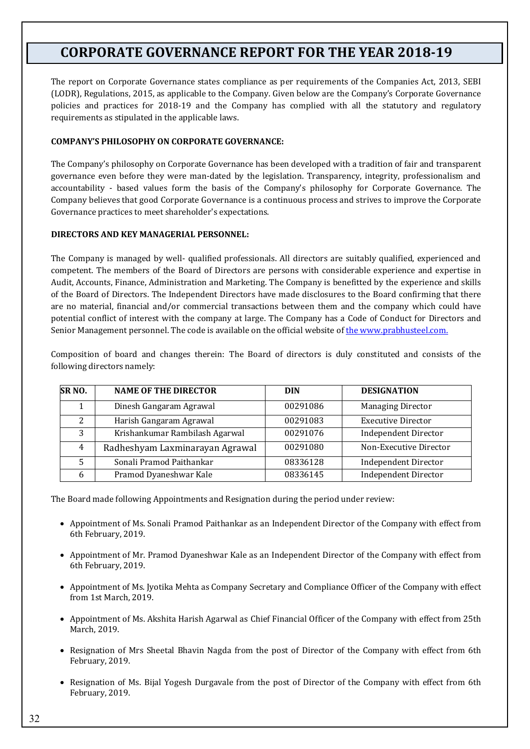# CORPORATE GOVERNANCE REPORT FOR THE YEAR 2018-19

The report on Corporate Governance states compliance as per requirements of the Companies Act, 2013, SEBI (LODR), Regulations, 2015, as applicable to the Company. Given below are the Company's Corporate Governance policies and practices for 2018-19 and the Company has complied with all the statutory and regulatory requirements as stipulated in the applicable laws.

**COMPANY'S PHILOSOPHY ON CORPORATE GOVERNANCE:**

The Company's philosophy on Corporate Governance has been developed with a tradition of fair and transparent governance even before they were man-dated by the legislation. Transparency, integrity, professionalism and accountability - based values form the basis of the Company's philosophy for Corporate Governance. The Company believes that good Corporate Governance is a continuous process and strives to improve the Corporate Governance practices to meet shareholder's expectations.

**DIRECTORS AND KEY MANAGERIAL PERSONNEL:**

The Company is managed by well- qualified professionals. All directors are suitably qualified, experienced and competent. The members of the Board of Directors are persons with considerable experience and expertise in Audit, Accounts, Finance, Administration and Marketing. The Company is benefitted by the experience and skills of the Board of Directors. The Independent Directors have made disclosures to the Board confirming that there are no material, financial and/or commercial transactions between them and the company which could have potential conflict of interest with the company at large. The Company has a Code of Conduct for Directors and Senior Management personnel. The code is available on the official website of the www.prabhusteel.com.

Composition of board and changes therein: The Board of directors is duly constituted and consists of the following directors namely:

| SR NO. | NAME OF THE DIRECTOR | DIN | DESIGNATION |
|---|---|---|---|
| 1 | Dinesh Gangaram Agrawal | 00291086 | Managing Director |
| 2 | Harish Gangaram Agrawal | 00291083 | Executive Director |
| 3 | Krishankumar Rambilash Agarwal | 00291076 | Independent Director |
| 4 | Radheshyam Laxminarayan Agrawal | 00291080 | Non-Executive Director |
| 5 | Sonali Pramod Paithankar | 08336128 | Independent Director |
| 6 | Pramod Dyaneshwar Kale | 08336145 | Independent Director |

The Board made following Appointments and Resignation during the period under review:

- Appointment of Ms. Sonali Pramod Paithankar as an Independent Director of the Company with effect from 6th February, 2019.
- Appointment of Mr. Pramod Dyaneshwar Kale as an Independent Director of the Company with effect from 6th February, 2019.
- Appointment of Ms. Jyotika Mehta as Company Secretary and Compliance Officer of the Company with effect from 1st March, 2019.
- Appointment of Ms. Akshita Harish Agarwal as Chief Financial Officer of the Company with effect from 25th March, 2019.
- Resignation of Mrs Sheetal Bhavin Nagda from the post of Director of the Company with effect from 6th February, 2019.
- Resignation of Ms. Bijal Yogesh Durgavale from the post of Director of the Company with effect from 6th February, 2019.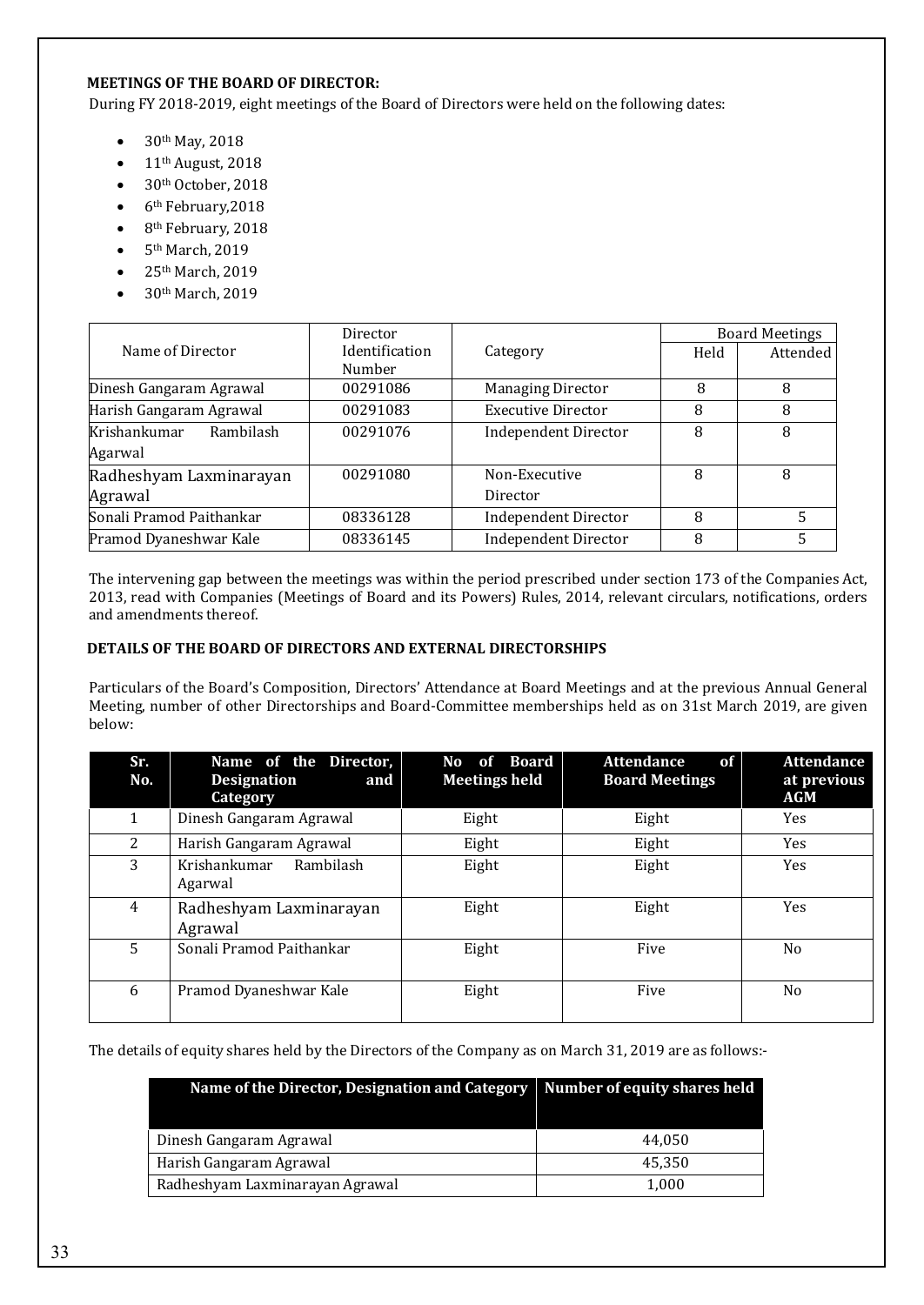### MEETINGS OF THE BOARD OF DIRECTOR:

During FY 2018-2019, eight meetings of the Board of Directors were held on the following dates:

- 30th May, 2018
- 11th August, 2018
- 30th October, 2018
- 6th February,2018
- 8th February, 2018
- 5th March, 2019
- 25th March, 2019
- 30th March, 2019

| Name of Director | Director Identification Number | Category | Board Meetings | |
|---|---|---|---|---|
| | | | Held | Attended |
| Dinesh Gangaram Agrawal | 00291086 | Managing Director | 8 | 8 |
| Harish Gangaram Agrawal | 00291083 | Executive Director | 8 | 8 |
| Krishankumar Rambilash Agarwal | 00291076 | Independent Director | 8 | 8 |
| Radheshyam Laxminarayan Agrawal | 00291080 | Non-Executive Director | 8 | 8 |
| Sonali Pramod Paithankar | 08336128 | Independent Director | 8 | 5 |
| Pramod Dyaneshwar Kale | 08336145 | Independent Director | 8 | 5 |

The intervening gap between the meetings was within the period prescribed under section 173 of the Companies Act, 2013, read with Companies (Meetings of Board and its Powers) Rules, 2014, relevant circulars, notifications, orders and amendments thereof.

### DETAILS OF THE BOARD OF DIRECTORS AND EXTERNAL DIRECTORSHIPS

Particulars of the Board's Composition, Directors' Attendance at Board Meetings and at the previous Annual General Meeting, number of other Directorships and Board-Committee memberships held as on 31st March 2019, are given below:

| Sr. No. | Name of the Director, Designation and Category | No of Board Meetings held | Attendance of Board Meetings | Attendance at previous AGM |
|---|---|---|---|---|
| 1 | Dinesh Gangaram Agrawal | Eight | Eight | Yes |
| 2 | Harish Gangaram Agrawal | Eight | Eight | Yes |
| 3 | Krishankumar Rambilash Agarwal | Eight | Eight | Yes |
| 4 | Radheshyam Laxminarayan Agrawal | Eight | Eight | Yes |
| 5 | Sonali Pramod Paithankar | Eight | Five | No |
| 6 | Pramod Dyaneshwar Kale | Eight | Five | No |

The details of equity shares held by the Directors of the Company as on March 31, 2019 are as follows:-

| Name of the Director, Designation and Category | Number of equity shares held |
|---|---|
| Dinesh Gangaram Agrawal | 44,050 |
| Harish Gangaram Agrawal | 45,350 |
| Radheshyam Laxminarayan Agrawal | 1,000 |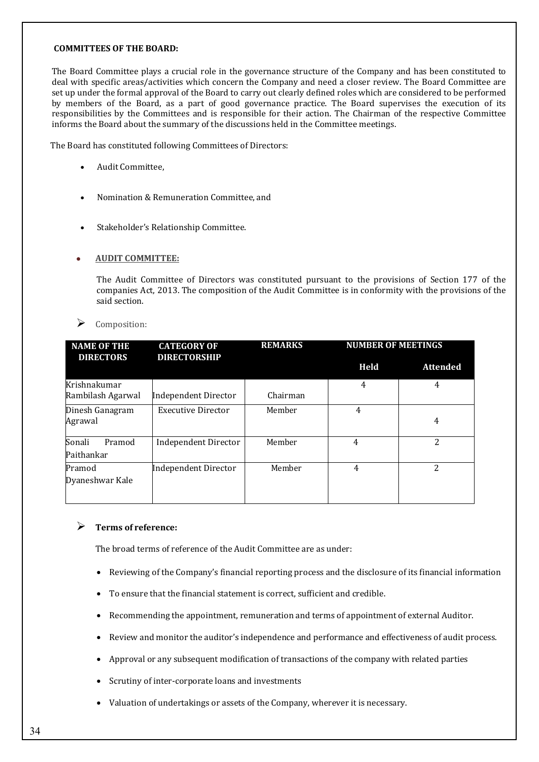**COMMITTEES OF THE BOARD:**

The Board Committee plays a crucial role in the governance structure of the Company and has been constituted to deal with specific areas/activities which concern the Company and need a closer review. The Board Committee are set up under the formal approval of the Board to carry out clearly defined roles which are considered to be performed by members of the Board, as a part of good governance practice. The Board supervises the execution of its responsibilities by the Committees and is responsible for their action. The Chairman of the respective Committee informs the Board about the summary of the discussions held in the Committee meetings.

The Board has constituted following Committees of Directors:

- Audit Committee,
- Nomination & Remuneration Committee, and
- Stakeholder's Relationship Committee.

- **AUDIT COMMITTEE:**

The Audit Committee of Directors was constituted pursuant to the provisions of Section 177 of the companies Act, 2013. The composition of the Audit Committee is in conformity with the provisions of the said section.

➢ Composition:

| NAME OF THE DIRECTORS | CATEGORY OF DIRECTORSHIP | REMARKS | NUMBER OF MEETINGS | |
|---|---|---|---|---|
| | | | Held | Attended |
| Krishnakumar Rambilash Agarwal | Independent Director | Chairman | 4 | 4 |
| Dinesh Ganagram Agrawal | Executive Director | Member | 4 | 4 |
| Sonali Pramod Paithankar | Independent Director | Member | 4 | 2 |
| Pramod Dyaneshwar Kale | Independent Director | Member | 4 | 2 |

➢ **Terms of reference:**

The broad terms of reference of the Audit Committee are as under:

- Reviewing of the Company's financial reporting process and the disclosure of its financial information
- To ensure that the financial statement is correct, sufficient and credible.
- Recommending the appointment, remuneration and terms of appointment of external Auditor.
- Review and monitor the auditor's independence and performance and effectiveness of audit process.
- Approval or any subsequent modification of transactions of the company with related parties
- Scrutiny of inter-corporate loans and investments
- Valuation of undertakings or assets of the Company, wherever it is necessary.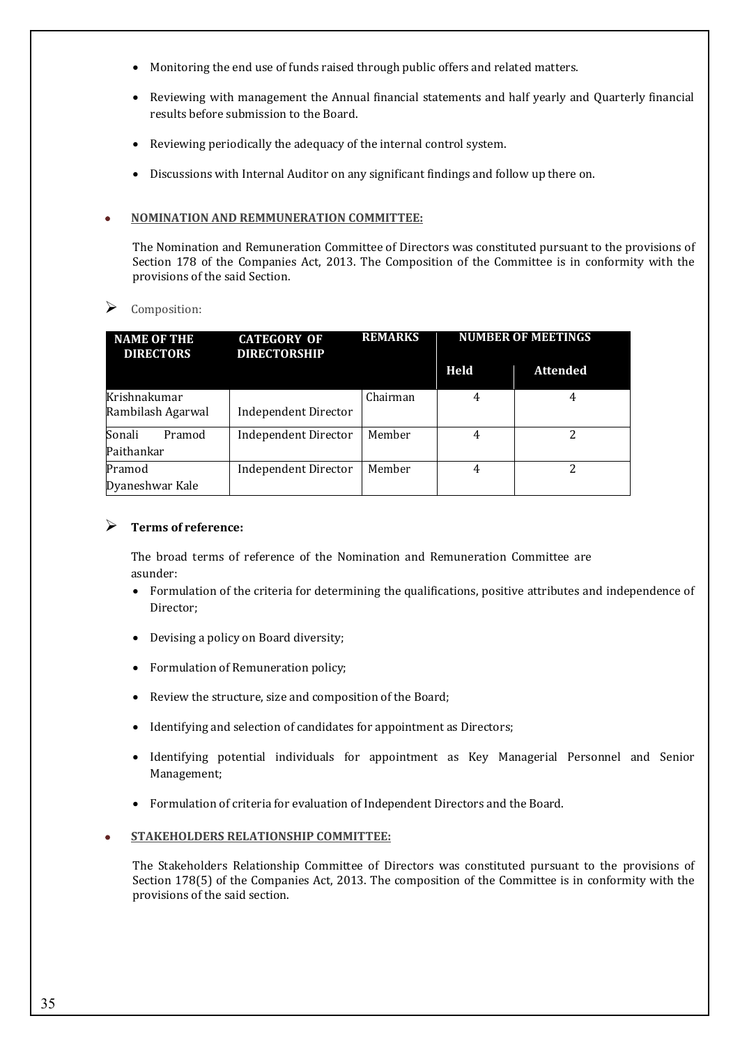- Monitoring the end use of funds raised through public offers and related matters.
- Reviewing with management the Annual financial statements and half yearly and Quarterly financial results before submission to the Board.
- Reviewing periodically the adequacy of the internal control system.
- Discussions with Internal Auditor on any significant findings and follow up there on.

- **NOMINATION AND REMMUNERATION COMMITTEE:**

The Nomination and Remuneration Committee of Directors was constituted pursuant to the provisions of Section 178 of the Companies Act, 2013. The Composition of the Committee is in conformity with the provisions of the said Section.

➢ Composition:

| NAME OF THE DIRECTORS | CATEGORY OF DIRECTORSHIP | REMARKS | NUMBER OF MEETINGS | |
|---|---|---|---|---|
| | | | Held | Attended |
| Krishnakumar Rambilash Agarwal | Independent Director | Chairman | 4 | 4 |
| Sonali Pramod Paithankar | Independent Director | Member | 4 | 2 |
| Pramod Dyaneshwar Kale | Independent Director | Member | 4 | 2 |

➢ **Terms of reference:**

The broad terms of reference of the Nomination and Remuneration Committee are asunder:

- Formulation of the criteria for determining the qualifications, positive attributes and independence of Director;
- Devising a policy on Board diversity;
- Formulation of Remuneration policy;
- Review the structure, size and composition of the Board;
- Identifying and selection of candidates for appointment as Directors;
- Identifying potential individuals for appointment as Key Managerial Personnel and Senior Management;
- Formulation of criteria for evaluation of Independent Directors and the Board.

- **STAKEHOLDERS RELATIONSHIP COMMITTEE:**

The Stakeholders Relationship Committee of Directors was constituted pursuant to the provisions of Section 178(5) of the Companies Act, 2013. The composition of the Committee is in conformity with the provisions of the said section.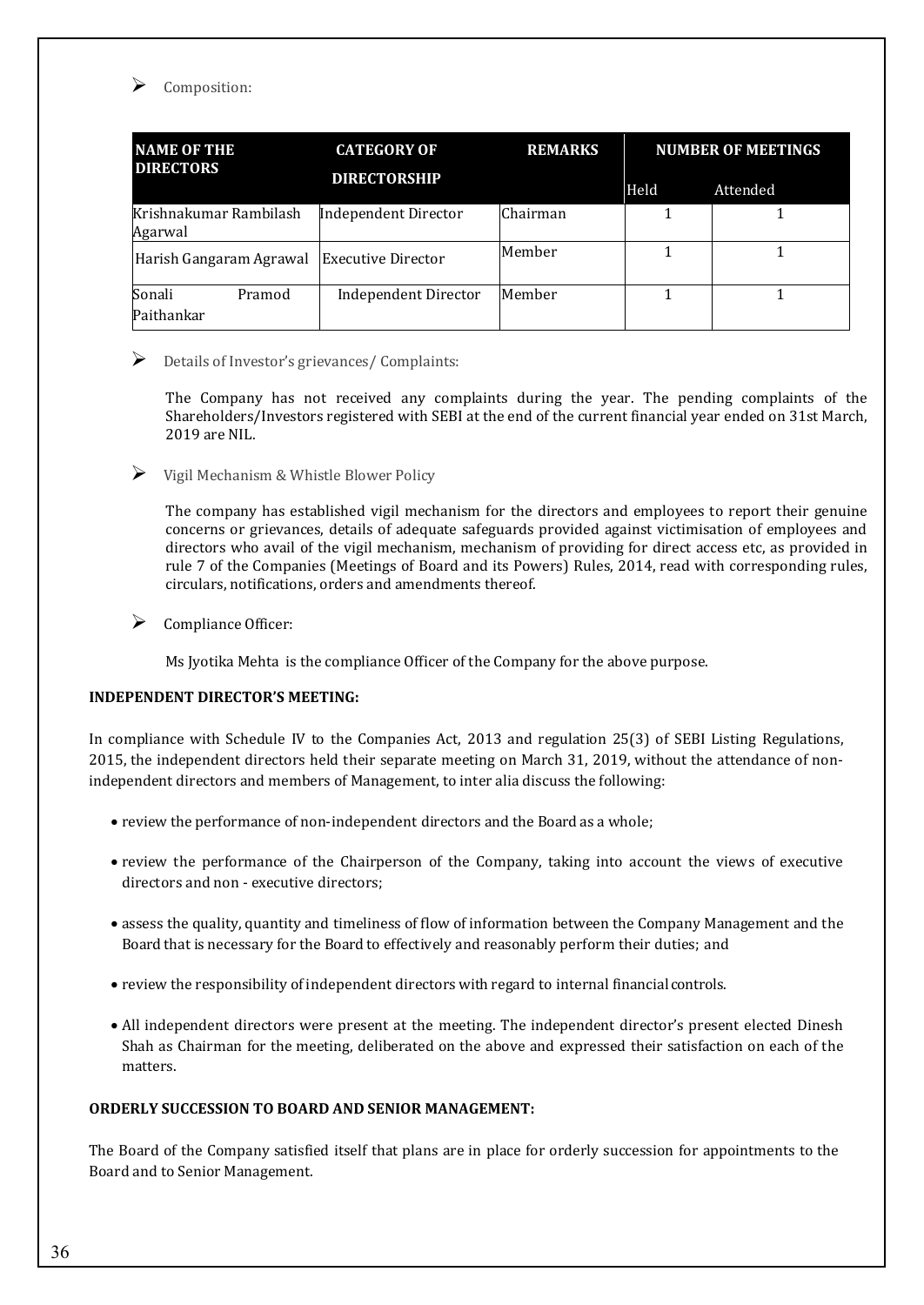- Composition:

| NAME OF THE DIRECTORS | CATEGORY OF DIRECTORSHIP | REMARKS | NUMBER OF MEETINGS | |
|---|---|---|---|---|
| | | | Held | Attended |
| Krishnakumar Rambilash Agarwal | Independent Director | Chairman | 1 | 1 |
| Harish Gangaram Agrawal | Executive Director | Member | 1 | 1 |
| Sonali Pramod Paithankar | Independent Director | Member | 1 | 1 |

- Details of Investor's grievances/ Complaints:

  The Company has not received any complaints during the year. The pending complaints of the Shareholders/Investors registered with SEBI at the end of the current financial year ended on 31st March, 2019 are NIL.

- Vigil Mechanism & Whistle Blower Policy

  The company has established vigil mechanism for the directors and employees to report their genuine concerns or grievances, details of adequate safeguards provided against victimisation of employees and directors who avail of the vigil mechanism, mechanism of providing for direct access etc, as provided in rule 7 of the Companies (Meetings of Board and its Powers) Rules, 2014, read with corresponding rules, circulars, notifications, orders and amendments thereof.

- Compliance Officer:

  Ms Jyotika Mehta is the compliance Officer of the Company for the above purpose.

**INDEPENDENT DIRECTOR'S MEETING:**

In compliance with Schedule IV to the Companies Act, 2013 and regulation 25(3) of SEBI Listing Regulations, 2015, the independent directors held their separate meeting on March 31, 2019, without the attendance of non-independent directors and members of Management, to inter alia discuss the following:

- review the performance of non-independent directors and the Board as a whole;
- review the performance of the Chairperson of the Company, taking into account the views of executive directors and non - executive directors;
- assess the quality, quantity and timeliness of flow of information between the Company Management and the Board that is necessary for the Board to effectively and reasonably perform their duties; and
- review the responsibility of independent directors with regard to internal financial controls.
- All independent directors were present at the meeting. The independent director's present elected Dinesh Shah as Chairman for the meeting, deliberated on the above and expressed their satisfaction on each of the matters.

**ORDERLY SUCCESSION TO BOARD AND SENIOR MANAGEMENT:**

The Board of the Company satisfied itself that plans are in place for orderly succession for appointments to the Board and to Senior Management.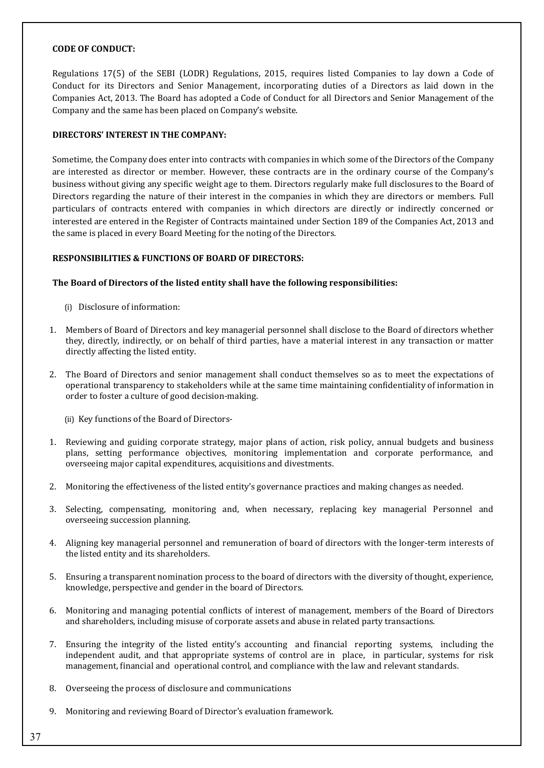**CODE OF CONDUCT:**

Regulations 17(5) of the SEBI (LODR) Regulations, 2015, requires listed Companies to lay down a Code of Conduct for its Directors and Senior Management, incorporating duties of a Directors as laid down in the Companies Act, 2013. The Board has adopted a Code of Conduct for all Directors and Senior Management of the Company and the same has been placed on Company's website.

**DIRECTORS' INTEREST IN THE COMPANY:**

Sometime, the Company does enter into contracts with companies in which some of the Directors of the Company are interested as director or member. However, these contracts are in the ordinary course of the Company's business without giving any specific weight age to them. Directors regularly make full disclosures to the Board of Directors regarding the nature of their interest in the companies in which they are directors or members. Full particulars of contracts entered with companies in which directors are directly or indirectly concerned or interested are entered in the Register of Contracts maintained under Section 189 of the Companies Act, 2013 and the same is placed in every Board Meeting for the noting of the Directors.

**RESPONSIBILITIES & FUNCTIONS OF BOARD OF DIRECTORS:**

**The Board of Directors of the listed entity shall have the following responsibilities:**

(i) Disclosure of information:

1. Members of Board of Directors and key managerial personnel shall disclose to the Board of directors whether they, directly, indirectly, or on behalf of third parties, have a material interest in any transaction or matter directly affecting the listed entity.

2. The Board of Directors and senior management shall conduct themselves so as to meet the expectations of operational transparency to stakeholders while at the same time maintaining confidentiality of information in order to foster a culture of good decision-making.

(ii) Key functions of the Board of Directors-

1. Reviewing and guiding corporate strategy, major plans of action, risk policy, annual budgets and business plans, setting performance objectives, monitoring implementation and corporate performance, and overseeing major capital expenditures, acquisitions and divestments.

2. Monitoring the effectiveness of the listed entity's governance practices and making changes as needed.

3. Selecting, compensating, monitoring and, when necessary, replacing key managerial Personnel and overseeing succession planning.

4. Aligning key managerial personnel and remuneration of board of directors with the longer-term interests of the listed entity and its shareholders.

5. Ensuring a transparent nomination process to the board of directors with the diversity of thought, experience, knowledge, perspective and gender in the board of Directors.

6. Monitoring and managing potential conflicts of interest of management, members of the Board of Directors and shareholders, including misuse of corporate assets and abuse in related party transactions.

7. Ensuring the integrity of the listed entity's accounting and financial reporting systems, including the independent audit, and that appropriate systems of control are in place, in particular, systems for risk management, financial and operational control, and compliance with the law and relevant standards.

8. Overseeing the process of disclosure and communications

9. Monitoring and reviewing Board of Director's evaluation framework.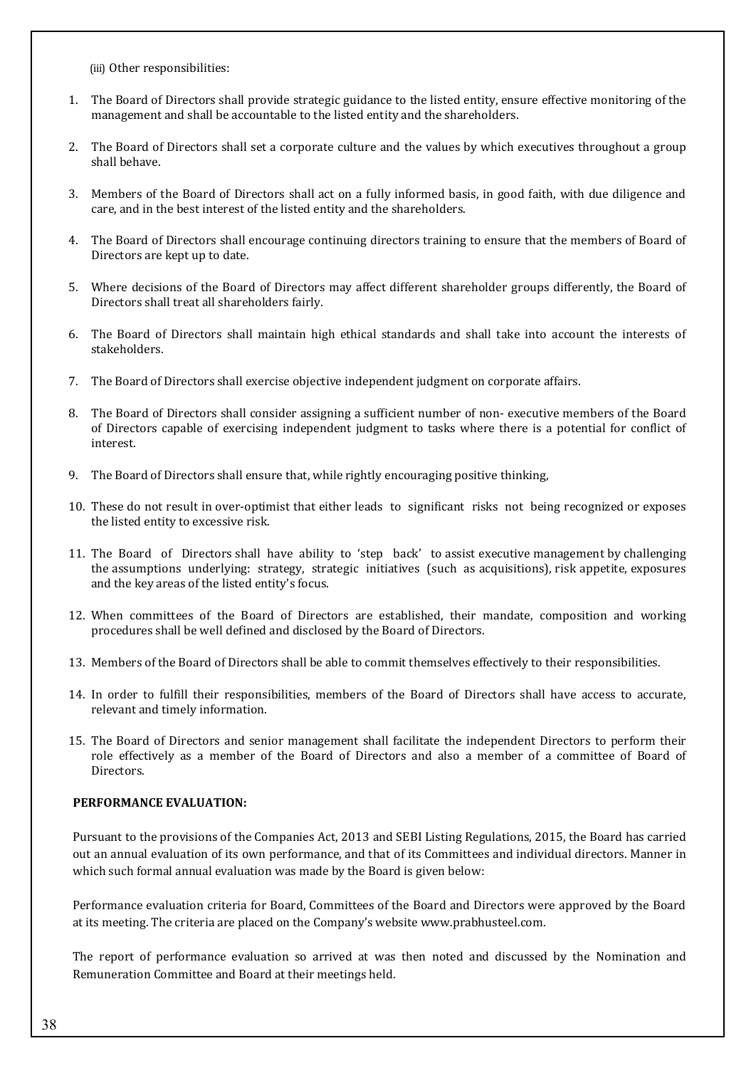(iii) Other responsibilities:

1. The Board of Directors shall provide strategic guidance to the listed entity, ensure effective monitoring of the management and shall be accountable to the listed entity and the shareholders.

2. The Board of Directors shall set a corporate culture and the values by which executives throughout a group shall behave.

3. Members of the Board of Directors shall act on a fully informed basis, in good faith, with due diligence and care, and in the best interest of the listed entity and the shareholders.

4. The Board of Directors shall encourage continuing directors training to ensure that the members of Board of Directors are kept up to date.

5. Where decisions of the Board of Directors may affect different shareholder groups differently, the Board of Directors shall treat all shareholders fairly.

6. The Board of Directors shall maintain high ethical standards and shall take into account the interests of stakeholders.

7. The Board of Directors shall exercise objective independent judgment on corporate affairs.

8. The Board of Directors shall consider assigning a sufficient number of non- executive members of the Board of Directors capable of exercising independent judgment to tasks where there is a potential for conflict of interest.

9. The Board of Directors shall ensure that, while rightly encouraging positive thinking,

10. These do not result in over-optimist that either leads to significant risks not being recognized or exposes the listed entity to excessive risk.

11. The Board of Directors shall have ability to 'step back' to assist executive management by challenging the assumptions underlying: strategy, strategic initiatives (such as acquisitions), risk appetite, exposures and the key areas of the listed entity's focus.

12. When committees of the Board of Directors are established, their mandate, composition and working procedures shall be well defined and disclosed by the Board of Directors.

13. Members of the Board of Directors shall be able to commit themselves effectively to their responsibilities.

14. In order to fulfill their responsibilities, members of the Board of Directors shall have access to accurate, relevant and timely information.

15. The Board of Directors and senior management shall facilitate the independent Directors to perform their role effectively as a member of the Board of Directors and also a member of a committee of Board of Directors.

**PERFORMANCE EVALUATION:**

Pursuant to the provisions of the Companies Act, 2013 and SEBI Listing Regulations, 2015, the Board has carried out an annual evaluation of its own performance, and that of its Committees and individual directors. Manner in which such formal annual evaluation was made by the Board is given below:

Performance evaluation criteria for Board, Committees of the Board and Directors were approved by the Board at its meeting. The criteria are placed on the Company's website www.prabhusteel.com.

The report of performance evaluation so arrived at was then noted and discussed by the Nomination and Remuneration Committee and Board at their meetings held.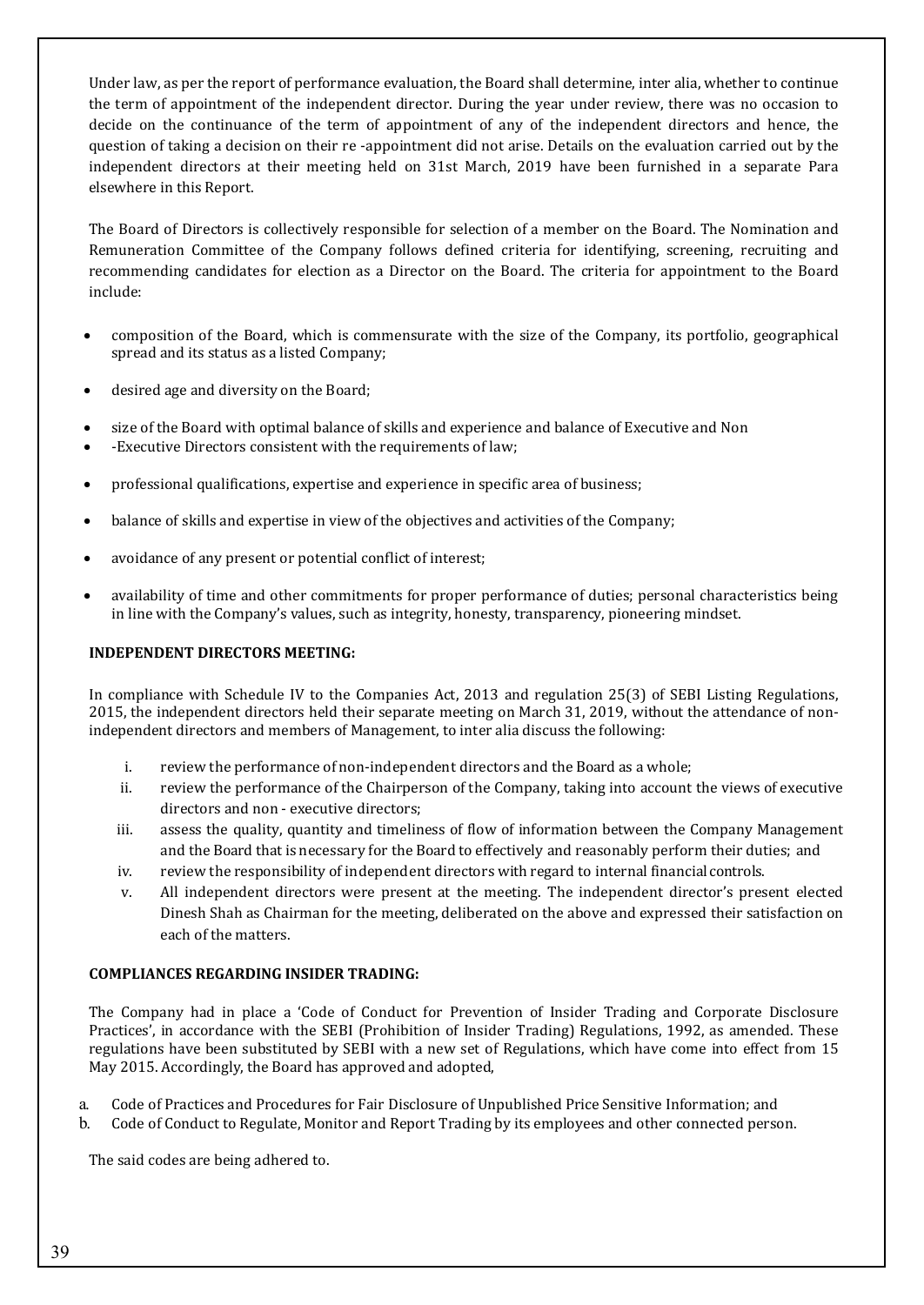Under law, as per the report of performance evaluation, the Board shall determine, inter alia, whether to continue the term of appointment of the independent director. During the year under review, there was no occasion to decide on the continuance of the term of appointment of any of the independent directors and hence, the question of taking a decision on their re -appointment did not arise. Details on the evaluation carried out by the independent directors at their meeting held on 31st March, 2019 have been furnished in a separate Para elsewhere in this Report.

The Board of Directors is collectively responsible for selection of a member on the Board. The Nomination and Remuneration Committee of the Company follows defined criteria for identifying, screening, recruiting and recommending candidates for election as a Director on the Board. The criteria for appointment to the Board include:

- composition of the Board, which is commensurate with the size of the Company, its portfolio, geographical spread and its status as a listed Company;
- desired age and diversity on the Board;
- size of the Board with optimal balance of skills and experience and balance of Executive and Non
- -Executive Directors consistent with the requirements of law;
- professional qualifications, expertise and experience in specific area of business;
- balance of skills and expertise in view of the objectives and activities of the Company;
- avoidance of any present or potential conflict of interest;
- availability of time and other commitments for proper performance of duties; personal characteristics being in line with the Company's values, such as integrity, honesty, transparency, pioneering mindset.

**INDEPENDENT DIRECTORS MEETING:**

In compliance with Schedule IV to the Companies Act, 2013 and regulation 25(3) of SEBI Listing Regulations, 2015, the independent directors held their separate meeting on March 31, 2019, without the attendance of non-independent directors and members of Management, to inter alia discuss the following:

i. review the performance of non-independent directors and the Board as a whole;
ii. review the performance of the Chairperson of the Company, taking into account the views of executive directors and non - executive directors;
iii. assess the quality, quantity and timeliness of flow of information between the Company Management and the Board that is necessary for the Board to effectively and reasonably perform their duties; and
iv. review the responsibility of independent directors with regard to internal financial controls.
v. All independent directors were present at the meeting. The independent director's present elected Dinesh Shah as Chairman for the meeting, deliberated on the above and expressed their satisfaction on each of the matters.

**COMPLIANCES REGARDING INSIDER TRADING:**

The Company had in place a 'Code of Conduct for Prevention of Insider Trading and Corporate Disclosure Practices', in accordance with the SEBI (Prohibition of Insider Trading) Regulations, 1992, as amended. These regulations have been substituted by SEBI with a new set of Regulations, which have come into effect from 15 May 2015. Accordingly, the Board has approved and adopted,

a. Code of Practices and Procedures for Fair Disclosure of Unpublished Price Sensitive Information; and
b. Code of Conduct to Regulate, Monitor and Report Trading by its employees and other connected person.

The said codes are being adhered to.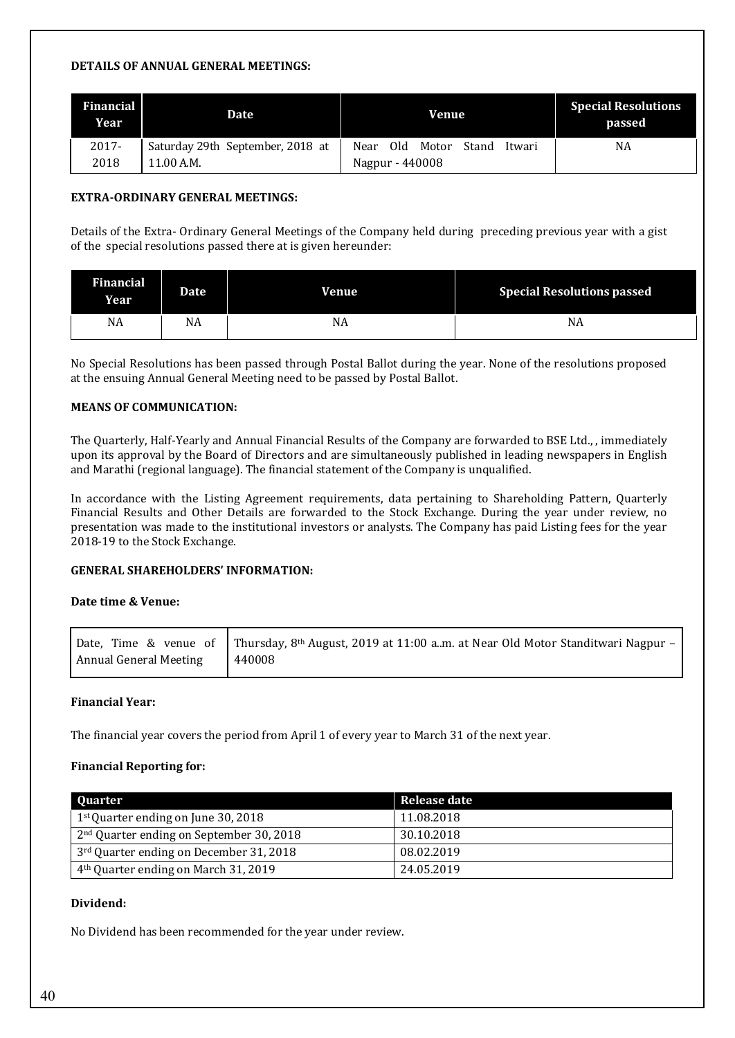**DETAILS OF ANNUAL GENERAL MEETINGS:**

| Financial Year | Date | Venue | Special Resolutions passed |
|---|---|---|---|
| 2017-2018 | Saturday 29th September, 2018 at 11.00 A.M. | Near Old Motor Stand Itwari Nagpur - 440008 | NA |

**EXTRA-ORDINARY GENERAL MEETINGS:**

Details of the Extra- Ordinary General Meetings of the Company held during preceding previous year with a gist of the special resolutions passed there at is given hereunder:

| Financial Year | Date | Venue | Special Resolutions passed |
|---|---|---|---|
| NA | NA | NA | NA |

No Special Resolutions has been passed through Postal Ballot during the year. None of the resolutions proposed at the ensuing Annual General Meeting need to be passed by Postal Ballot.

**MEANS OF COMMUNICATION:**

The Quarterly, Half-Yearly and Annual Financial Results of the Company are forwarded to BSE Ltd., , immediately upon its approval by the Board of Directors and are simultaneously published in leading newspapers in English and Marathi (regional language). The financial statement of the Company is unqualified.

In accordance with the Listing Agreement requirements, data pertaining to Shareholding Pattern, Quarterly Financial Results and Other Details are forwarded to the Stock Exchange. During the year under review, no presentation was made to the institutional investors or analysts. The Company has paid Listing fees for the year 2018-19 to the Stock Exchange.

**GENERAL SHAREHOLDERS' INFORMATION:**

**Date time & Venue:**

| Date, Time & venue of Annual General Meeting | Thursday, 8th August, 2019 at 11:00 a..m. at Near Old Motor Standitwari Nagpur – 440008 |
|---|---|

**Financial Year:**

The financial year covers the period from April 1 of every year to March 31 of the next year.

**Financial Reporting for:**

| Quarter | Release date |
|---|---|
| 1st Quarter ending on June 30, 2018 | 11.08.2018 |
| 2nd Quarter ending on September 30, 2018 | 30.10.2018 |
| 3rd Quarter ending on December 31, 2018 | 08.02.2019 |
| 4th Quarter ending on March 31, 2019 | 24.05.2019 |

**Dividend:**

No Dividend has been recommended for the year under review.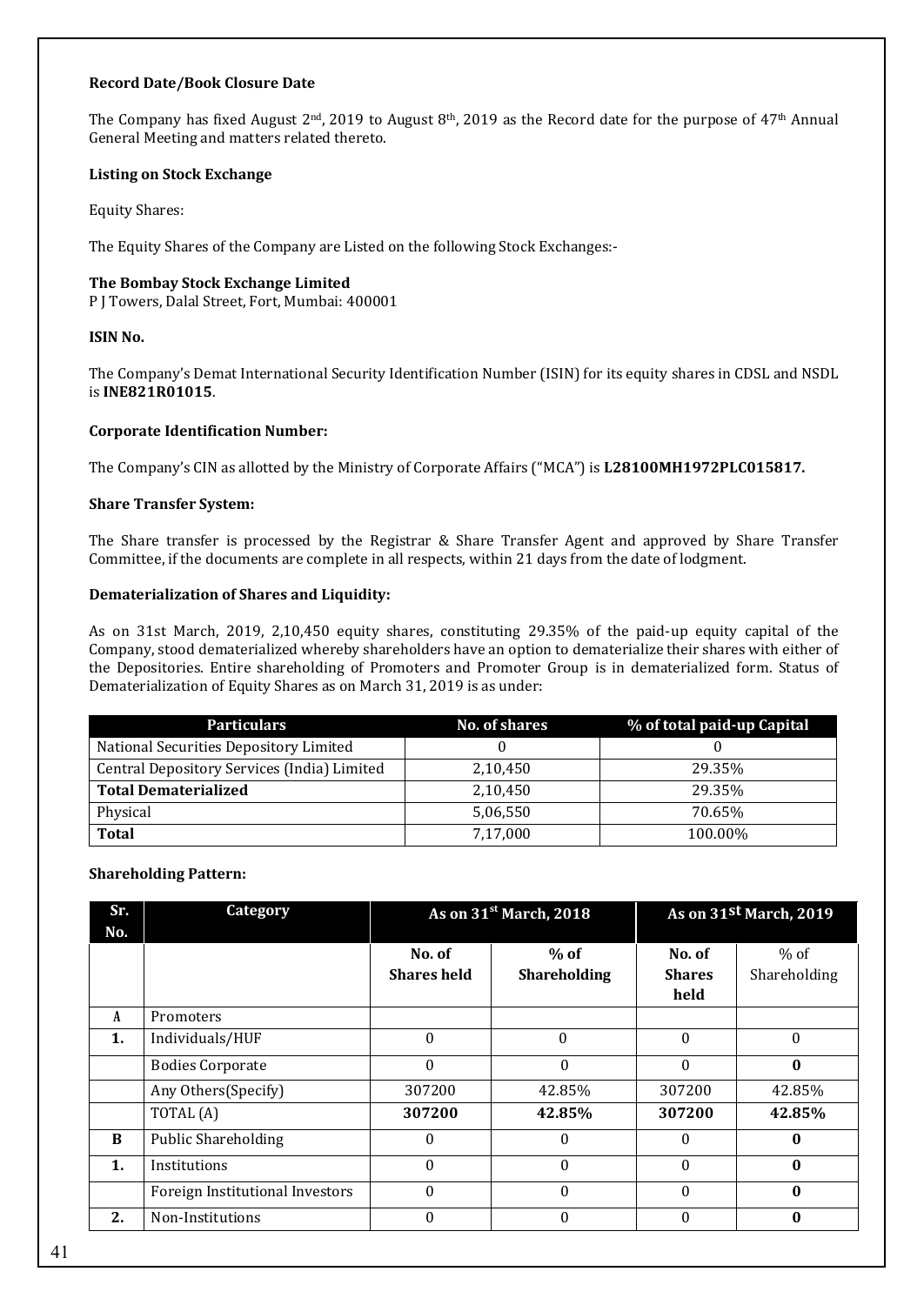**Record Date/Book Closure Date**

The Company has fixed August 2nd, 2019 to August 8th, 2019 as the Record date for the purpose of 47th Annual General Meeting and matters related thereto.

**Listing on Stock Exchange**

Equity Shares:

The Equity Shares of the Company are Listed on the following Stock Exchanges:-

**The Bombay Stock Exchange Limited**
P J Towers, Dalal Street, Fort, Mumbai: 400001

**ISIN No.**

The Company's Demat International Security Identification Number (ISIN) for its equity shares in CDSL and NSDL is **INE821R01015**.

**Corporate Identification Number:**

The Company's CIN as allotted by the Ministry of Corporate Affairs ("MCA") is **L28100MH1972PLC015817.**

**Share Transfer System:**

The Share transfer is processed by the Registrar & Share Transfer Agent and approved by Share Transfer Committee, if the documents are complete in all respects, within 21 days from the date of lodgment.

**Dematerialization of Shares and Liquidity:**

As on 31st March, 2019, 2,10,450 equity shares, constituting 29.35% of the paid-up equity capital of the Company, stood dematerialized whereby shareholders have an option to dematerialize their shares with either of the Depositories. Entire shareholding of Promoters and Promoter Group is in dematerialized form. Status of Dematerialization of Equity Shares as on March 31, 2019 is as under:

| Particulars | No. of shares | % of total paid-up Capital |
|---|---|---|
| National Securities Depository Limited | 0 | 0 |
| Central Depository Services (India) Limited | 2,10,450 | 29.35% |
| **Total Dematerialized** | 2,10,450 | 29.35% |
| Physical | 5,06,550 | 70.65% |
| **Total** | 7,17,000 | 100.00% |

**Shareholding Pattern:**

| Sr. No. | Category | As on 31st March, 2018 | | As on 31st March, 2019 | |
|---|---|---|---|---|---|
| | | **No. of Shares held** | **% of Shareholding** | **No. of Shares held** | % of Shareholding |
| A | Promoters | | | | |
| **1.** | Individuals/HUF | 0 | 0 | 0 | 0 |
| | Bodies Corporate | 0 | 0 | 0 | **0** |
| | Any Others(Specify) | 307200 | 42.85% | 307200 | 42.85% |
| | TOTAL (A) | **307200** | **42.85%** | **307200** | **42.85%** |
| **B** | Public Shareholding | 0 | 0 | 0 | **0** |
| **1.** | Institutions | 0 | 0 | 0 | **0** |
| | Foreign Institutional Investors | 0 | 0 | 0 | **0** |
| **2.** | Non-Institutions | 0 | 0 | 0 | **0** |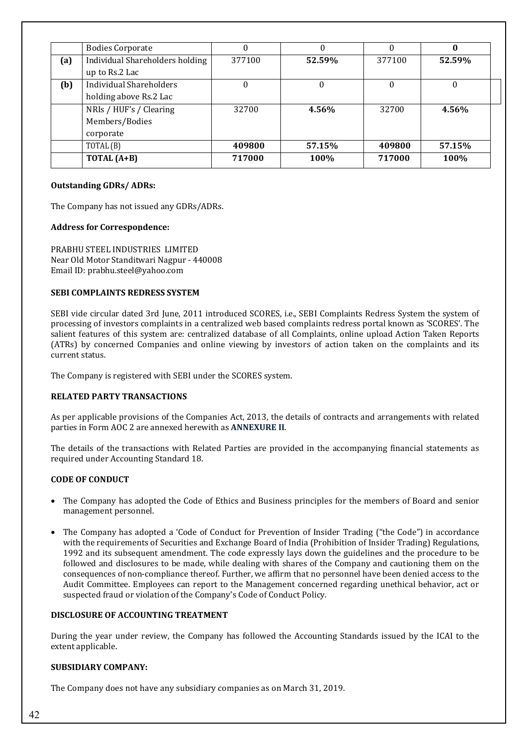|  | Bodies Corporate | 0 | 0 | 0 | **0** |
| --- | --- | --- | --- | --- | --- |
| **(a)** | Individual Shareholders holding up to Rs.2 Lac | 377100 | **52.59%** | 377100 | **52.59%** |
| **(b)** | Individual Shareholders holding above Rs.2 Lac | 0 | 0 | 0 | 0 |
|  | NRIs / HUF's / Clearing Members/Bodies corporate | 32700 | **4.56%** | 32700 | **4.56%** |
|  | TOTAL (B) | **409800** | **57.15%** | **409800** | **57.15%** |
|  | **TOTAL (A+B)** | **717000** | **100%** | **717000** | **100%** |

**Outstanding GDRs/ ADRs:**

The Company has not issued any GDRs/ADRs.

**Address for Correspondence:**

PRABHU STEEL INDUSTRIES LIMITED
Near Old Motor Standitwari Nagpur - 440008
Email ID: prabhu.steel@yahoo.com

**SEBI COMPLAINTS REDRESS SYSTEM**

SEBI vide circular dated 3rd June, 2011 introduced SCORES, i.e., SEBI Complaints Redress System the system of processing of investors complaints in a centralized web based complaints redress portal known as 'SCORES'. The salient features of this system are: centralized database of all Complaints, online upload Action Taken Reports (ATRs) by concerned Companies and online viewing by investors of action taken on the complaints and its current status.

The Company is registered with SEBI under the SCORES system.

**RELATED PARTY TRANSACTIONS**

As per applicable provisions of the Companies Act, 2013, the details of contracts and arrangements with related parties in Form AOC 2 are annexed herewith as **ANNEXURE II**.

The details of the transactions with Related Parties are provided in the accompanying financial statements as required under Accounting Standard 18.

**CODE OF CONDUCT**

- The Company has adopted the Code of Ethics and Business principles for the members of Board and senior management personnel.
- The Company has adopted a 'Code of Conduct for Prevention of Insider Trading ("the Code") in accordance with the requirements of Securities and Exchange Board of India (Prohibition of Insider Trading) Regulations, 1992 and its subsequent amendment. The code expressly lays down the guidelines and the procedure to be followed and disclosures to be made, while dealing with shares of the Company and cautioning them on the consequences of non-compliance thereof. Further, we affirm that no personnel have been denied access to the Audit Committee. Employees can report to the Management concerned regarding unethical behavior, act or suspected fraud or violation of the Company's Code of Conduct Policy.

**DISCLOSURE OF ACCOUNTING TREATMENT**

During the year under review, the Company has followed the Accounting Standards issued by the ICAI to the extent applicable.

**SUBSIDIARY COMPANY:**

The Company does not have any subsidiary companies as on March 31, 2019.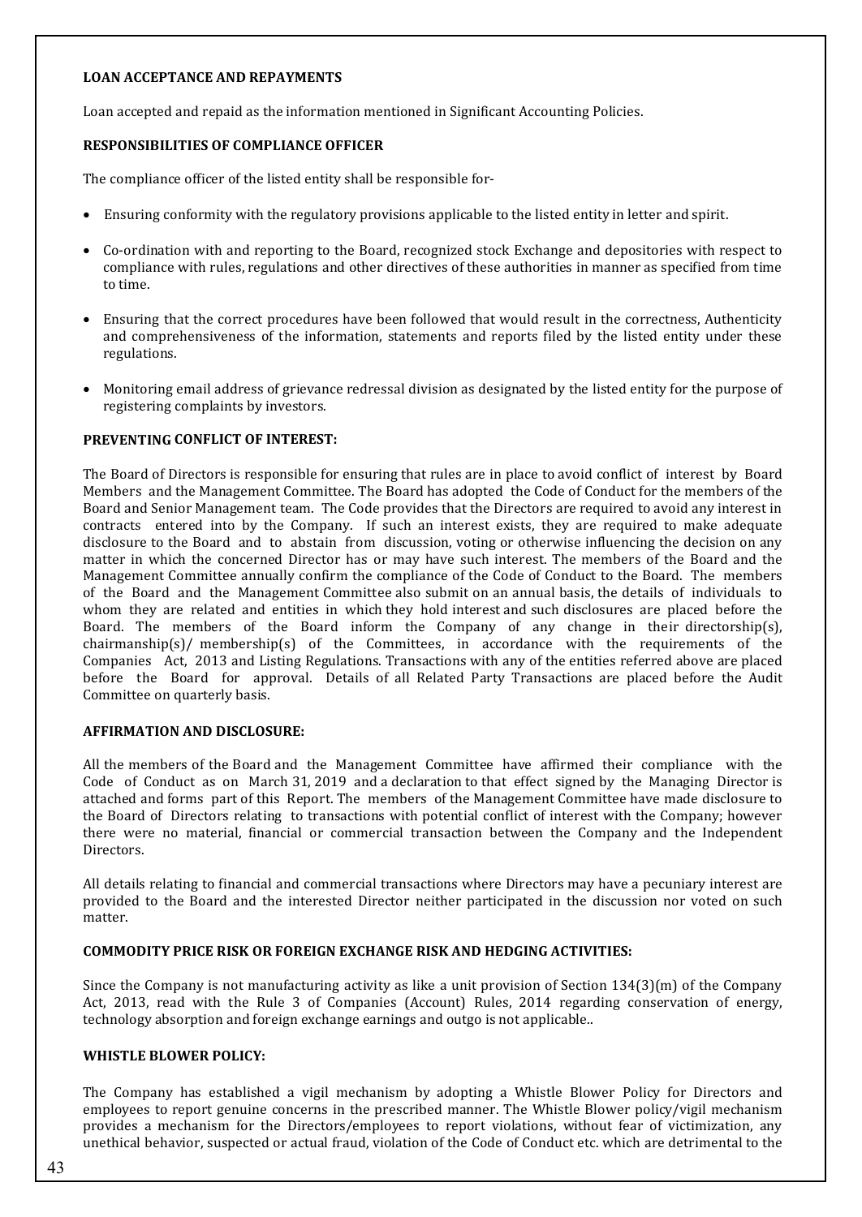**LOAN ACCEPTANCE AND REPAYMENTS**

Loan accepted and repaid as the information mentioned in Significant Accounting Policies.

**RESPONSIBILITIES OF COMPLIANCE OFFICER**

The compliance officer of the listed entity shall be responsible for-

- Ensuring conformity with the regulatory provisions applicable to the listed entity in letter and spirit.
- Co-ordination with and reporting to the Board, recognized stock Exchange and depositories with respect to compliance with rules, regulations and other directives of these authorities in manner as specified from time to time.
- Ensuring that the correct procedures have been followed that would result in the correctness, Authenticity and comprehensiveness of the information, statements and reports filed by the listed entity under these regulations.
- Monitoring email address of grievance redressal division as designated by the listed entity for the purpose of registering complaints by investors.

**PREVENTING CONFLICT OF INTEREST:**

The Board of Directors is responsible for ensuring that rules are in place to avoid conflict of interest by Board Members and the Management Committee. The Board has adopted the Code of Conduct for the members of the Board and Senior Management team. The Code provides that the Directors are required to avoid any interest in contracts entered into by the Company. If such an interest exists, they are required to make adequate disclosure to the Board and to abstain from discussion, voting or otherwise influencing the decision on any matter in which the concerned Director has or may have such interest. The members of the Board and the Management Committee annually confirm the compliance of the Code of Conduct to the Board. The members of the Board and the Management Committee also submit on an annual basis, the details of individuals to whom they are related and entities in which they hold interest and such disclosures are placed before the Board. The members of the Board inform the Company of any change in their directorship(s), chairmanship(s)/ membership(s) of the Committees, in accordance with the requirements of the Companies Act, 2013 and Listing Regulations. Transactions with any of the entities referred above are placed before the Board for approval. Details of all Related Party Transactions are placed before the Audit Committee on quarterly basis.

**AFFIRMATION AND DISCLOSURE:**

All the members of the Board and the Management Committee have affirmed their compliance with the Code of Conduct as on March 31, 2019 and a declaration to that effect signed by the Managing Director is attached and forms part of this Report. The members of the Management Committee have made disclosure to the Board of Directors relating to transactions with potential conflict of interest with the Company; however there were no material, financial or commercial transaction between the Company and the Independent Directors.

All details relating to financial and commercial transactions where Directors may have a pecuniary interest are provided to the Board and the interested Director neither participated in the discussion nor voted on such matter.

**COMMODITY PRICE RISK OR FOREIGN EXCHANGE RISK AND HEDGING ACTIVITIES:**

Since the Company is not manufacturing activity as like a unit provision of Section 134(3)(m) of the Company Act, 2013, read with the Rule 3 of Companies (Account) Rules, 2014 regarding conservation of energy, technology absorption and foreign exchange earnings and outgo is not applicable..

**WHISTLE BLOWER POLICY:**

The Company has established a vigil mechanism by adopting a Whistle Blower Policy for Directors and employees to report genuine concerns in the prescribed manner. The Whistle Blower policy/vigil mechanism provides a mechanism for the Directors/employees to report violations, without fear of victimization, any unethical behavior, suspected or actual fraud, violation of the Code of Conduct etc. which are detrimental to the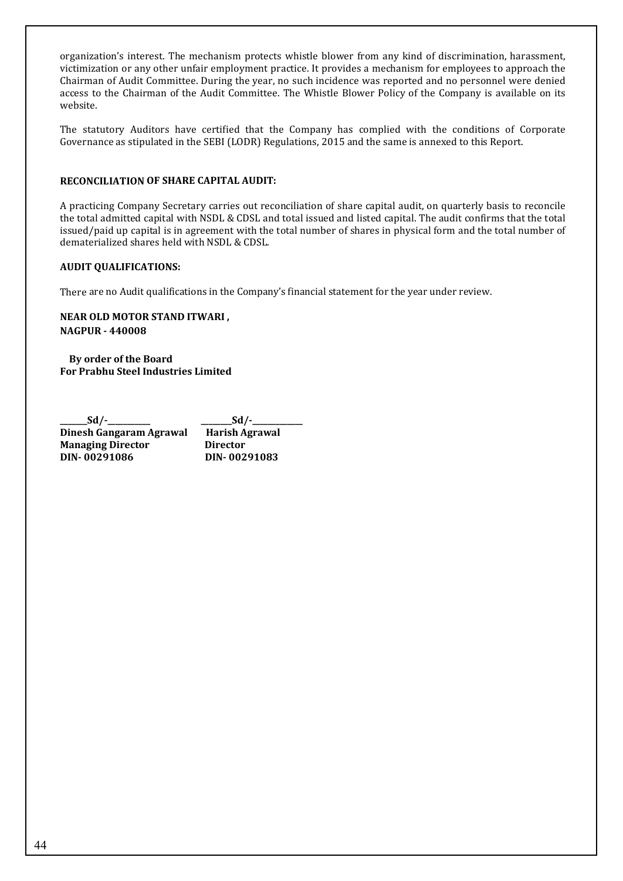organization's interest. The mechanism protects whistle blower from any kind of discrimination, harassment, victimization or any other unfair employment practice. It provides a mechanism for employees to approach the Chairman of Audit Committee. During the year, no such incidence was reported and no personnel were denied access to the Chairman of the Audit Committee. The Whistle Blower Policy of the Company is available on its website.

The statutory Auditors have certified that the Company has complied with the conditions of Corporate Governance as stipulated in the SEBI (LODR) Regulations, 2015 and the same is annexed to this Report.

**RECONCILIATION OF SHARE CAPITAL AUDIT:**

A practicing Company Secretary carries out reconciliation of share capital audit, on quarterly basis to reconcile the total admitted capital with NSDL & CDSL and total issued and listed capital. The audit confirms that the total issued/paid up capital is in agreement with the total number of shares in physical form and the total number of dematerialized shares held with NSDL & CDSL.

**AUDIT QUALIFICATIONS:**

There are no Audit qualifications in the Company's financial statement for the year under review.

**NEAR OLD MOTOR STAND ITWARI ,**
**NAGPUR - 440008**

**By order of the Board**
**For Prabhu Steel Industries Limited**

| ______Sd/-__________ | _______Sd/-____________ |
|---|---|
| **Dinesh Gangaram Agrawal** | **Harish Agrawal** |
| **Managing Director** | **Director** |
| **DIN- 00291086** | **DIN- 00291083** |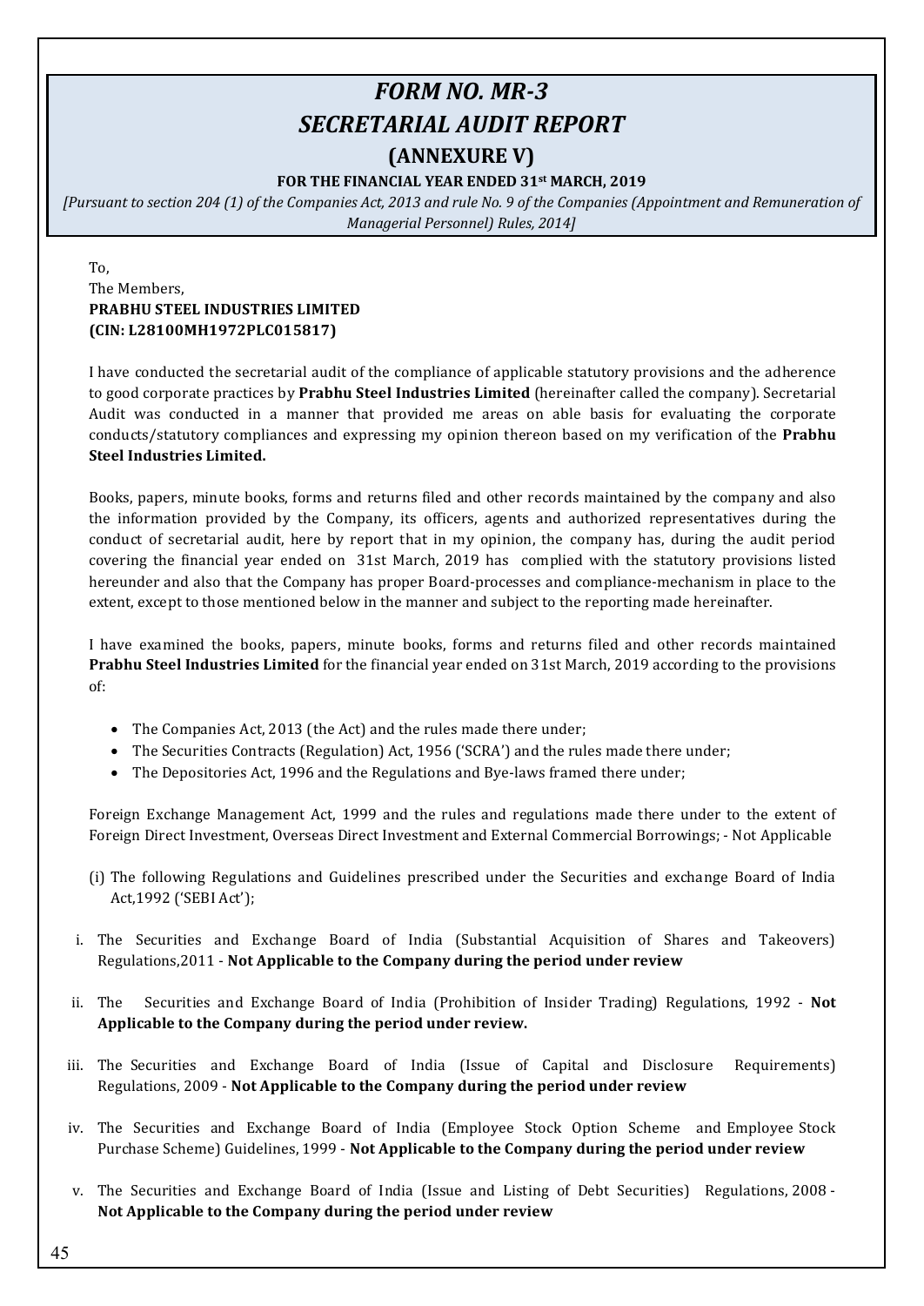# *FORM NO. MR-3*

# *SECRETARIAL AUDIT REPORT*

## (ANNEXURE V)

**FOR THE FINANCIAL YEAR ENDED 31st MARCH, 2019**

*[Pursuant to section 204 (1) of the Companies Act, 2013 and rule No. 9 of the Companies (Appointment and Remuneration of Managerial Personnel) Rules, 2014]*

To,
The Members,
**PRABHU STEEL INDUSTRIES LIMITED**
**(CIN: L28100MH1972PLC015817)**

I have conducted the secretarial audit of the compliance of applicable statutory provisions and the adherence to good corporate practices by **Prabhu Steel Industries Limited** (hereinafter called the company). Secretarial Audit was conducted in a manner that provided me areas on able basis for evaluating the corporate conducts/statutory compliances and expressing my opinion thereon based on my verification of the **Prabhu Steel Industries Limited.**

Books, papers, minute books, forms and returns filed and other records maintained by the company and also the information provided by the Company, its officers, agents and authorized representatives during the conduct of secretarial audit, here by report that in my opinion, the company has, during the audit period covering the financial year ended on 31st March, 2019 has complied with the statutory provisions listed hereunder and also that the Company has proper Board-processes and compliance-mechanism in place to the extent, except to those mentioned below in the manner and subject to the reporting made hereinafter.

I have examined the books, papers, minute books, forms and returns filed and other records maintained **Prabhu Steel Industries Limited** for the financial year ended on 31st March, 2019 according to the provisions of:

- The Companies Act, 2013 (the Act) and the rules made there under;
- The Securities Contracts (Regulation) Act, 1956 ('SCRA') and the rules made there under;
- The Depositories Act, 1996 and the Regulations and Bye-laws framed there under;

Foreign Exchange Management Act, 1999 and the rules and regulations made there under to the extent of Foreign Direct Investment, Overseas Direct Investment and External Commercial Borrowings; - Not Applicable

(i) The following Regulations and Guidelines prescribed under the Securities and exchange Board of India Act,1992 ('SEBI Act');

i. The Securities and Exchange Board of India (Substantial Acquisition of Shares and Takeovers) Regulations,2011 - **Not Applicable to the Company during the period under review**

ii. The Securities and Exchange Board of India (Prohibition of Insider Trading) Regulations, 1992 - **Not Applicable to the Company during the period under review.**

iii. The Securities and Exchange Board of India (Issue of Capital and Disclosure Requirements) Regulations, 2009 - **Not Applicable to the Company during the period under review**

iv. The Securities and Exchange Board of India (Employee Stock Option Scheme and Employee Stock Purchase Scheme) Guidelines, 1999 - **Not Applicable to the Company during the period under review**

v. The Securities and Exchange Board of India (Issue and Listing of Debt Securities) Regulations, 2008 - **Not Applicable to the Company during the period under review**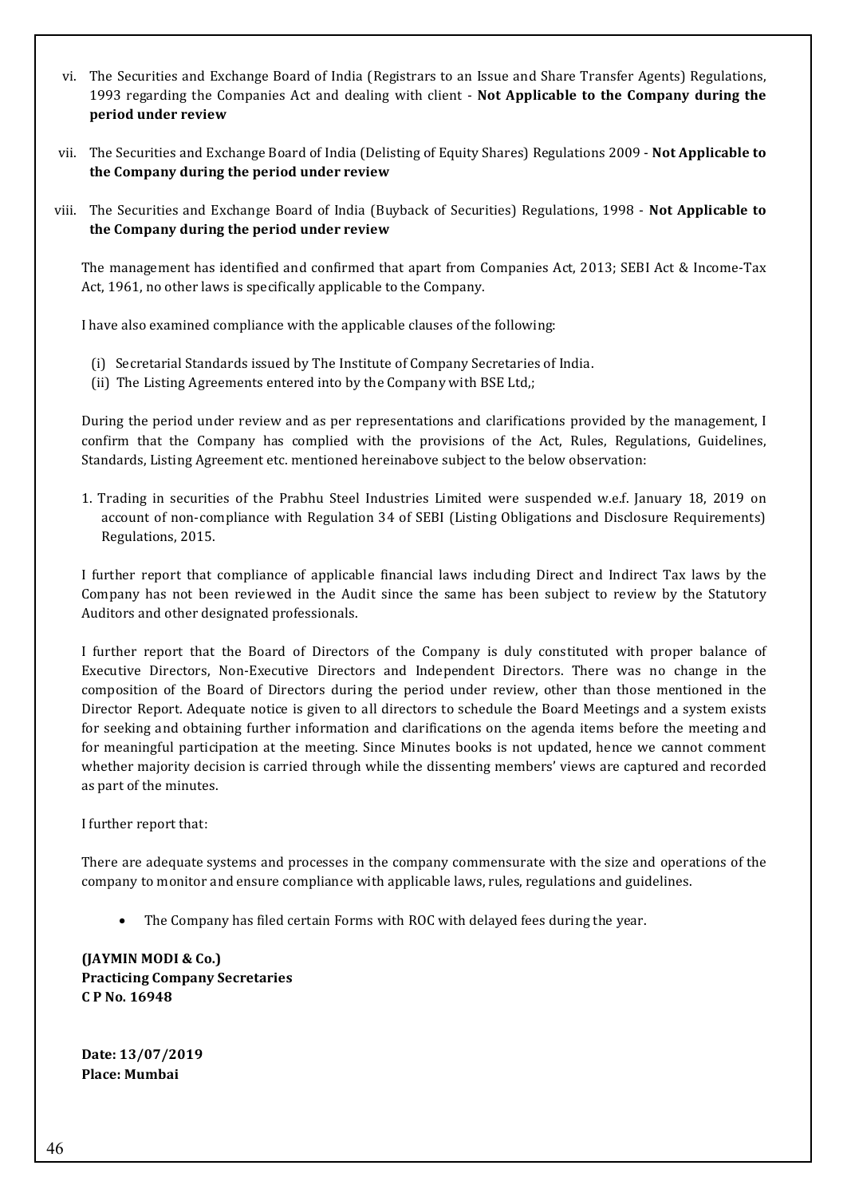vi. The Securities and Exchange Board of India (Registrars to an Issue and Share Transfer Agents) Regulations, 1993 regarding the Companies Act and dealing with client - **Not Applicable to the Company during the period under review**

vii. The Securities and Exchange Board of India (Delisting of Equity Shares) Regulations 2009 - **Not Applicable to the Company during the period under review**

viii. The Securities and Exchange Board of India (Buyback of Securities) Regulations, 1998 - **Not Applicable to the Company during the period under review**

The management has identified and confirmed that apart from Companies Act, 2013; SEBI Act & Income-Tax Act, 1961, no other laws is specifically applicable to the Company.

I have also examined compliance with the applicable clauses of the following:

(i) Secretarial Standards issued by The Institute of Company Secretaries of India.
(ii) The Listing Agreements entered into by the Company with BSE Ltd,;

During the period under review and as per representations and clarifications provided by the management, I confirm that the Company has complied with the provisions of the Act, Rules, Regulations, Guidelines, Standards, Listing Agreement etc. mentioned hereinabove subject to the below observation:

1. Trading in securities of the Prabhu Steel Industries Limited were suspended w.e.f. January 18, 2019 on account of non-compliance with Regulation 34 of SEBI (Listing Obligations and Disclosure Requirements) Regulations, 2015.

I further report that compliance of applicable financial laws including Direct and Indirect Tax laws by the Company has not been reviewed in the Audit since the same has been subject to review by the Statutory Auditors and other designated professionals.

I further report that the Board of Directors of the Company is duly constituted with proper balance of Executive Directors, Non-Executive Directors and Independent Directors. There was no change in the composition of the Board of Directors during the period under review, other than those mentioned in the Director Report. Adequate notice is given to all directors to schedule the Board Meetings and a system exists for seeking and obtaining further information and clarifications on the agenda items before the meeting and for meaningful participation at the meeting. Since Minutes books is not updated, hence we cannot comment whether majority decision is carried through while the dissenting members' views are captured and recorded as part of the minutes.

I further report that:

There are adequate systems and processes in the company commensurate with the size and operations of the company to monitor and ensure compliance with applicable laws, rules, regulations and guidelines.

- The Company has filed certain Forms with ROC with delayed fees during the year.

**(JAYMIN MODI & Co.)**
**Practicing Company Secretaries**
**C P No. 16948**

**Date: 13/07/2019**
**Place: Mumbai**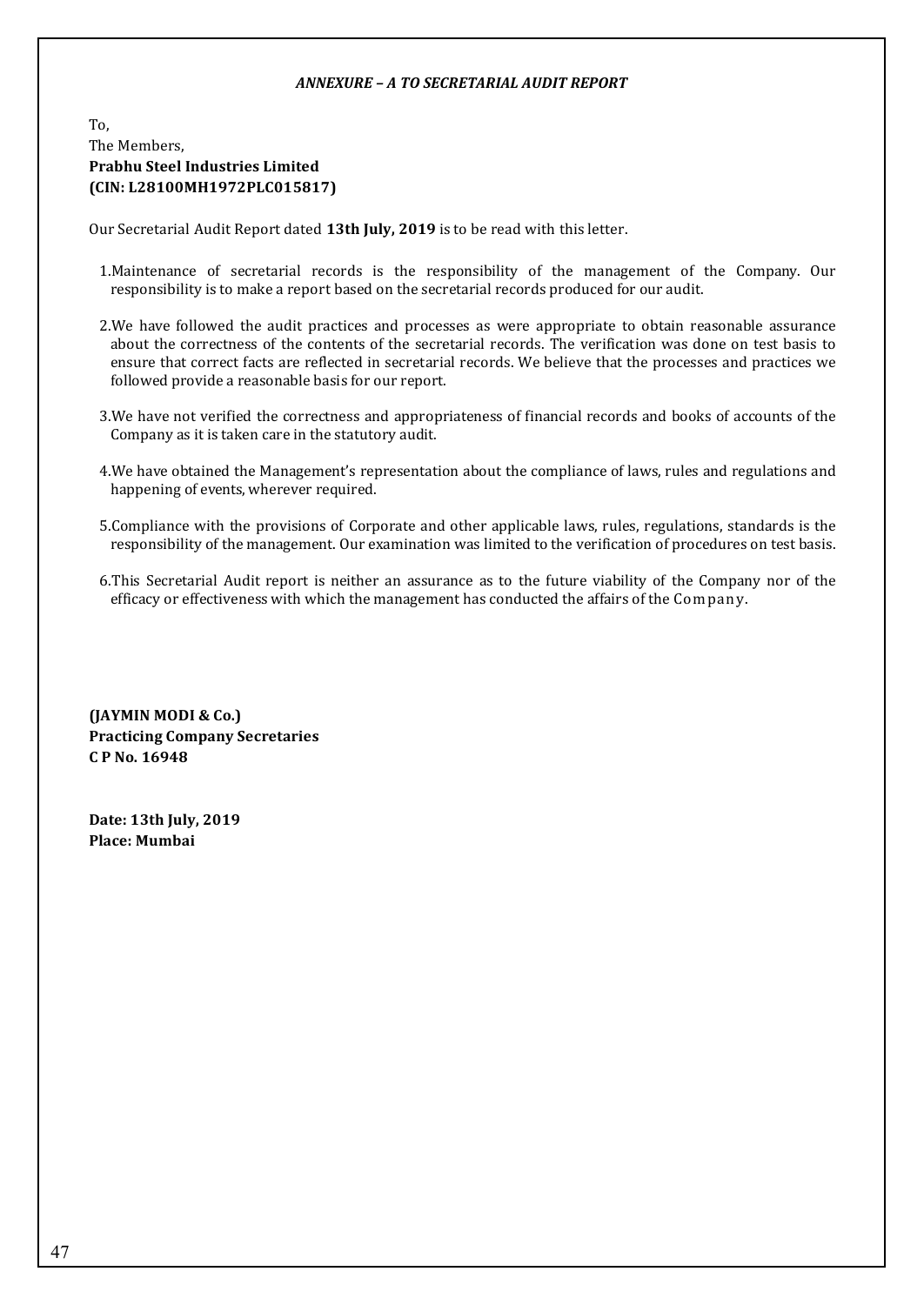***ANNEXURE – A TO SECRETARIAL AUDIT REPORT***

To,
The Members,
**Prabhu Steel Industries Limited**
**(CIN: L28100MH1972PLC015817)**

Our Secretarial Audit Report dated **13th July, 2019** is to be read with this letter.

1. Maintenance of secretarial records is the responsibility of the management of the Company. Our responsibility is to make a report based on the secretarial records produced for our audit.

2. We have followed the audit practices and processes as were appropriate to obtain reasonable assurance about the correctness of the contents of the secretarial records. The verification was done on test basis to ensure that correct facts are reflected in secretarial records. We believe that the processes and practices we followed provide a reasonable basis for our report.

3. We have not verified the correctness and appropriateness of financial records and books of accounts of the Company as it is taken care in the statutory audit.

4. We have obtained the Management's representation about the compliance of laws, rules and regulations and happening of events, wherever required.

5. Compliance with the provisions of Corporate and other applicable laws, rules, regulations, standards is the responsibility of the management. Our examination was limited to the verification of procedures on test basis.

6. This Secretarial Audit report is neither an assurance as to the future viability of the Company nor of the efficacy or effectiveness with which the management has conducted the affairs of the Company.

**(JAYMIN MODI & Co.)**
**Practicing Company Secretaries**
**C P No. 16948**

**Date: 13th July, 2019**
**Place: Mumbai**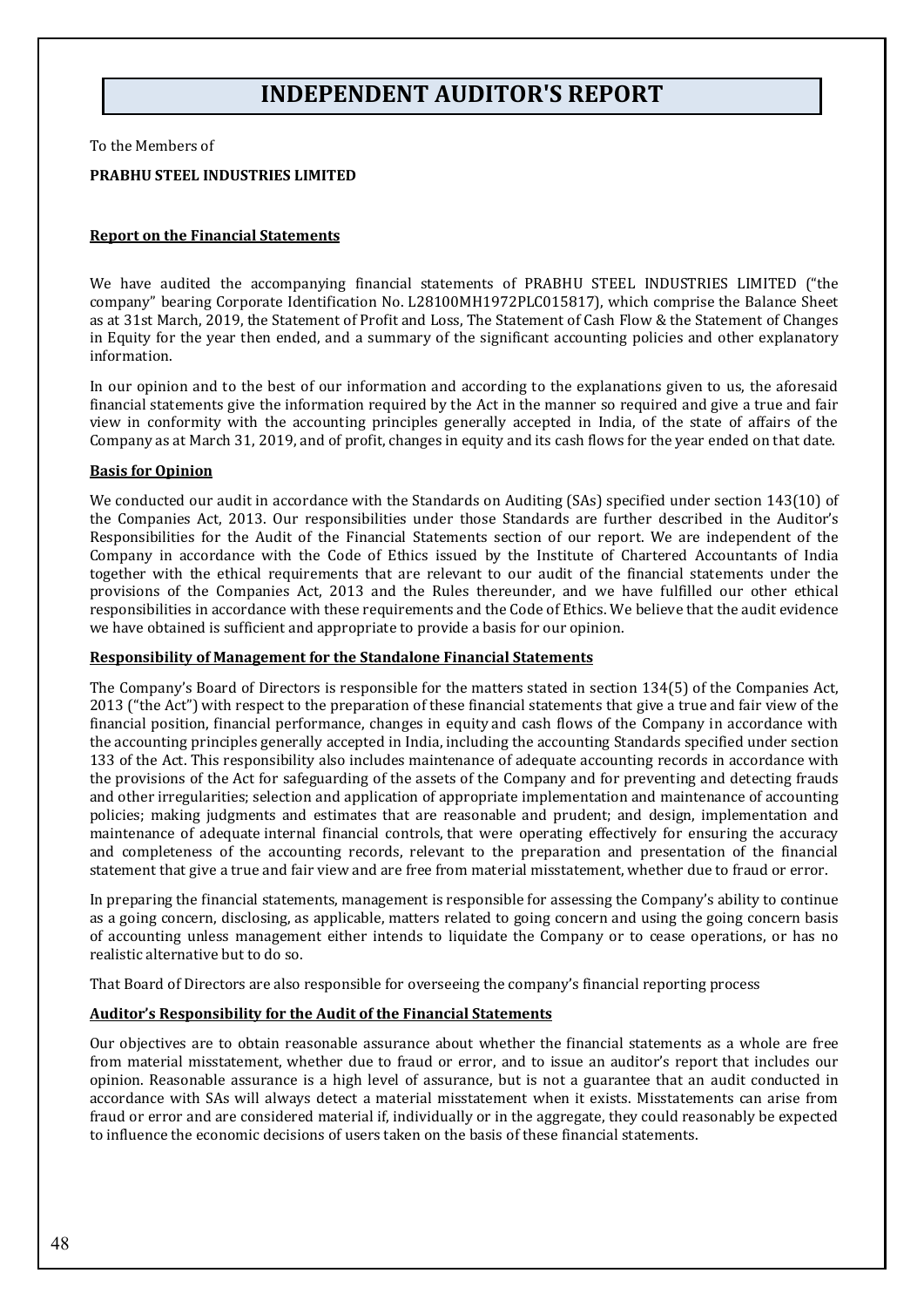# INDEPENDENT AUDITOR'S REPORT

To the Members of

**PRABHU STEEL INDUSTRIES LIMITED**

**Report on the Financial Statements**

We have audited the accompanying financial statements of PRABHU STEEL INDUSTRIES LIMITED ("the company" bearing Corporate Identification No. L28100MH1972PLC015817), which comprise the Balance Sheet as at 31st March, 2019, the Statement of Profit and Loss, The Statement of Cash Flow & the Statement of Changes in Equity for the year then ended, and a summary of the significant accounting policies and other explanatory information.

In our opinion and to the best of our information and according to the explanations given to us, the aforesaid financial statements give the information required by the Act in the manner so required and give a true and fair view in conformity with the accounting principles generally accepted in India, of the state of affairs of the Company as at March 31, 2019, and of profit, changes in equity and its cash flows for the year ended on that date.

**Basis for Opinion**

We conducted our audit in accordance with the Standards on Auditing (SAs) specified under section 143(10) of the Companies Act, 2013. Our responsibilities under those Standards are further described in the Auditor's Responsibilities for the Audit of the Financial Statements section of our report. We are independent of the Company in accordance with the Code of Ethics issued by the Institute of Chartered Accountants of India together with the ethical requirements that are relevant to our audit of the financial statements under the provisions of the Companies Act, 2013 and the Rules thereunder, and we have fulfilled our other ethical responsibilities in accordance with these requirements and the Code of Ethics. We believe that the audit evidence we have obtained is sufficient and appropriate to provide a basis for our opinion.

**Responsibility of Management for the Standalone Financial Statements**

The Company's Board of Directors is responsible for the matters stated in section 134(5) of the Companies Act, 2013 ("the Act") with respect to the preparation of these financial statements that give a true and fair view of the financial position, financial performance, changes in equity and cash flows of the Company in accordance with the accounting principles generally accepted in India, including the accounting Standards specified under section 133 of the Act. This responsibility also includes maintenance of adequate accounting records in accordance with the provisions of the Act for safeguarding of the assets of the Company and for preventing and detecting frauds and other irregularities; selection and application of appropriate implementation and maintenance of accounting policies; making judgments and estimates that are reasonable and prudent; and design, implementation and maintenance of adequate internal financial controls, that were operating effectively for ensuring the accuracy and completeness of the accounting records, relevant to the preparation and presentation of the financial statement that give a true and fair view and are free from material misstatement, whether due to fraud or error.

In preparing the financial statements, management is responsible for assessing the Company's ability to continue as a going concern, disclosing, as applicable, matters related to going concern and using the going concern basis of accounting unless management either intends to liquidate the Company or to cease operations, or has no realistic alternative but to do so.

That Board of Directors are also responsible for overseeing the company's financial reporting process

**Auditor's Responsibility for the Audit of the Financial Statements**

Our objectives are to obtain reasonable assurance about whether the financial statements as a whole are free from material misstatement, whether due to fraud or error, and to issue an auditor's report that includes our opinion. Reasonable assurance is a high level of assurance, but is not a guarantee that an audit conducted in accordance with SAs will always detect a material misstatement when it exists. Misstatements can arise from fraud or error and are considered material if, individually or in the aggregate, they could reasonably be expected to influence the economic decisions of users taken on the basis of these financial statements.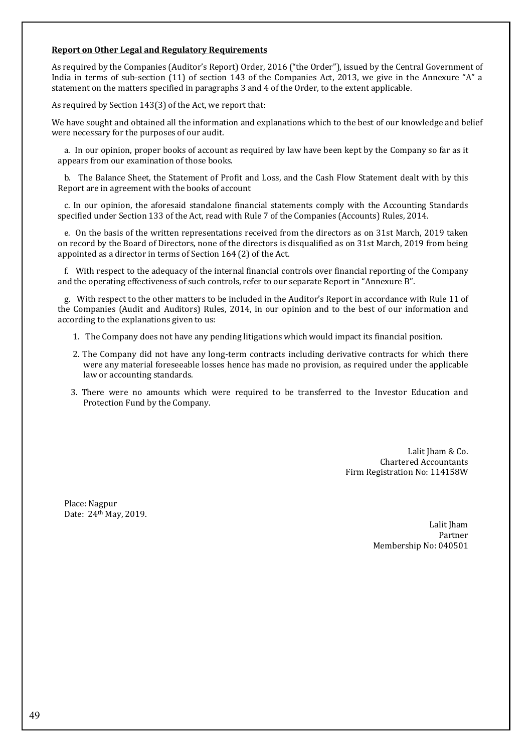**Report on Other Legal and Regulatory Requirements**

As required by the Companies (Auditor's Report) Order, 2016 ("the Order"), issued by the Central Government of India in terms of sub-section (11) of section 143 of the Companies Act, 2013, we give in the Annexure "A" a statement on the matters specified in paragraphs 3 and 4 of the Order, to the extent applicable.

As required by Section 143(3) of the Act, we report that:

We have sought and obtained all the information and explanations which to the best of our knowledge and belief were necessary for the purposes of our audit.

a. In our opinion, proper books of account as required by law have been kept by the Company so far as it appears from our examination of those books.

b. The Balance Sheet, the Statement of Profit and Loss, and the Cash Flow Statement dealt with by this Report are in agreement with the books of account

c. In our opinion, the aforesaid standalone financial statements comply with the Accounting Standards specified under Section 133 of the Act, read with Rule 7 of the Companies (Accounts) Rules, 2014.

e. On the basis of the written representations received from the directors as on 31st March, 2019 taken on record by the Board of Directors, none of the directors is disqualified as on 31st March, 2019 from being appointed as a director in terms of Section 164 (2) of the Act.

f. With respect to the adequacy of the internal financial controls over financial reporting of the Company and the operating effectiveness of such controls, refer to our separate Report in "Annexure B".

g. With respect to the other matters to be included in the Auditor's Report in accordance with Rule 11 of the Companies (Audit and Auditors) Rules, 2014, in our opinion and to the best of our information and according to the explanations given to us:

1. The Company does not have any pending litigations which would impact its financial position.
2. The Company did not have any long-term contracts including derivative contracts for which there were any material foreseeable losses hence has made no provision, as required under the applicable law or accounting standards.
3. There were no amounts which were required to be transferred to the Investor Education and Protection Fund by the Company.

Lalit Jham & Co.
Chartered Accountants
Firm Registration No: 114158W

Place: Nagpur
Date: 24th May, 2019.

Lalit Jham
Partner
Membership No: 040501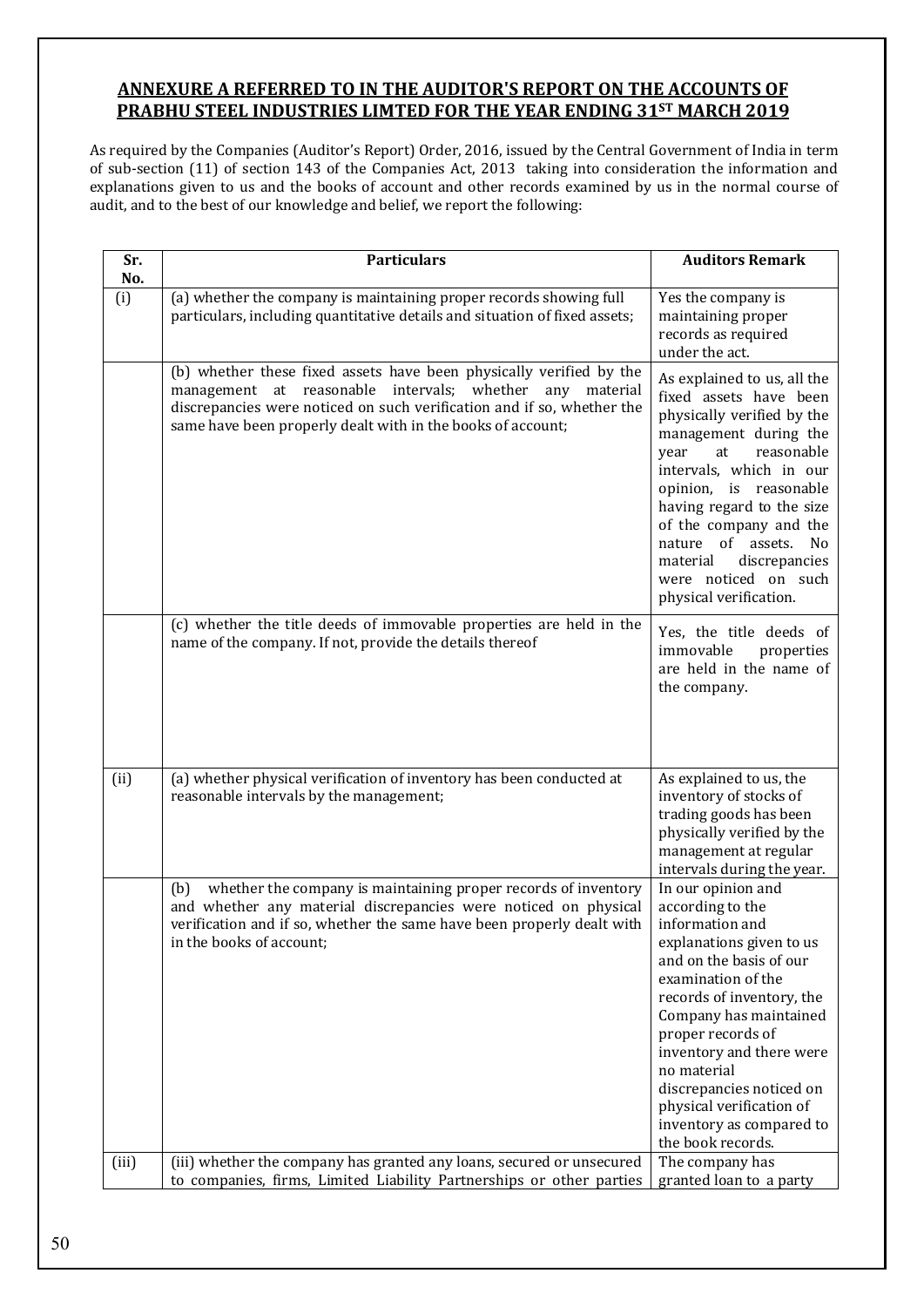**ANNEXURE A REFERRED TO IN THE AUDITOR'S REPORT ON THE ACCOUNTS OF PRABHU STEEL INDUSTRIES LIMTED FOR THE YEAR ENDING 31[ST] MARCH 2019**

As required by the Companies (Auditor's Report) Order, 2016, issued by the Central Government of India in term of sub-section (11) of section 143 of the Companies Act, 2013 taking into consideration the information and explanations given to us and the books of account and other records examined by us in the normal course of audit, and to the best of our knowledge and belief, we report the following:

| Sr. No. | Particulars | Auditors Remark |
|---|---|---|
| (i) | (a) whether the company is maintaining proper records showing full particulars, including quantitative details and situation of fixed assets; | Yes the company is maintaining proper records as required under the act. |
| | (b) whether these fixed assets have been physically verified by the management at reasonable intervals; whether any material discrepancies were noticed on such verification and if so, whether the same have been properly dealt with in the books of account; | As explained to us, all the fixed assets have been physically verified by the management during the year at reasonable intervals, which in our opinion, is reasonable having regard to the size of the company and the nature of assets. No material discrepancies were noticed on such physical verification. |
| | (c) whether the title deeds of immovable properties are held in the name of the company. If not, provide the details thereof | Yes, the title deeds of immovable properties are held in the name of the company. |
| (ii) | (a) whether physical verification of inventory has been conducted at reasonable intervals by the management; | As explained to us, the inventory of stocks of trading goods has been physically verified by the management at regular intervals during the year. |
| | (b) whether the company is maintaining proper records of inventory and whether any material discrepancies were noticed on physical verification and if so, whether the same have been properly dealt with in the books of account; | In our opinion and according to the information and explanations given to us and on the basis of our examination of the records of inventory, the Company has maintained proper records of inventory and there were no material discrepancies noticed on physical verification of inventory as compared to the book records. |
| (iii) | (iii) whether the company has granted any loans, secured or unsecured to companies, firms, Limited Liability Partnerships or other parties | The company has granted loan to a party |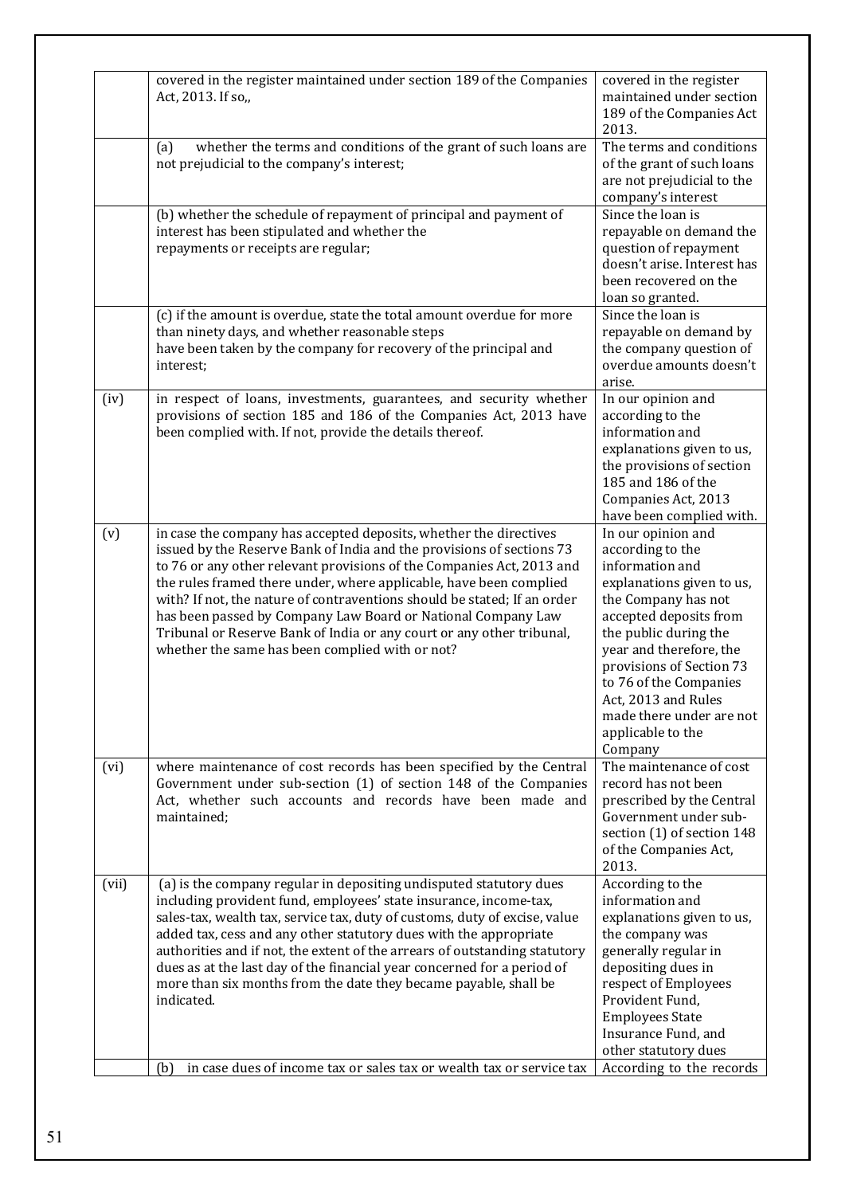| | | |
|---|---|---|
| | covered in the register maintained under section 189 of the Companies Act, 2013. If so,, | covered in the register maintained under section 189 of the Companies Act 2013. |
| | (a) whether the terms and conditions of the grant of such loans are not prejudicial to the company's interest; | The terms and conditions of the grant of such loans are not prejudicial to the company's interest |
| | (b) whether the schedule of repayment of principal and payment of interest has been stipulated and whether the repayments or receipts are regular; | Since the loan is repayable on demand the question of repayment doesn't arise. Interest has been recovered on the loan so granted. |
| | (c) if the amount is overdue, state the total amount overdue for more than ninety days, and whether reasonable steps have been taken by the company for recovery of the principal and interest; | Since the loan is repayable on demand by the company question of overdue amounts doesn't arise. |
| (iv) | in respect of loans, investments, guarantees, and security whether provisions of section 185 and 186 of the Companies Act, 2013 have been complied with. If not, provide the details thereof. | In our opinion and according to the information and explanations given to us, the provisions of section 185 and 186 of the Companies Act, 2013 have been complied with. |
| (v) | in case the company has accepted deposits, whether the directives issued by the Reserve Bank of India and the provisions of sections 73 to 76 or any other relevant provisions of the Companies Act, 2013 and the rules framed there under, where applicable, have been complied with? If not, the nature of contraventions should be stated; If an order has been passed by Company Law Board or National Company Law Tribunal or Reserve Bank of India or any court or any other tribunal, whether the same has been complied with or not? | In our opinion and according to the information and explanations given to us, the Company has not accepted deposits from the public during the year and therefore, the provisions of Section 73 to 76 of the Companies Act, 2013 and Rules made there under are not applicable to the Company |
| (vi) | where maintenance of cost records has been specified by the Central Government under sub-section (1) of section 148 of the Companies Act, whether such accounts and records have been made and maintained; | The maintenance of cost record has not been prescribed by the Central Government under sub-section (1) of section 148 of the Companies Act, 2013. |
| (vii) | (a) is the company regular in depositing undisputed statutory dues including provident fund, employees' state insurance, income-tax, sales-tax, wealth tax, service tax, duty of customs, duty of excise, value added tax, cess and any other statutory dues with the appropriate authorities and if not, the extent of the arrears of outstanding statutory dues as at the last day of the financial year concerned for a period of more than six months from the date they became payable, shall be indicated. | According to the information and explanations given to us, the company was generally regular in depositing dues in respect of Employees Provident Fund, Employees State Insurance Fund, and other statutory dues |
| | (b) in case dues of income tax or sales tax or wealth tax or service tax | According to the records |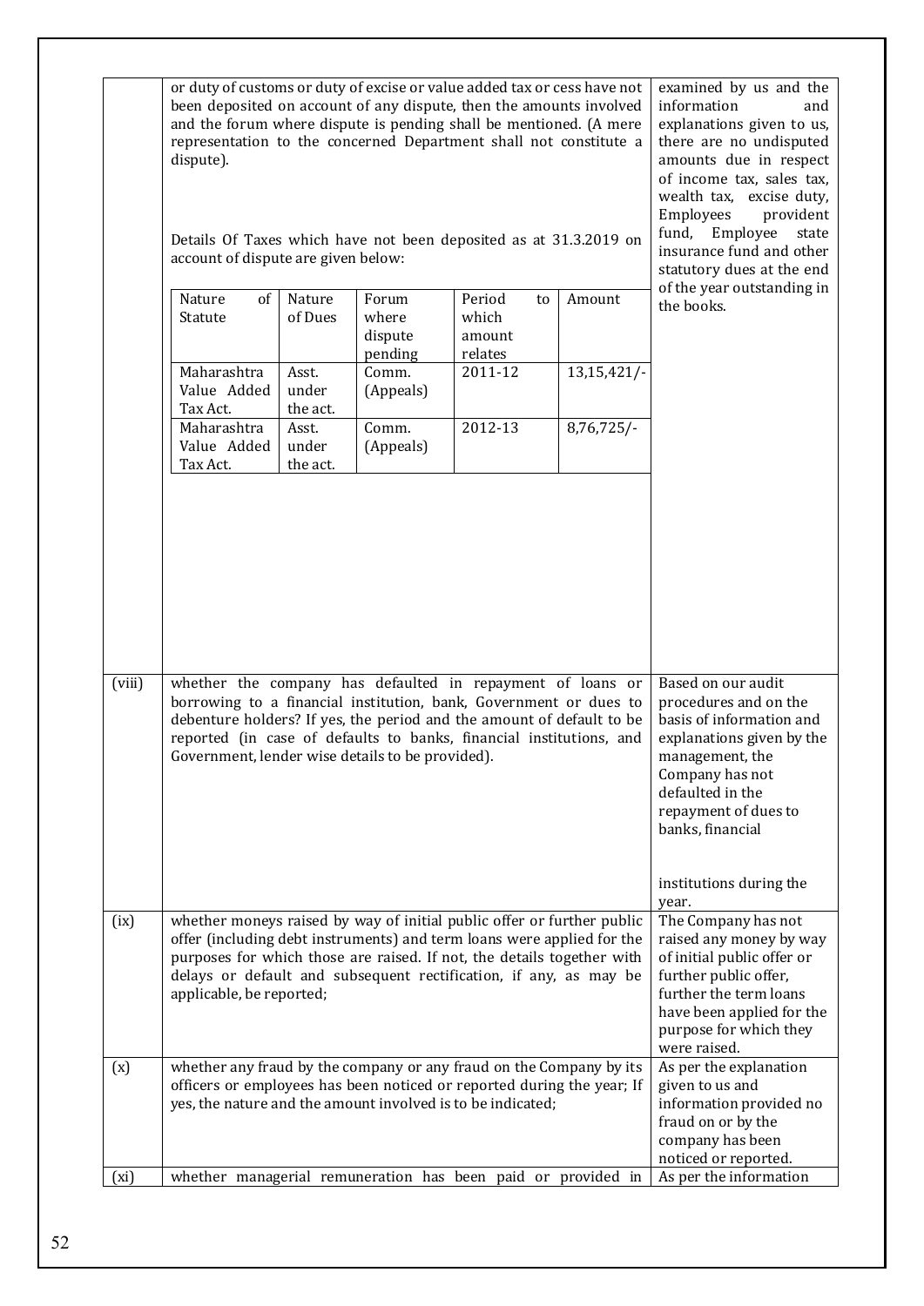| | | |
|---|---|---|
| | or duty of customs or duty of excise or value added tax or cess have not been deposited on account of any dispute, then the amounts involved and the forum where dispute is pending shall be mentioned. (A mere representation to the concerned Department shall not constitute a dispute).<br><br>Details Of Taxes which have not been deposited as at 31.3.2019 on account of dispute are given below:<br><br><table><tr><th>Nature of Statute</th><th>Nature of Dues</th><th>Forum where dispute pending</th><th>Period to which amount relates</th><th>Amount</th></tr><tr><td>Maharashtra Value Added Tax Act.</td><td>Asst. under the act.</td><td>Comm. (Appeals)</td><td>2011-12</td><td>13,15,421/-</td></tr><tr><td>Maharashtra Value Added Tax Act.</td><td>Asst. under the act.</td><td>Comm. (Appeals)</td><td>2012-13</td><td>8,76,725/-</td></tr></table> | examined by us and the information and explanations given to us, there are no undisputed amounts due in respect of income tax, sales tax, wealth tax, excise duty, Employees provident fund, Employee state insurance fund and other statutory dues at the end of the year outstanding in the books. |
| (viii) | whether the company has defaulted in repayment of loans or borrowing to a financial institution, bank, Government or dues to debenture holders? If yes, the period and the amount of default to be reported (in case of defaults to banks, financial institutions, and Government, lender wise details to be provided). | Based on our audit procedures and on the basis of information and explanations given by the management, the Company has not defaulted in the repayment of dues to banks, financial institutions during the year. |
| (ix) | whether moneys raised by way of initial public offer or further public offer (including debt instruments) and term loans were applied for the purposes for which those are raised. If not, the details together with delays or default and subsequent rectification, if any, as may be applicable, be reported; | The Company has not raised any money by way of initial public offer or further public offer, further the term loans have been applied for the purpose for which they were raised. |
| (x) | whether any fraud by the company or any fraud on the Company by its officers or employees has been noticed or reported during the year; If yes, the nature and the amount involved is to be indicated; | As per the explanation given to us and information provided no fraud on or by the company has been noticed or reported. |
| (xi) | whether managerial remuneration has been paid or provided in | As per the information |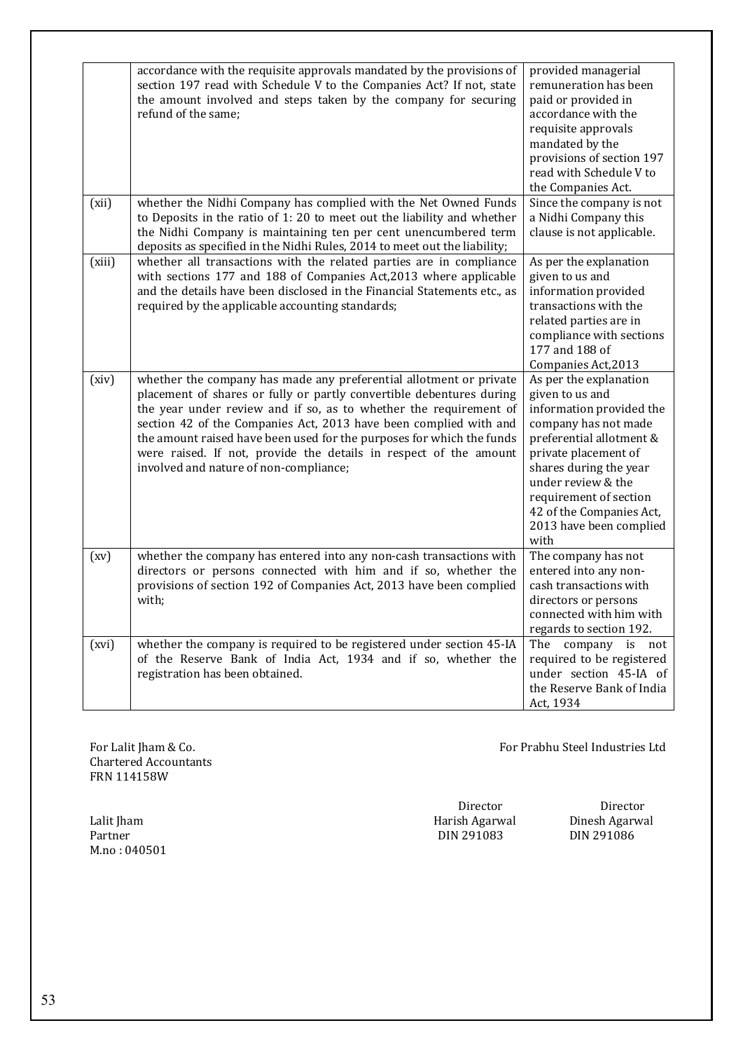| | | |
|---|---|---|
| | accordance with the requisite approvals mandated by the provisions of section 197 read with Schedule V to the Companies Act? If not, state the amount involved and steps taken by the company for securing refund of the same; | provided managerial remuneration has been paid or provided in accordance with the requisite approvals mandated by the provisions of section 197 read with Schedule V to the Companies Act. |
| (xii) | whether the Nidhi Company has complied with the Net Owned Funds to Deposits in the ratio of 1: 20 to meet out the liability and whether the Nidhi Company is maintaining ten per cent unencumbered term deposits as specified in the Nidhi Rules, 2014 to meet out the liability; | Since the company is not a Nidhi Company this clause is not applicable. |
| (xiii) | whether all transactions with the related parties are in compliance with sections 177 and 188 of Companies Act,2013 where applicable and the details have been disclosed in the Financial Statements etc., as required by the applicable accounting standards; | As per the explanation given to us and information provided transactions with the related parties are in compliance with sections 177 and 188 of Companies Act,2013 |
| (xiv) | whether the company has made any preferential allotment or private placement of shares or fully or partly convertible debentures during the year under review and if so, as to whether the requirement of section 42 of the Companies Act, 2013 have been complied with and the amount raised have been used for the purposes for which the funds were raised. If not, provide the details in respect of the amount involved and nature of non-compliance; | As per the explanation given to us and information provided the company has not made preferential allotment & private placement of shares during the year under review & the requirement of section 42 of the Companies Act, 2013 have been complied with |
| (xv) | whether the company has entered into any non-cash transactions with directors or persons connected with him and if so, whether the provisions of section 192 of Companies Act, 2013 have been complied with; | The company has not entered into any non-cash transactions with directors or persons connected with him with regards to section 192. |
| (xvi) | whether the company is required to be registered under section 45-IA of the Reserve Bank of India Act, 1934 and if so, whether the registration has been obtained. | The company is not required to be registered under section 45-IA of the Reserve Bank of India Act, 1934 |

For Lalit Jham & Co.
Chartered Accountants
FRN 114158W

Lalit Jham
Partner
M.no : 040501

For Prabhu Steel Industries Ltd

Director
Harish Agarwal
DIN 291083

Director
Dinesh Agarwal
DIN 291086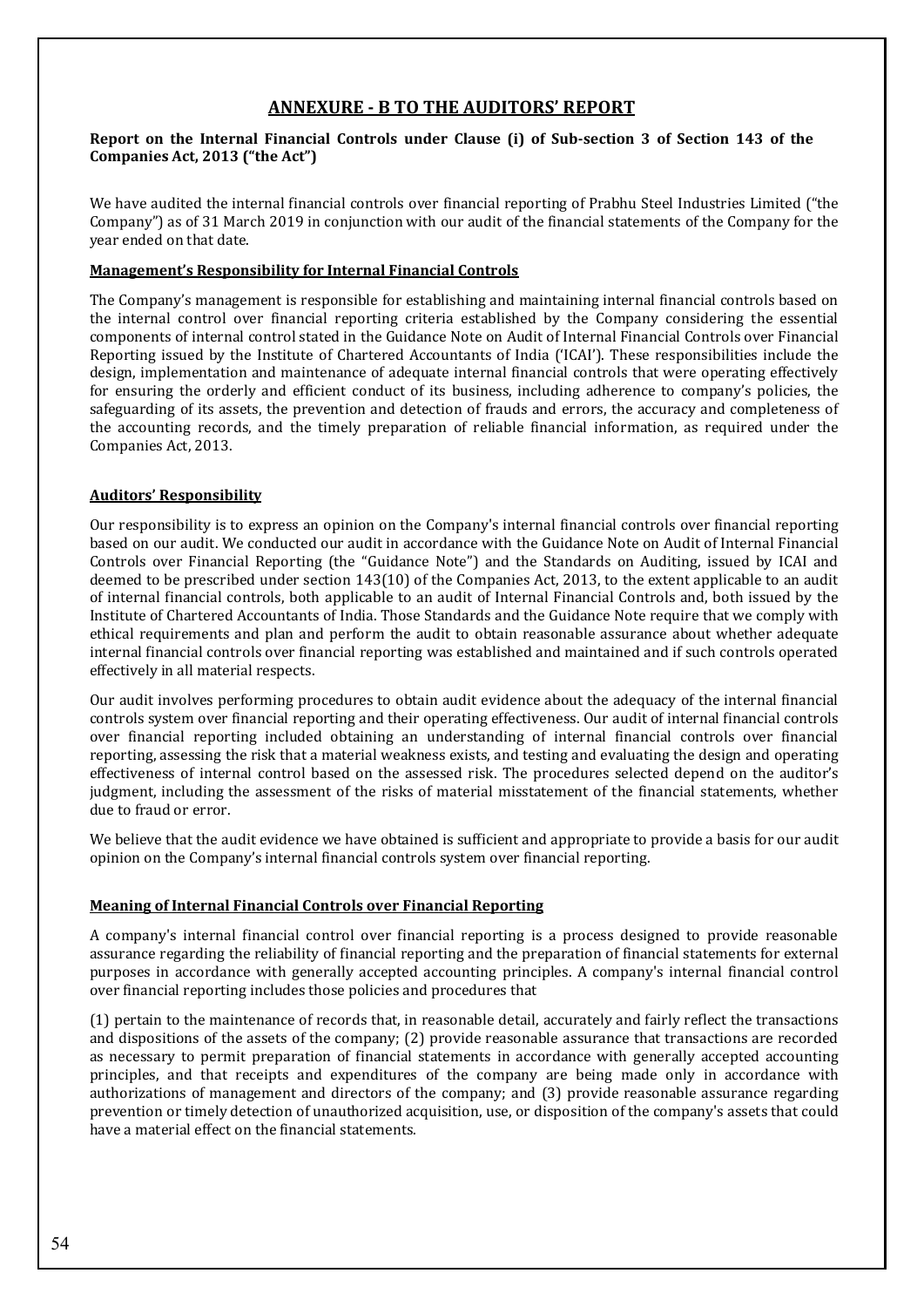## ANNEXURE - B TO THE AUDITORS' REPORT

**Report on the Internal Financial Controls under Clause (i) of Sub-section 3 of Section 143 of the Companies Act, 2013 ("the Act")**

We have audited the internal financial controls over financial reporting of Prabhu Steel Industries Limited ("the Company") as of 31 March 2019 in conjunction with our audit of the financial statements of the Company for the year ended on that date.

### Management's Responsibility for Internal Financial Controls

The Company's management is responsible for establishing and maintaining internal financial controls based on the internal control over financial reporting criteria established by the Company considering the essential components of internal control stated in the Guidance Note on Audit of Internal Financial Controls over Financial Reporting issued by the Institute of Chartered Accountants of India ('ICAI'). These responsibilities include the design, implementation and maintenance of adequate internal financial controls that were operating effectively for ensuring the orderly and efficient conduct of its business, including adherence to company's policies, the safeguarding of its assets, the prevention and detection of frauds and errors, the accuracy and completeness of the accounting records, and the timely preparation of reliable financial information, as required under the Companies Act, 2013.

### Auditors' Responsibility

Our responsibility is to express an opinion on the Company's internal financial controls over financial reporting based on our audit. We conducted our audit in accordance with the Guidance Note on Audit of Internal Financial Controls over Financial Reporting (the "Guidance Note") and the Standards on Auditing, issued by ICAI and deemed to be prescribed under section 143(10) of the Companies Act, 2013, to the extent applicable to an audit of internal financial controls, both applicable to an audit of Internal Financial Controls and, both issued by the Institute of Chartered Accountants of India. Those Standards and the Guidance Note require that we comply with ethical requirements and plan and perform the audit to obtain reasonable assurance about whether adequate internal financial controls over financial reporting was established and maintained and if such controls operated effectively in all material respects.

Our audit involves performing procedures to obtain audit evidence about the adequacy of the internal financial controls system over financial reporting and their operating effectiveness. Our audit of internal financial controls over financial reporting included obtaining an understanding of internal financial controls over financial reporting, assessing the risk that a material weakness exists, and testing and evaluating the design and operating effectiveness of internal control based on the assessed risk. The procedures selected depend on the auditor's judgment, including the assessment of the risks of material misstatement of the financial statements, whether due to fraud or error.

We believe that the audit evidence we have obtained is sufficient and appropriate to provide a basis for our audit opinion on the Company's internal financial controls system over financial reporting.

### Meaning of Internal Financial Controls over Financial Reporting

A company's internal financial control over financial reporting is a process designed to provide reasonable assurance regarding the reliability of financial reporting and the preparation of financial statements for external purposes in accordance with generally accepted accounting principles. A company's internal financial control over financial reporting includes those policies and procedures that

(1) pertain to the maintenance of records that, in reasonable detail, accurately and fairly reflect the transactions and dispositions of the assets of the company; (2) provide reasonable assurance that transactions are recorded as necessary to permit preparation of financial statements in accordance with generally accepted accounting principles, and that receipts and expenditures of the company are being made only in accordance with authorizations of management and directors of the company; and (3) provide reasonable assurance regarding prevention or timely detection of unauthorized acquisition, use, or disposition of the company's assets that could have a material effect on the financial statements.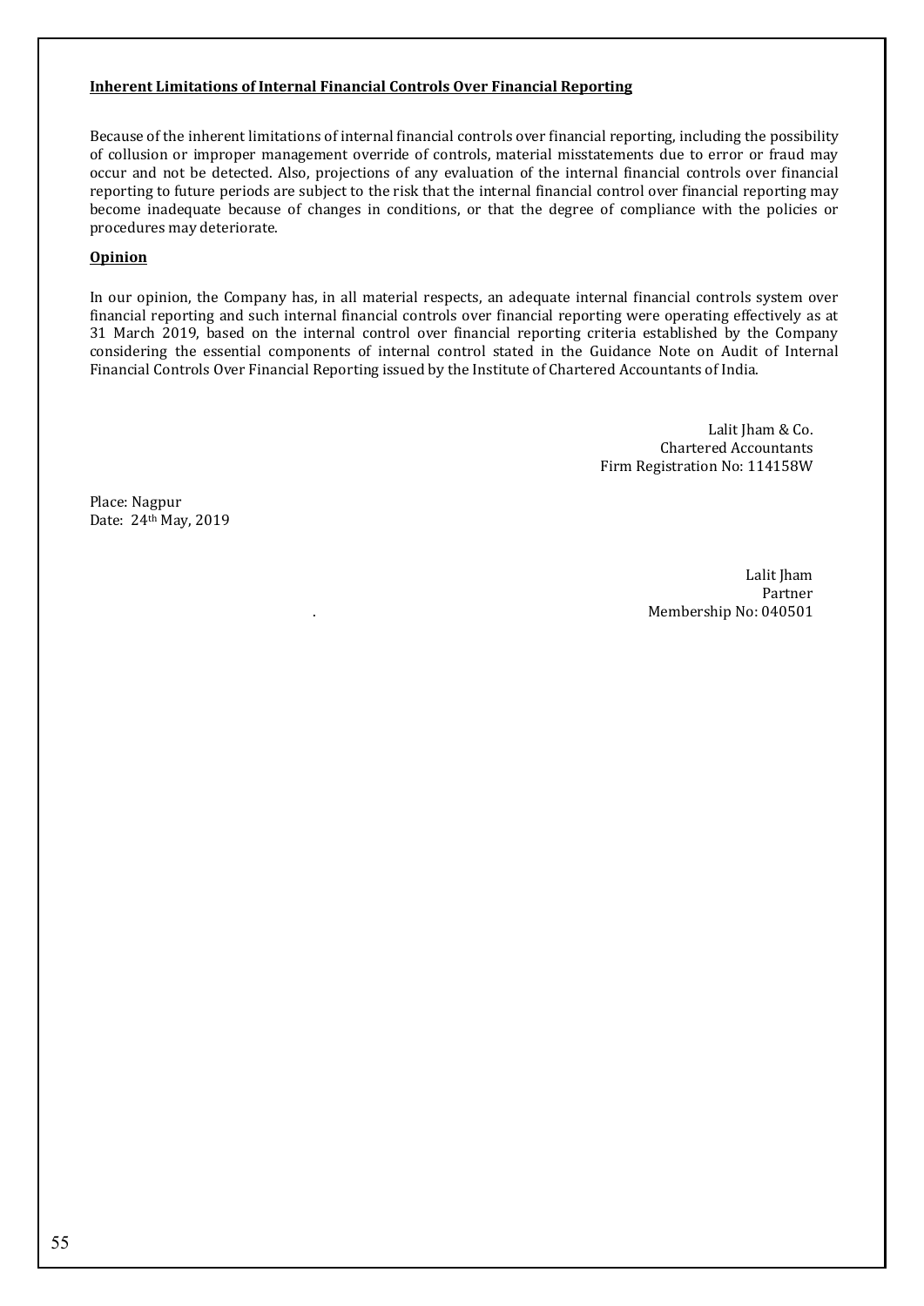**Inherent Limitations of Internal Financial Controls Over Financial Reporting**

Because of the inherent limitations of internal financial controls over financial reporting, including the possibility of collusion or improper management override of controls, material misstatements due to error or fraud may occur and not be detected. Also, projections of any evaluation of the internal financial controls over financial reporting to future periods are subject to the risk that the internal financial control over financial reporting may become inadequate because of changes in conditions, or that the degree of compliance with the policies or procedures may deteriorate.

**Opinion**

In our opinion, the Company has, in all material respects, an adequate internal financial controls system over financial reporting and such internal financial controls over financial reporting were operating effectively as at 31 March 2019, based on the internal control over financial reporting criteria established by the Company considering the essential components of internal control stated in the Guidance Note on Audit of Internal Financial Controls Over Financial Reporting issued by the Institute of Chartered Accountants of India.

Lalit Jham & Co.
Chartered Accountants
Firm Registration No: 114158W

Place: Nagpur
Date: 24th May, 2019

Lalit Jham
Partner
Membership No: 040501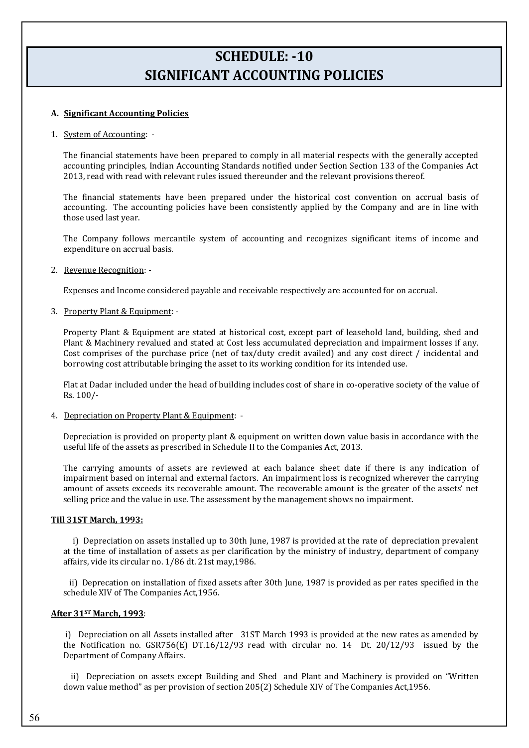# SCHEDULE: -10
# SIGNIFICANT ACCOUNTING POLICIES

**A. Significant Accounting Policies**

1. System of Accounting: -

The financial statements have been prepared to comply in all material respects with the generally accepted accounting principles, Indian Accounting Standards notified under Section Section 133 of the Companies Act 2013, read with read with relevant rules issued thereunder and the relevant provisions thereof.

The financial statements have been prepared under the historical cost convention on accrual basis of accounting. The accounting policies have been consistently applied by the Company and are in line with those used last year.

The Company follows mercantile system of accounting and recognizes significant items of income and expenditure on accrual basis.

2. Revenue Recognition: -

Expenses and Income considered payable and receivable respectively are accounted for on accrual.

3. Property Plant & Equipment: -

Property Plant & Equipment are stated at historical cost, except part of leasehold land, building, shed and Plant & Machinery revalued and stated at Cost less accumulated depreciation and impairment losses if any. Cost comprises of the purchase price (net of tax/duty credit availed) and any cost direct / incidental and borrowing cost attributable bringing the asset to its working condition for its intended use.

Flat at Dadar included under the head of building includes cost of share in co-operative society of the value of Rs. 100/-

4. Depreciation on Property Plant & Equipment: -

Depreciation is provided on property plant & equipment on written down value basis in accordance with the useful life of the assets as prescribed in Schedule II to the Companies Act, 2013.

The carrying amounts of assets are reviewed at each balance sheet date if there is any indication of impairment based on internal and external factors. An impairment loss is recognized wherever the carrying amount of assets exceeds its recoverable amount. The recoverable amount is the greater of the assets' net selling price and the value in use. The assessment by the management shows no impairment.

**Till 31ST March, 1993:**

i) Depreciation on assets installed up to 30th June, 1987 is provided at the rate of depreciation prevalent at the time of installation of assets as per clarification by the ministry of industry, department of company affairs, vide its circular no. 1/86 dt. 21st may,1986.

ii) Deprecation on installation of fixed assets after 30th June, 1987 is provided as per rates specified in the schedule XIV of The Companies Act,1956.

**After 31ST March, 1993**:

i) Depreciation on all Assets installed after 31ST March 1993 is provided at the new rates as amended by the Notification no. GSR756(E) DT.16/12/93 read with circular no. 14 Dt. 20/12/93 issued by the Department of Company Affairs.

ii) Depreciation on assets except Building and Shed and Plant and Machinery is provided on "Written down value method" as per provision of section 205(2) Schedule XIV of The Companies Act,1956.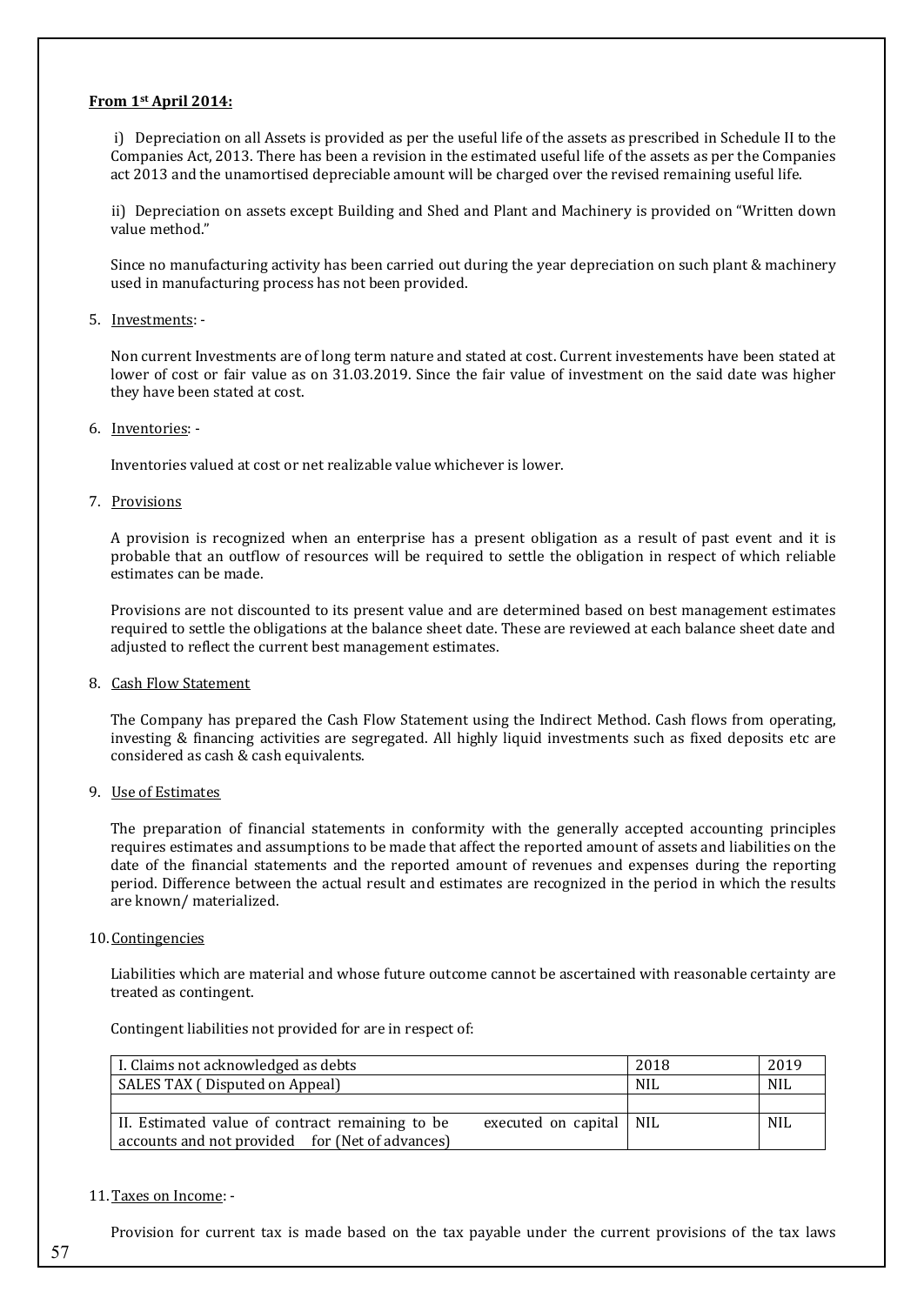**From 1st April 2014:**

i) Depreciation on all Assets is provided as per the useful life of the assets as prescribed in Schedule II to the Companies Act, 2013. There has been a revision in the estimated useful life of the assets as per the Companies act 2013 and the unamortised depreciable amount will be charged over the revised remaining useful life.

ii) Depreciation on assets except Building and Shed and Plant and Machinery is provided on "Written down value method."

Since no manufacturing activity has been carried out during the year depreciation on such plant & machinery used in manufacturing process has not been provided.

5. Investments: -

Non current Investments are of long term nature and stated at cost. Current investements have been stated at lower of cost or fair value as on 31.03.2019. Since the fair value of investment on the said date was higher they have been stated at cost.

6. Inventories: -

Inventories valued at cost or net realizable value whichever is lower.

7. Provisions

A provision is recognized when an enterprise has a present obligation as a result of past event and it is probable that an outflow of resources will be required to settle the obligation in respect of which reliable estimates can be made.

Provisions are not discounted to its present value and are determined based on best management estimates required to settle the obligations at the balance sheet date. These are reviewed at each balance sheet date and adjusted to reflect the current best management estimates.

8. Cash Flow Statement

The Company has prepared the Cash Flow Statement using the Indirect Method. Cash flows from operating, investing & financing activities are segregated. All highly liquid investments such as fixed deposits etc are considered as cash & cash equivalents.

9. Use of Estimates

The preparation of financial statements in conformity with the generally accepted accounting principles requires estimates and assumptions to be made that affect the reported amount of assets and liabilities on the date of the financial statements and the reported amount of revenues and expenses during the reporting period. Difference between the actual result and estimates are recognized in the period in which the results are known/ materialized.

10. Contingencies

Liabilities which are material and whose future outcome cannot be ascertained with reasonable certainty are treated as contingent.

Contingent liabilities not provided for are in respect of:

| I. Claims not acknowledged as debts | 2018 | 2019 |
| --- | --- | --- |
| SALES TAX ( Disputed on Appeal) | NIL | NIL |
| | | |
| II. Estimated value of contract remaining to be executed on capital accounts and not provided for (Net of advances) | NIL | NIL |

11. Taxes on Income: -

Provision for current tax is made based on the tax payable under the current provisions of the tax laws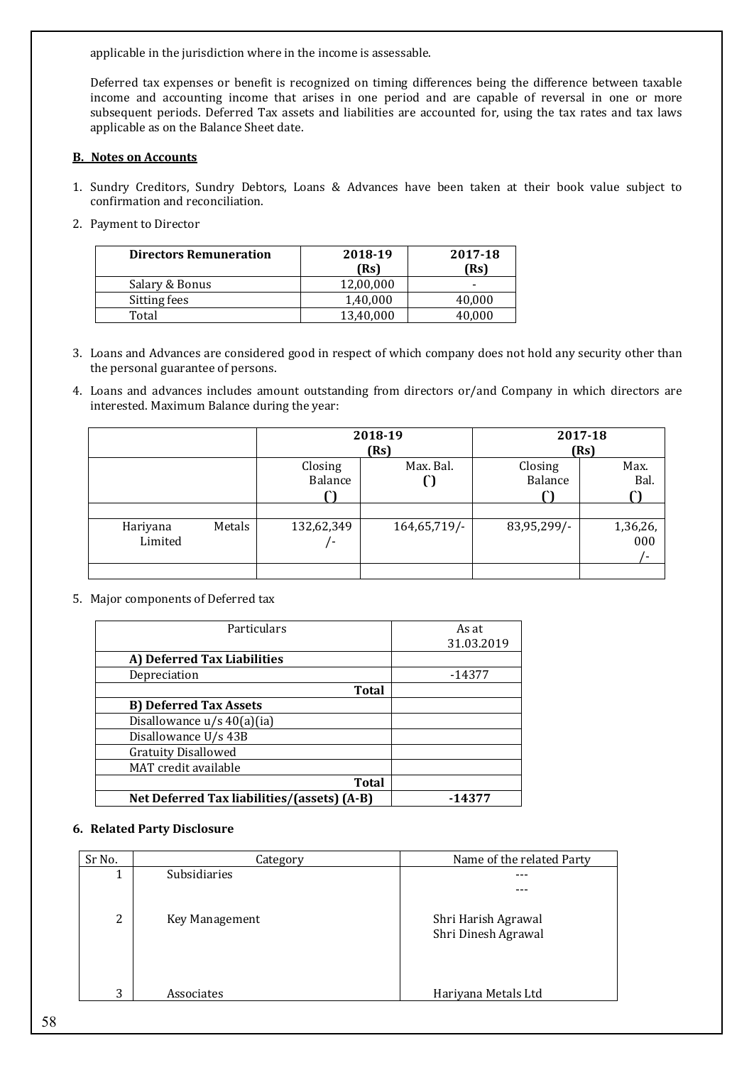applicable in the jurisdiction where in the income is assessable.

Deferred tax expenses or benefit is recognized on timing differences being the difference between taxable income and accounting income that arises in one period and are capable of reversal in one or more subsequent periods. Deferred Tax assets and liabilities are accounted for, using the tax rates and tax laws applicable as on the Balance Sheet date.

**B. Notes on Accounts**

1. Sundry Creditors, Sundry Debtors, Loans & Advances have been taken at their book value subject to confirmation and reconciliation.
2. Payment to Director

| Directors Remuneration | 2018-19 (Rs) | 2017-18 (Rs) |
|---|---|---|
| Salary & Bonus | 12,00,000 | - |
| Sitting fees | 1,40,000 | 40,000 |
| Total | 13,40,000 | 40,000 |

3. Loans and Advances are considered good in respect of which company does not hold any security other than the personal guarantee of persons.
4. Loans and advances includes amount outstanding from directors or/and Company in which directors are interested. Maximum Balance during the year:

| | 2018-19 (Rs) | | 2017-18 (Rs) | |
|---|---|---|---|---|
| | Closing Balance (`) | Max. Bal. (`) | Closing Balance (`) | Max. Bal. (`) |
| | | | | |
| Hariyana Metals Limited | 132,62,349 /- | 164,65,719/- | 83,95,299/- | 1,36,26, 000 /- |
| | | | | |

5. Major components of Deferred tax

| Particulars | As at 31.03.2019 |
|---|---|
| **A) Deferred Tax Liabilities** | |
| Depreciation | -14377 |
| **Total** | |
| **B) Deferred Tax Assets** | |
| Disallowance u/s 40(a)(ia) | |
| Disallowance U/s 43B | |
| Gratuity Disallowed | |
| MAT credit available | |
| **Total** | |
| **Net Deferred Tax liabilities/(assets) (A-B)** | **-14377** |

**6. Related Party Disclosure**

| Sr No. | Category | Name of the related Party |
|---|---|---|
| 1 | Subsidiaries | --- <br> --- |
| 2 | Key Management | Shri Harish Agrawal <br> Shri Dinesh Agrawal |
| 3 | Associates | Hariyana Metals Ltd |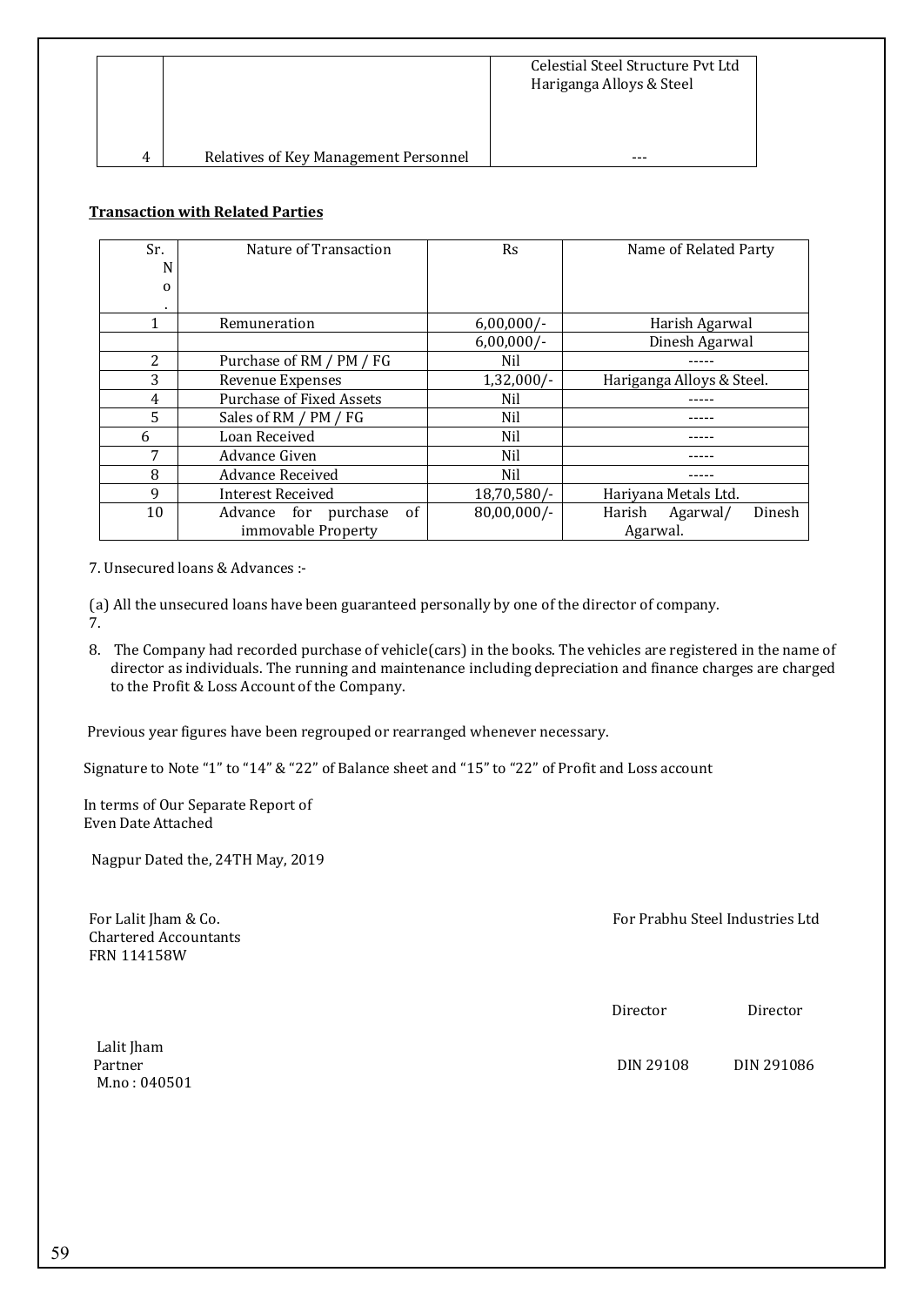|  |  | Celestial Steel Structure Pvt Ltd<br>Hariganga Alloys & Steel |
|---|---|---|
| 4 | Relatives of Key Management Personnel | --- |

**Transaction with Related Parties**

| Sr. No. | Nature of Transaction | Rs | Name of Related Party |
|---|---|---|---|
| 1 | Remuneration | 6,00,000/- | Harish Agarwal |
|  |  | 6,00,000/- | Dinesh Agarwal |
| 2 | Purchase of RM / PM / FG | Nil | ----- |
| 3 | Revenue Expenses | 1,32,000/- | Hariganga Alloys & Steel. |
| 4 | Purchase of Fixed Assets | Nil | ----- |
| 5 | Sales of RM / PM / FG | Nil | ----- |
| 6 | Loan Received | Nil | ----- |
| 7 | Advance Given | Nil | ----- |
| 8 | Advance Received | Nil | ----- |
| 9 | Interest Received | 18,70,580/- | Hariyana Metals Ltd. |
| 10 | Advance for purchase of immovable Property | 80,00,000/- | Harish Agarwal/ Dinesh Agarwal. |

7. Unsecured loans & Advances :-

(a) All the unsecured loans have been guaranteed personally by one of the director of company.
7.

8. The Company had recorded purchase of vehicle(cars) in the books. The vehicles are registered in the name of director as individuals. The running and maintenance including depreciation and finance charges are charged to the Profit & Loss Account of the Company.

Previous year figures have been regrouped or rearranged whenever necessary.

Signature to Note "1" to "14" & "22" of Balance sheet and "15" to "22" of Profit and Loss account

In terms of Our Separate Report of
Even Date Attached

Nagpur Dated the, 24TH May, 2019

For Lalit Jham & Co.
Chartered Accountants
FRN 114158W

Lalit Jham
Partner
M.no : 040501

For Prabhu Steel Industries Ltd

Director — DIN 29108

Director — DIN 291086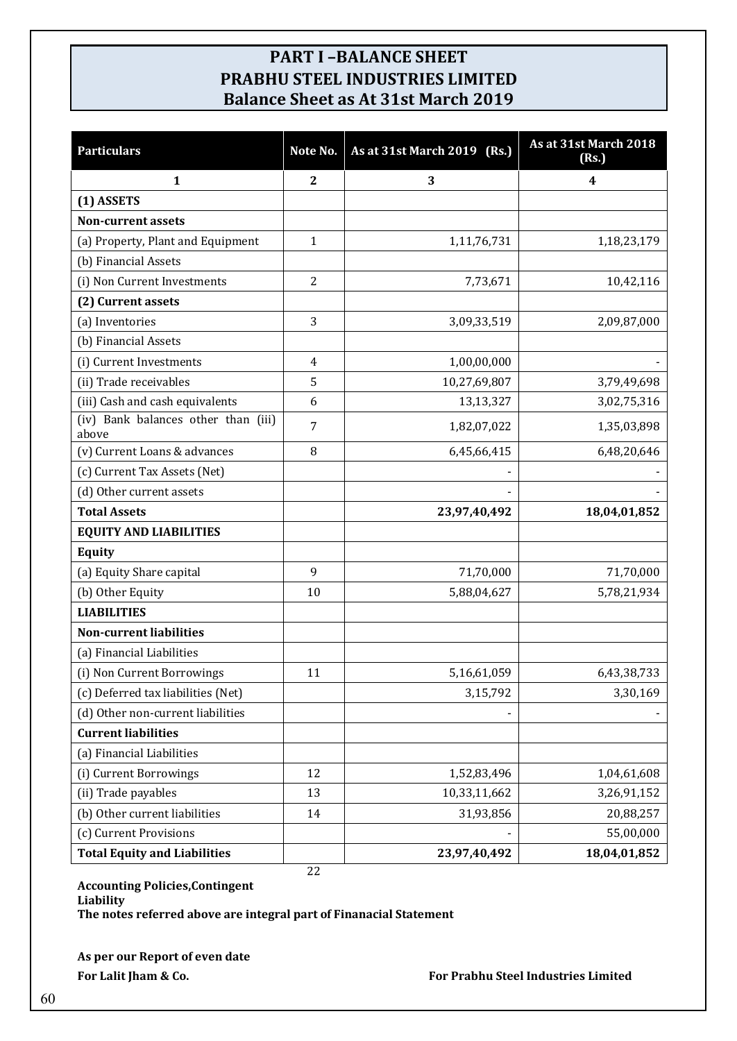# PART I –BALANCE SHEET
# PRABHU STEEL INDUSTRIES LIMITED
## Balance Sheet as At 31st March 2019

| Particulars | Note No. | As at 31st March 2019 (Rs.) | As at 31st March 2018 (Rs.) |
|---|---|---|---|
| 1 | 2 | 3 | 4 |
| **(1) ASSETS** | | | |
| **Non-current assets** | | | |
| (a) Property, Plant and Equipment | 1 | 1,11,76,731 | 1,18,23,179 |
| (b) Financial Assets | | | |
| (i) Non Current Investments | 2 | 7,73,671 | 10,42,116 |
| **(2) Current assets** | | | |
| (a) Inventories | 3 | 3,09,33,519 | 2,09,87,000 |
| (b) Financial Assets | | | |
| (i) Current Investments | 4 | 1,00,00,000 | - |
| (ii) Trade receivables | 5 | 10,27,69,807 | 3,79,49,698 |
| (iii) Cash and cash equivalents | 6 | 13,13,327 | 3,02,75,316 |
| (iv) Bank balances other than (iii) above | 7 | 1,82,07,022 | 1,35,03,898 |
| (v) Current Loans & advances | 8 | 6,45,66,415 | 6,48,20,646 |
| (c) Current Tax Assets (Net) | | - | - |
| (d) Other current assets | | - | - |
| **Total Assets** | | **23,97,40,492** | **18,04,01,852** |
| **EQUITY AND LIABILITIES** | | | |
| **Equity** | | | |
| (a) Equity Share capital | 9 | 71,70,000 | 71,70,000 |
| (b) Other Equity | 10 | 5,88,04,627 | 5,78,21,934 |
| **LIABILITIES** | | | |
| **Non-current liabilities** | | | |
| (a) Financial Liabilities | | | |
| (i) Non Current Borrowings | 11 | 5,16,61,059 | 6,43,38,733 |
| (c) Deferred tax liabilities (Net) | | 3,15,792 | 3,30,169 |
| (d) Other non-current liabilities | | - | - |
| **Current liabilities** | | | |
| (a) Financial Liabilities | | | |
| (i) Current Borrowings | 12 | 1,52,83,496 | 1,04,61,608 |
| (ii) Trade payables | 13 | 10,33,11,662 | 3,26,91,152 |
| (b) Other current liabilities | 14 | 31,93,856 | 20,88,257 |
| (c) Current Provisions | | - | 55,00,000 |
| **Total Equity and Liabilities** | | **23,97,40,492** | **18,04,01,852** |

**Accounting Policies,Contingent Liability** 22

**The notes referred above are integral part of Finanacial Statement**

**As per our Report of even date**

**For Lalit Jham & Co.** **For Prabhu Steel Industries Limited**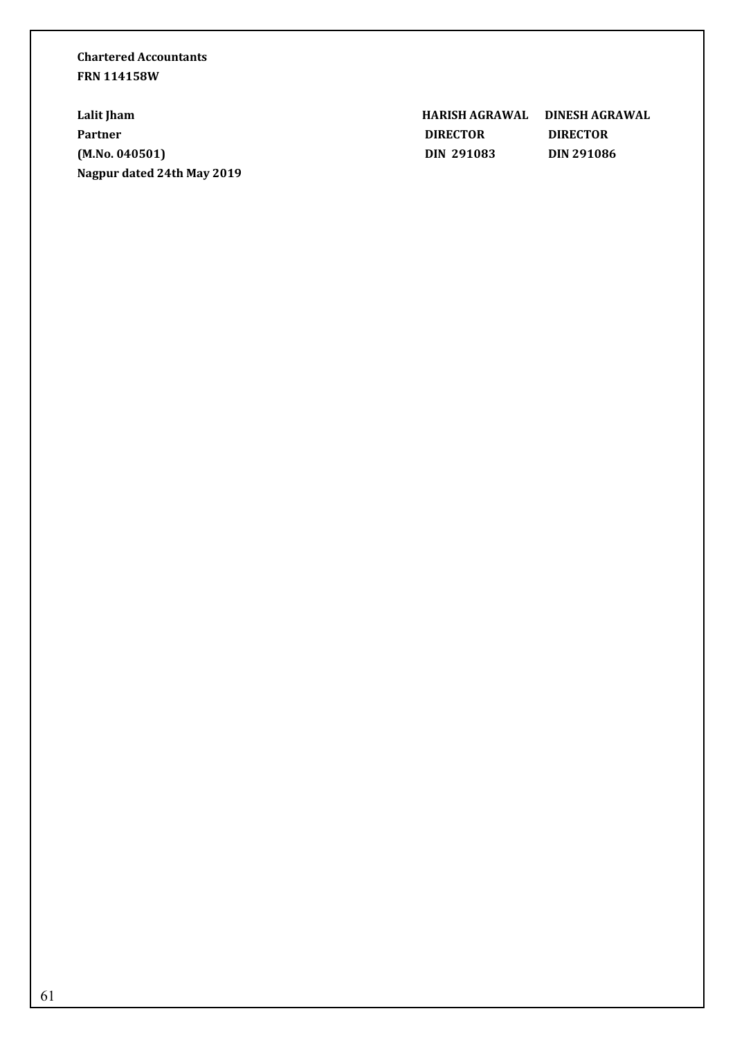**Chartered Accountants**
**FRN 114158W**

| | | |
|---|---|---|
| **Lalit Jham** | **HARISH AGRAWAL** | **DINESH AGRAWAL** |
| **Partner** | **DIRECTOR** | **DIRECTOR** |
| **(M.No. 040501)** | **DIN 291083** | **DIN 291086** |
| **Nagpur dated 24th May 2019** | | |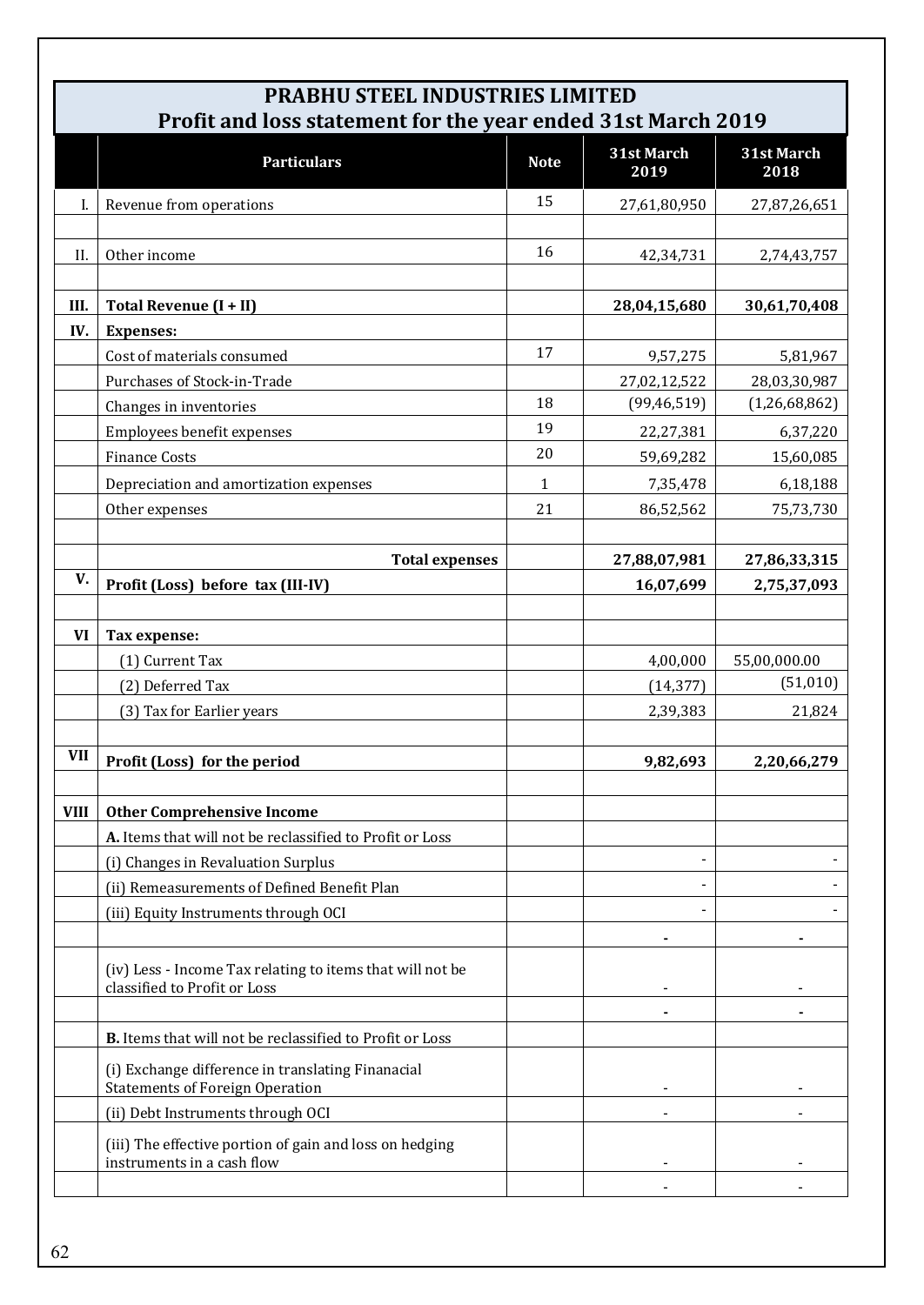# PRABHU STEEL INDUSTRIES LIMITED
## Profit and loss statement for the year ended 31st March 2019

| | Particulars | Note | 31st March 2019 | 31st March 2018 |
|---|---|---|---|---|
| I. | Revenue from operations | 15 | 27,61,80,950 | 27,87,26,651 |
| | | | | |
| II. | Other income | 16 | 42,34,731 | 2,74,43,757 |
| | | | | |
| III. | **Total Revenue (I + II)** | | **28,04,15,680** | **30,61,70,408** |
| IV. | **Expenses:** | | | |
| | Cost of materials consumed | 17 | 9,57,275 | 5,81,967 |
| | Purchases of Stock-in-Trade | | 27,02,12,522 | 28,03,30,987 |
| | Changes in inventories | 18 | (99,46,519) | (1,26,68,862) |
| | Employees benefit expenses | 19 | 22,27,381 | 6,37,220 |
| | Finance Costs | 20 | 59,69,282 | 15,60,085 |
| | Depreciation and amortization expenses | 1 | 7,35,478 | 6,18,188 |
| | Other expenses | 21 | 86,52,562 | 75,73,730 |
| | | | | |
| | **Total expenses** | | **27,88,07,981** | **27,86,33,315** |
| V. | **Profit (Loss) before tax (III-IV)** | | **16,07,699** | **2,75,37,093** |
| | | | | |
| VI | **Tax expense:** | | | |
| | (1) Current Tax | | 4,00,000 | 55,00,000.00 |
| | (2) Deferred Tax | | (14,377) | (51,010) |
| | (3) Tax for Earlier years | | 2,39,383 | 21,824 |
| | | | | |
| VII | **Profit (Loss) for the period** | | **9,82,693** | **2,20,66,279** |
| | | | | |
| VIII | **Other Comprehensive Income** | | | |
| | **A.** Items that will not be reclassified to Profit or Loss | | | |
| | (i) Changes in Revaluation Surplus | | - | - |
| | (ii) Remeasurements of Defined Benefit Plan | | - | - |
| | (iii) Equity Instruments through OCI | | - | - |
| | | | **-** | **-** |
| | (iv) Less - Income Tax relating to items that will not be classified to Profit or Loss | | - | - |
| | | | **-** | **-** |
| | **B.** Items that will not be reclassified to Profit or Loss | | | |
| | (i) Exchange difference in translating Finanacial Statements of Foreign Operation | | - | - |
| | (ii) Debt Instruments through OCI | | - | - |
| | (iii) The effective portion of gain and loss on hedging instruments in a cash flow | | - | - |
| | | | - | - |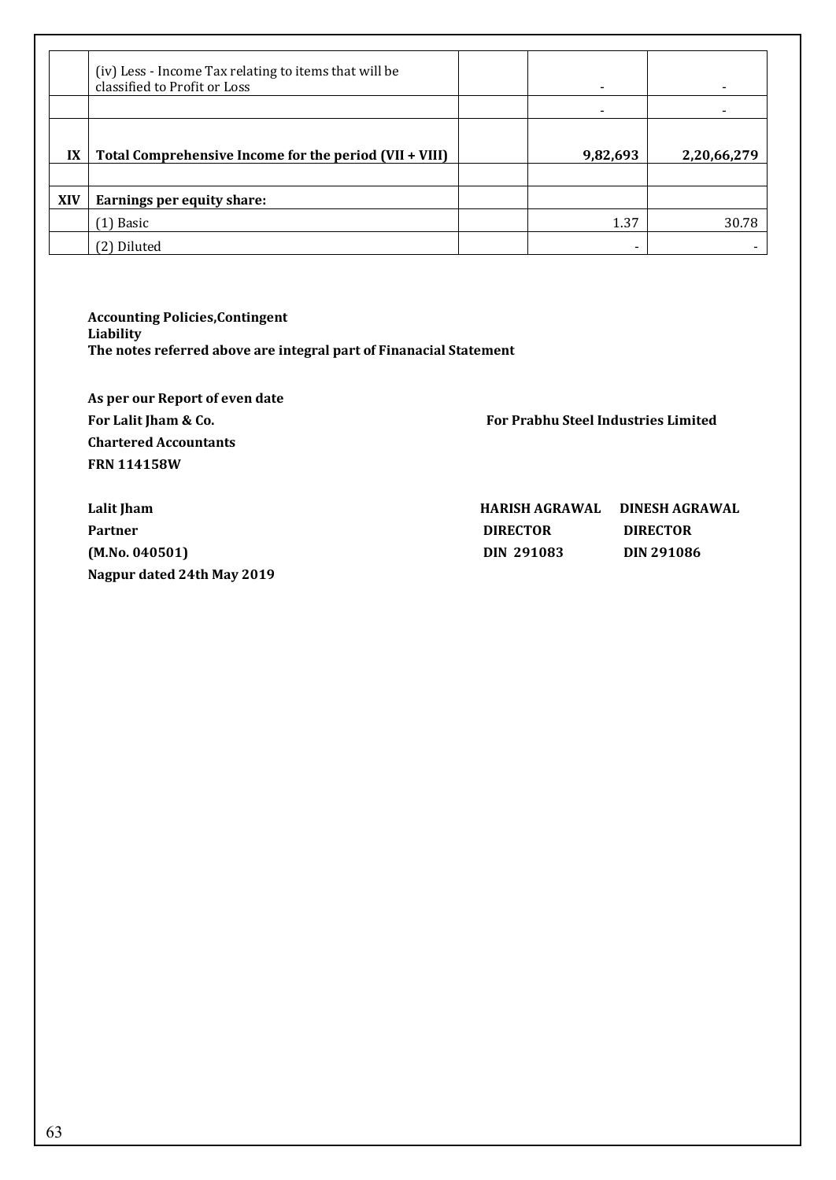|  |  |  |  |  |
|---|---|---|---|---|
|  | (iv) Less - Income Tax relating to items that will be classified to Profit or Loss |  | - | - |
|  |  |  | - | - |
| IX | **Total Comprehensive Income for the period (VII + VIII)** |  | **9,82,693** | **2,20,66,279** |
|  |  |  |  |  |
| XIV | **Earnings per equity share:** |  |  |  |
|  | (1) Basic |  | 1.37 | 30.78 |
|  | (2) Diluted |  | - | - |

**Accounting Policies,Contingent Liability**
**The notes referred above are integral part of Finanacial Statement**

**As per our Report of even date**

**For Lalit Jham & Co.**
**Chartered Accountants**
**FRN 114158W**

**Lalit Jham**
**Partner**
**(M.No. 040501)**
**Nagpur dated 24th May 2019**

**For Prabhu Steel Industries Limited**

| **HARISH AGRAWAL** | **DINESH AGRAWAL** |
|---|---|
| **DIRECTOR** | **DIRECTOR** |
| **DIN 291083** | **DIN 291086** |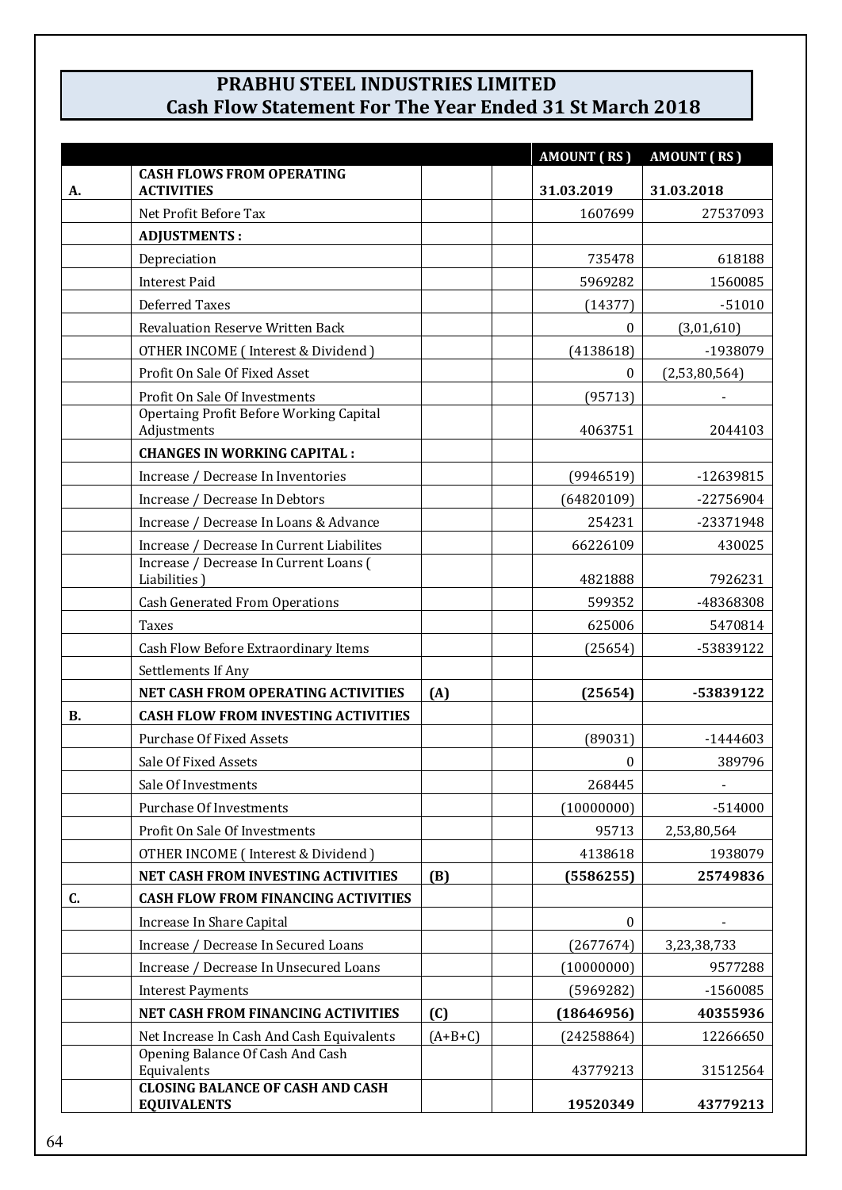# PRABHU STEEL INDUSTRIES LIMITED

## Cash Flow Statement For The Year Ended 31 St March 2018

| | | | | AMOUNT ( RS ) | AMOUNT ( RS ) |
|---|---|---|---|---|---|
| **A.** | **CASH FLOWS FROM OPERATING ACTIVITIES** | | | **31.03.2019** | **31.03.2018** |
| | Net Profit Before Tax | | | 1607699 | 27537093 |
| | **ADJUSTMENTS :** | | | | |
| | Depreciation | | | 735478 | 618188 |
| | Interest Paid | | | 5969282 | 1560085 |
| | Deferred Taxes | | | (14377) | -51010 |
| | Revaluation Reserve Written Back | | | 0 | (3,01,610) |
| | OTHER INCOME ( Interest & Dividend ) | | | (4138618) | -1938079 |
| | Profit On Sale Of Fixed Asset | | | 0 | (2,53,80,564) |
| | Profit On Sale Of Investments | | | (95713) | - |
| | Opertaing Profit Before Working Capital Adjustments | | | 4063751 | 2044103 |
| | **CHANGES IN WORKING CAPITAL :** | | | | |
| | Increase / Decrease In Inventories | | | (9946519) | -12639815 |
| | Increase / Decrease In Debtors | | | (64820109) | -22756904 |
| | Increase / Decrease In Loans & Advance | | | 254231 | -23371948 |
| | Increase / Decrease In Current Liabilites | | | 66226109 | 430025 |
| | Increase / Decrease In Current Loans ( Liabilities ) | | | 4821888 | 7926231 |
| | Cash Generated From Operations | | | 599352 | -48368308 |
| | Taxes | | | 625006 | 5470814 |
| | Cash Flow Before Extraordinary Items | | | (25654) | -53839122 |
| | Settlements If Any | | | | |
| | **NET CASH FROM OPERATING ACTIVITIES** | **(A)** | | **(25654)** | **-53839122** |
| **B.** | **CASH FLOW FROM INVESTING ACTIVITIES** | | | | |
| | Purchase Of Fixed Assets | | | (89031) | -1444603 |
| | Sale Of Fixed Assets | | | 0 | 389796 |
| | Sale Of Investments | | | 268445 | - |
| | Purchase Of Investments | | | (10000000) | -514000 |
| | Profit On Sale Of Investments | | | 95713 | 2,53,80,564 |
| | OTHER INCOME ( Interest & Dividend ) | | | 4138618 | 1938079 |
| | **NET CASH FROM INVESTING ACTIVITIES** | **(B)** | | **(5586255)** | **25749836** |
| **C.** | **CASH FLOW FROM FINANCING ACTIVITIES** | | | | |
| | Increase In Share Capital | | | 0 | - |
| | Increase / Decrease In Secured Loans | | | (2677674) | 3,23,38,733 |
| | Increase / Decrease In Unsecured Loans | | | (10000000) | 9577288 |
| | Interest Payments | | | (5969282) | -1560085 |
| | **NET CASH FROM FINANCING ACTIVITIES** | **(C)** | | **(18646956)** | **40355936** |
| | Net Increase In Cash And Cash Equivalents | (A+B+C) | | (24258864) | 12266650 |
| | Opening Balance Of Cash And Cash Equivalents | | | 43779213 | 31512564 |
| | **CLOSING BALANCE OF CASH AND CASH EQUIVALENTS** | | | **19520349** | **43779213** |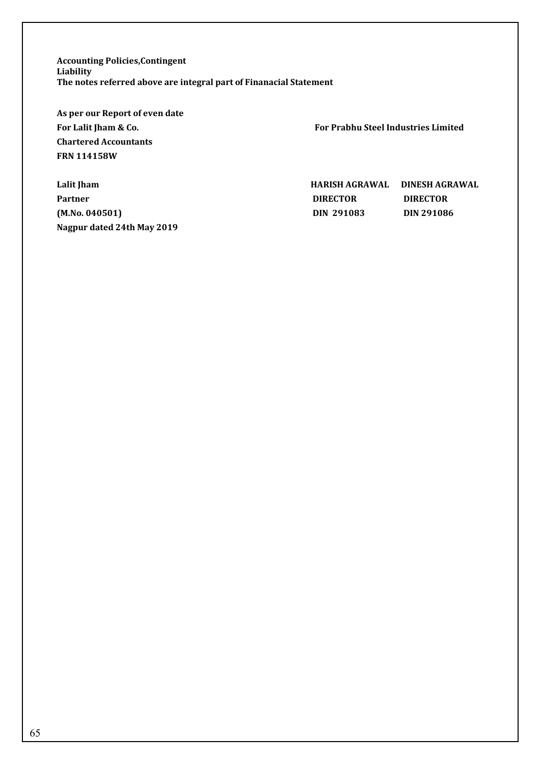**Accounting Policies,Contingent Liability**
**The notes referred above are integral part of Finanacial Statement**

**As per our Report of even date**

| | | |
|---|---|---|
| **For Lalit Jham & Co.** | **For Prabhu Steel Industries Limited** | |
| **Chartered Accountants** | | |
| **FRN 114158W** | | |
| | | |
| **Lalit Jham** | **HARISH AGRAWAL** | **DINESH AGRAWAL** |
| **Partner** | **DIRECTOR** | **DIRECTOR** |
| **(M.No. 040501)** | **DIN 291083** | **DIN 291086** |
| **Nagpur dated 24th May 2019** | | |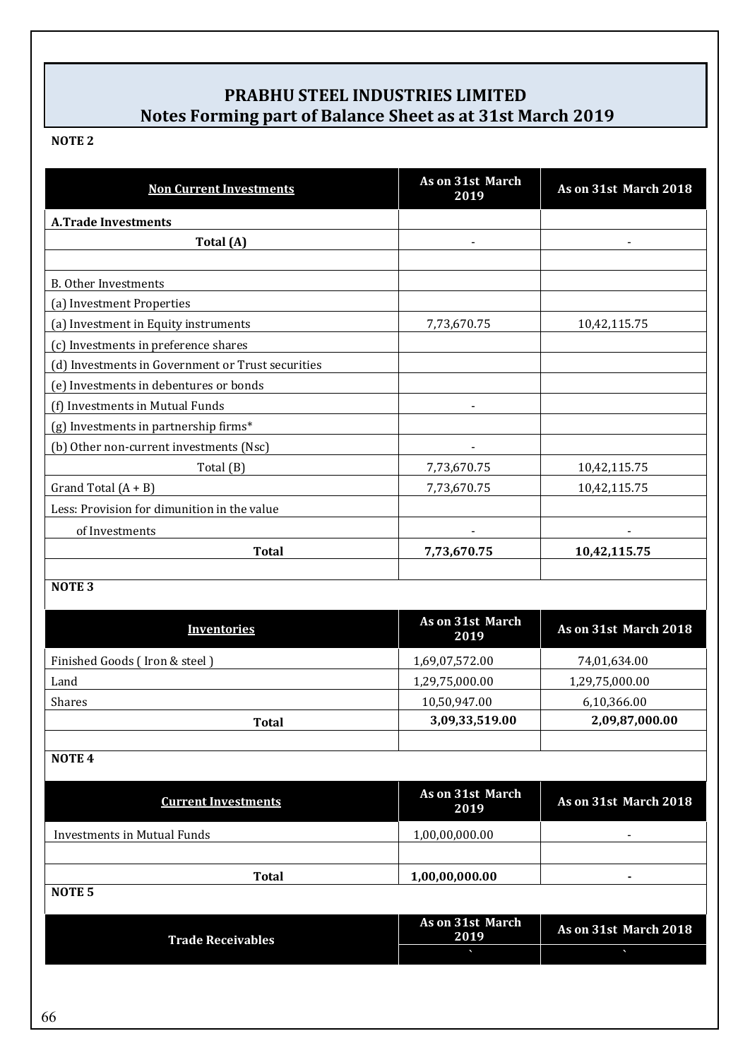# PRABHU STEEL INDUSTRIES LIMITED
## Notes Forming part of Balance Sheet as at 31st March 2019

**NOTE 2**

| Non Current Investments | As on 31st March 2019 | As on 31st March 2018 |
|---|---|---|
| **A.Trade Investments** | | |
| **Total (A)** | - | - |
| | | |
| B. Other Investments | | |
| (a) Investment Properties | | |
| (a) Investment in Equity instruments | 7,73,670.75 | 10,42,115.75 |
| (c) Investments in preference shares | | |
| (d) Investments in Government or Trust securities | | |
| (e) Investments in debentures or bonds | | |
| (f) Investments in Mutual Funds | - | |
| (g) Investments in partnership firms* | | |
| (b) Other non-current investments (Nsc) | - | |
| Total (B) | 7,73,670.75 | 10,42,115.75 |
| Grand Total (A + B) | 7,73,670.75 | 10,42,115.75 |
| Less: Provision for dimunition in the value of Investments | - | - |
| **Total** | **7,73,670.75** | **10,42,115.75** |

**NOTE 3**

| Inventories | As on 31st March 2019 | As on 31st March 2018 |
|---|---|---|
| Finished Goods ( Iron & steel ) | 1,69,07,572.00 | 74,01,634.00 |
| Land | 1,29,75,000.00 | 1,29,75,000.00 |
| Shares | 10,50,947.00 | 6,10,366.00 |
| **Total** | **3,09,33,519.00** | **2,09,87,000.00** |

**NOTE 4**

| Current Investments | As on 31st March 2019 | As on 31st March 2018 |
|---|---|---|
| Investments in Mutual Funds | 1,00,00,000.00 | - |
| | | |
| **Total** | **1,00,00,000.00** | **-** |

**NOTE 5**

| Trade Receivables | As on 31st March 2019 | As on 31st March 2018 |
|---|---|---|
| | ` | ` |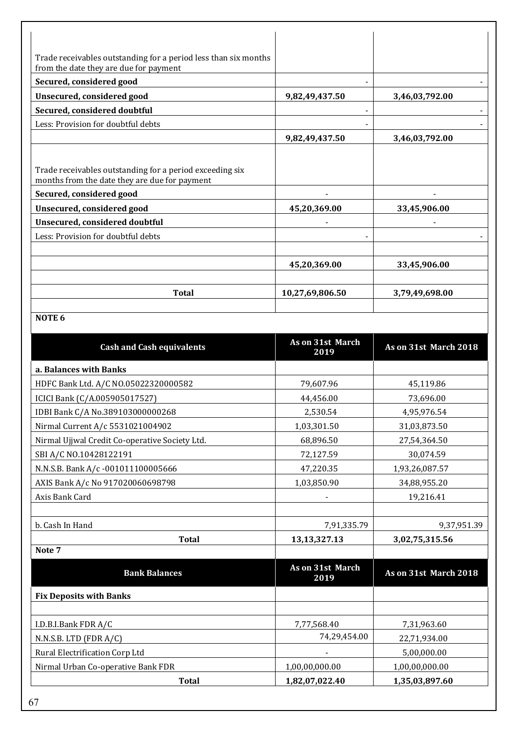| | | |
|---|---|---|
| Trade receivables outstanding for a period less than six months from the date they are due for payment | | |
| **Secured, considered good** | - | - |
| **Unsecured, considered good** | **9,82,49,437.50** | **3,46,03,792.00** |
| **Secured, considered doubtful** | - | - |
| Less: Provision for doubtful debts | - | - |
| | **9,82,49,437.50** | **3,46,03,792.00** |
| Trade receivables outstanding for a period exceeding six months from the date they are due for payment | | |
| **Secured, considered good** | - | - |
| **Unsecured, considered good** | **45,20,369.00** | **33,45,906.00** |
| **Unsecured, considered doubtful** | - | - |
| Less: Provision for doubtful debts | - | - |
| | | |
| | **45,20,369.00** | **33,45,906.00** |
| | | |
| **Total** | **10,27,69,806.50** | **3,79,49,698.00** |

**NOTE 6**

| Cash and Cash equivalents | As on 31st March 2019 | As on 31st March 2018 |
|---|---|---|
| **a. Balances with Banks** | | |
| HDFC Bank Ltd. A/C NO.05022320000582 | 79,607.96 | 45,119.86 |
| ICICI Bank (C/A.005905017527) | 44,456.00 | 73,696.00 |
| IDBI Bank C/A No.389103000000268 | 2,530.54 | 4,95,976.54 |
| Nirmal Current A/c 5531021004902 | 1,03,301.50 | 31,03,873.50 |
| Nirmal Ujjwal Credit Co-operative Society Ltd. | 68,896.50 | 27,54,364.50 |
| SBI A/C NO.10428122191 | 72,127.59 | 30,074.59 |
| N.N.S.B. Bank A/c -001011100005666 | 47,220.35 | 1,93,26,087.57 |
| AXIS Bank A/c No 917020060698798 | 1,03,850.90 | 34,88,955.20 |
| Axis Bank Card | - | 19,216.41 |
| | | |
| b. Cash In Hand | 7,91,335.79 | 9,37,951.39 |
| **Total** | **13,13,327.13** | **3,02,75,315.56** |

**Note 7**

| Bank Balances | As on 31st March 2019 | As on 31st March 2018 |
|---|---|---|
| **Fix Deposits with Banks** | | |
| | | |
| I.D.B.I.Bank FDR A/C | 7,77,568.40 | 7,31,963.60 |
| N.N.S.B. LTD (FDR A/C) | 74,29,454.00 | 22,71,934.00 |
| Rural Electrification Corp Ltd | - | 5,00,000.00 |
| Nirmal Urban Co-operative Bank FDR | 1,00,00,000.00 | 1,00,00,000.00 |
| **Total** | **1,82,07,022.40** | **1,35,03,897.60** |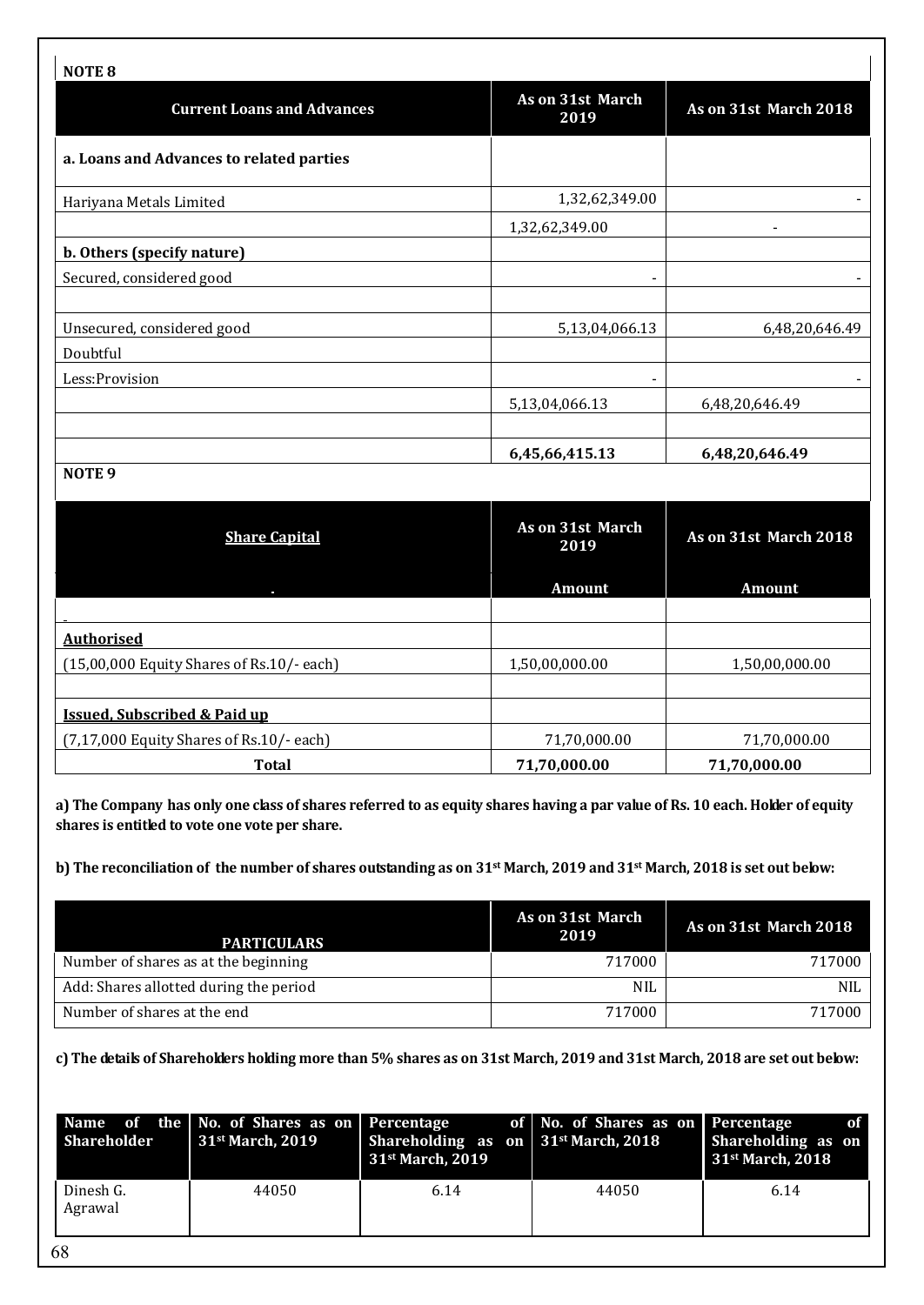**NOTE 8**

| Current Loans and Advances | As on 31st March 2019 | As on 31st March 2018 |
|---|---|---|
| **a. Loans and Advances to related parties** | | |
| Hariyana Metals Limited | 1,32,62,349.00 | - |
| | 1,32,62,349.00 | - |
| **b. Others (specify nature)** | | |
| Secured, considered good | - | - |
| | | |
| Unsecured, considered good | 5,13,04,066.13 | 6,48,20,646.49 |
| Doubtful | | |
| Less:Provision | - | - |
| | 5,13,04,066.13 | 6,48,20,646.49 |
| | | |
| | **6,45,66,415.13** | **6,48,20,646.49** |

**NOTE 9**

| Share Capital | As on 31st March 2019 | As on 31st March 2018 |
|---|---|---|
| . | **Amount** | **Amount** |
| - | | |
| **Authorised** | | |
| (15,00,000 Equity Shares of Rs.10/- each) | 1,50,00,000.00 | 1,50,00,000.00 |
| | | |
| **Issued, Subscribed & Paid up** | | |
| (7,17,000 Equity Shares of Rs.10/- each) | 71,70,000.00 | 71,70,000.00 |
| **Total** | **71,70,000.00** | **71,70,000.00** |

**a) The Company has only one class of shares referred to as equity shares having a par value of Rs. 10 each. Holder of equity shares is entitled to vote one vote per share.**

**b) The reconciliation of the number of shares outstanding as on 31st March, 2019 and 31st March, 2018 is set out below:**

| PARTICULARS | As on 31st March 2019 | As on 31st March 2018 |
|---|---|---|
| Number of shares as at the beginning | 717000 | 717000 |
| Add: Shares allotted during the period | NIL | NIL |
| Number of shares at the end | 717000 | 717000 |

**c) The details of Shareholders holding more than 5% shares as on 31st March, 2019 and 31st March, 2018 are set out below:**

| Name of the Shareholder | No. of Shares as on 31st March, 2019 | Percentage of Shareholding as on 31st March, 2019 | No. of Shares as on 31st March, 2018 | Percentage of Shareholding as on 31st March, 2018 |
|---|---|---|---|---|
| Dinesh G. Agrawal | 44050 | 6.14 | 44050 | 6.14 |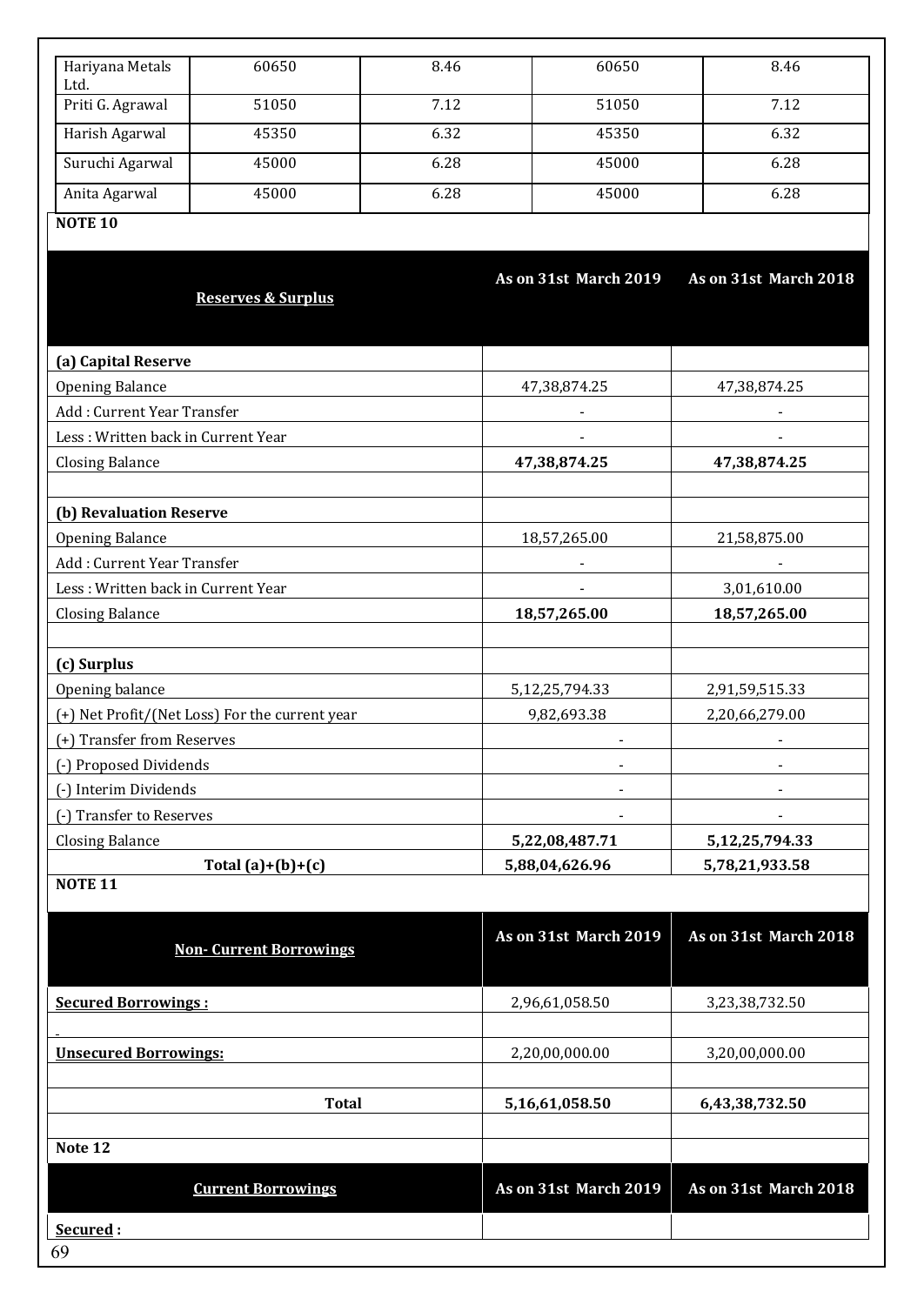| Hariyana Metals Ltd. | 60650 | 8.46 | 60650 | 8.46 |
|---|---|---|---|---|
| Priti G. Agrawal | 51050 | 7.12 | 51050 | 7.12 |
| Harish Agarwal | 45350 | 6.32 | 45350 | 6.32 |
| Suruchi Agarwal | 45000 | 6.28 | 45000 | 6.28 |
| Anita Agarwal | 45000 | 6.28 | 45000 | 6.28 |

**NOTE 10**

| Reserves & Surplus | As on 31st March 2019 | As on 31st March 2018 |
|---|---|---|
| **(a) Capital Reserve** | | |
| Opening Balance | 47,38,874.25 | 47,38,874.25 |
| Add : Current Year Transfer | - | - |
| Less : Written back in Current Year | - | - |
| Closing Balance | **47,38,874.25** | **47,38,874.25** |
| | | |
| **(b) Revaluation Reserve** | | |
| Opening Balance | 18,57,265.00 | 21,58,875.00 |
| Add : Current Year Transfer | - | - |
| Less : Written back in Current Year | - | 3,01,610.00 |
| Closing Balance | **18,57,265.00** | **18,57,265.00** |
| | | |
| **(c) Surplus** | | |
| Opening balance | 5,12,25,794.33 | 2,91,59,515.33 |
| (+) Net Profit/(Net Loss) For the current year | 9,82,693.38 | 2,20,66,279.00 |
| (+) Transfer from Reserves | - | - |
| (-) Proposed Dividends | - | - |
| (-) Interim Dividends | - | - |
| (-) Transfer to Reserves | - | - |
| Closing Balance | **5,22,08,487.71** | **5,12,25,794.33** |
| **Total (a)+(b)+(c)** | **5,88,04,626.96** | **5,78,21,933.58** |

**NOTE 11**

| Non- Current Borrowings | As on 31st March 2019 | As on 31st March 2018 |
|---|---|---|
| **Secured Borrowings :** | 2,96,61,058.50 | 3,23,38,732.50 |
| - | | |
| **Unsecured Borrowings:** | 2,20,00,000.00 | 3,20,00,000.00 |
| | | |
| **Total** | **5,16,61,058.50** | **6,43,38,732.50** |

**Note 12**

| Current Borrowings | As on 31st March 2019 | As on 31st March 2018 |
|---|---|---|
| **Secured :** | | |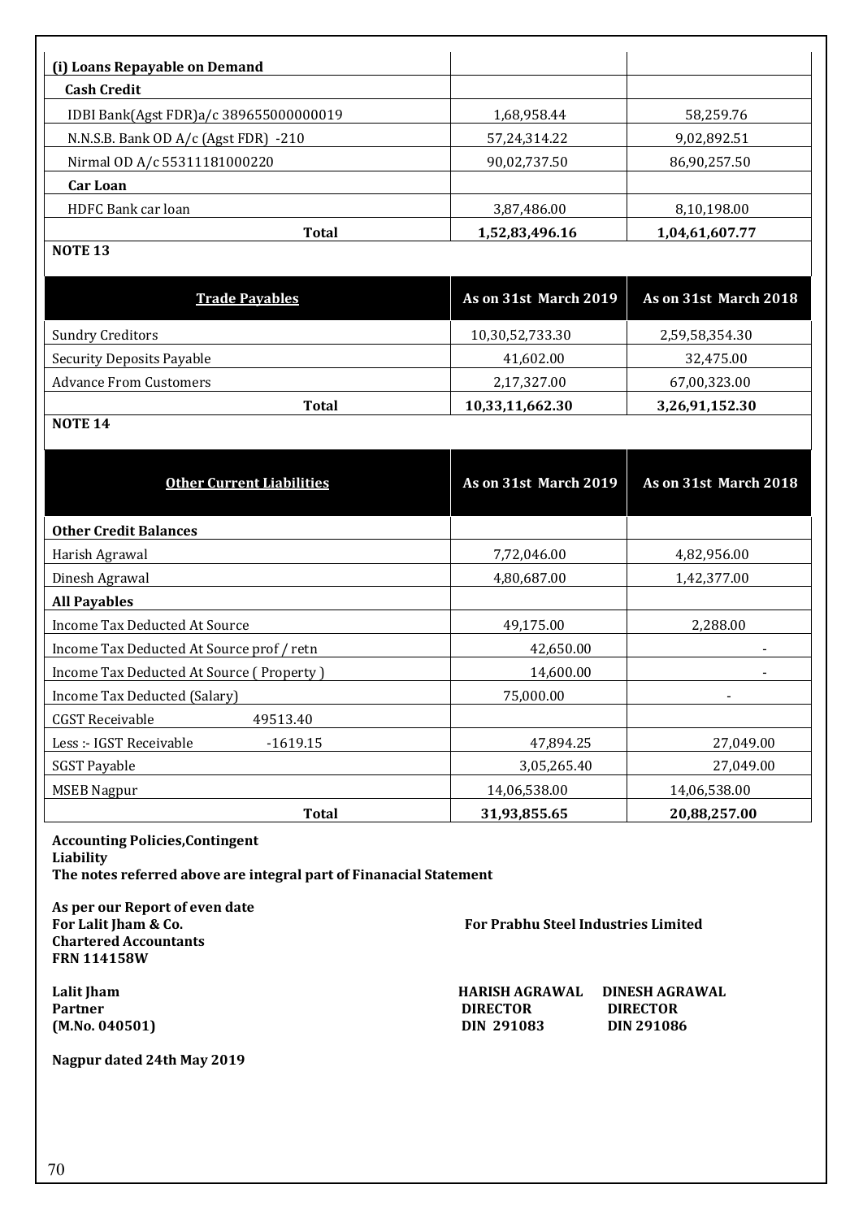| (i) Loans Repayable on Demand | | |
|---|---|---|
| **Cash Credit** | | |
| IDBI Bank(Agst FDR)a/c 389655000000019 | 1,68,958.44 | 58,259.76 |
| N.N.S.B. Bank OD A/c (Agst FDR) -210 | 57,24,314.22 | 9,02,892.51 |
| Nirmal OD A/c 55311181000220 | 90,02,737.50 | 86,90,257.50 |
| **Car Loan** | | |
| HDFC Bank car loan | 3,87,486.00 | 8,10,198.00 |
| **Total** | **1,52,83,496.16** | **1,04,61,607.77** |

**NOTE 13**

| Trade Payables | As on 31st March 2019 | As on 31st March 2018 |
|---|---|---|
| Sundry Creditors | 10,30,52,733.30 | 2,59,58,354.30 |
| Security Deposits Payable | 41,602.00 | 32,475.00 |
| Advance From Customers | 2,17,327.00 | 67,00,323.00 |
| **Total** | **10,33,11,662.30** | **3,26,91,152.30** |

**NOTE 14**

| Other Current Liabilities | As on 31st March 2019 | As on 31st March 2018 |
|---|---|---|
| **Other Credit Balances** | | |
| Harish Agrawal | 7,72,046.00 | 4,82,956.00 |
| Dinesh Agrawal | 4,80,687.00 | 1,42,377.00 |
| **All Payables** | | |
| Income Tax Deducted At Source | 49,175.00 | 2,288.00 |
| Income Tax Deducted At Source prof / retn | 42,650.00 | - |
| Income Tax Deducted At Source ( Property ) | 14,600.00 | - |
| Income Tax Deducted (Salary) | 75,000.00 | - |
| CGST Receivable 49513.40 | | |
| Less :- IGST Receivable -1619.15 | 47,894.25 | 27,049.00 |
| SGST Payable | 3,05,265.40 | 27,049.00 |
| MSEB Nagpur | 14,06,538.00 | 14,06,538.00 |
| **Total** | **31,93,855.65** | **20,88,257.00** |

**Accounting Policies,Contingent Liability**
**The notes referred above are integral part of Finanacial Statement**

**As per our Report of even date**
**For Lalit Jham & Co.**
**Chartered Accountants**
**FRN 114158W**

**For Prabhu Steel Industries Limited**

**Lalit Jham**
**Partner**
**(M.No. 040501)**

**HARISH AGRAWAL**
**DIRECTOR**
**DIN 291083**

**DINESH AGRAWAL**
**DIRECTOR**
**DIN 291086**

**Nagpur dated 24th May 2019**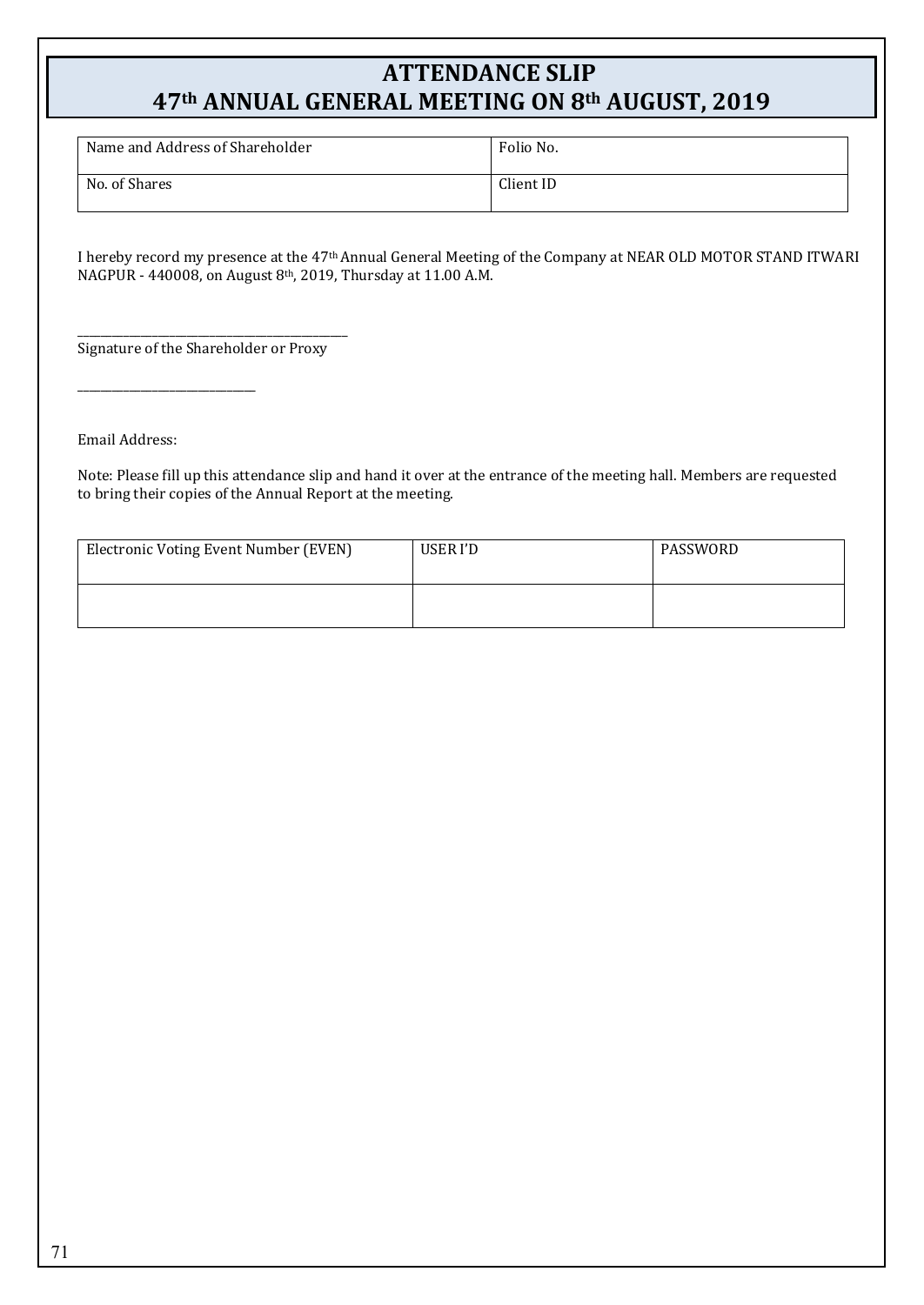# ATTENDANCE SLIP
# 47th ANNUAL GENERAL MEETING ON 8th AUGUST, 2019

| Name and Address of Shareholder | Folio No. |
|---|---|
| No. of Shares | Client ID |

I hereby record my presence at the 47th Annual General Meeting of the Company at NEAR OLD MOTOR STAND ITWARI NAGPUR - 440008, on August 8th, 2019, Thursday at 11.00 A.M.

\_\_\_\_\_\_\_\_\_\_\_\_\_\_\_\_\_\_\_\_\_\_\_\_\_\_\_\_\_\_\_\_\_\_\_\_\_\_\_\_\_\_\_\_\_\_\_\_
Signature of the Shareholder or Proxy

\_\_\_\_\_\_\_\_\_\_\_\_\_\_\_\_\_\_\_\_\_\_\_\_\_\_\_\_\_\_\_\_

Email Address:

Note: Please fill up this attendance slip and hand it over at the entrance of the meeting hall. Members are requested to bring their copies of the Annual Report at the meeting.

| Electronic Voting Event Number (EVEN) | USER I'D | PASSWORD |
|---|---|---|
| | | |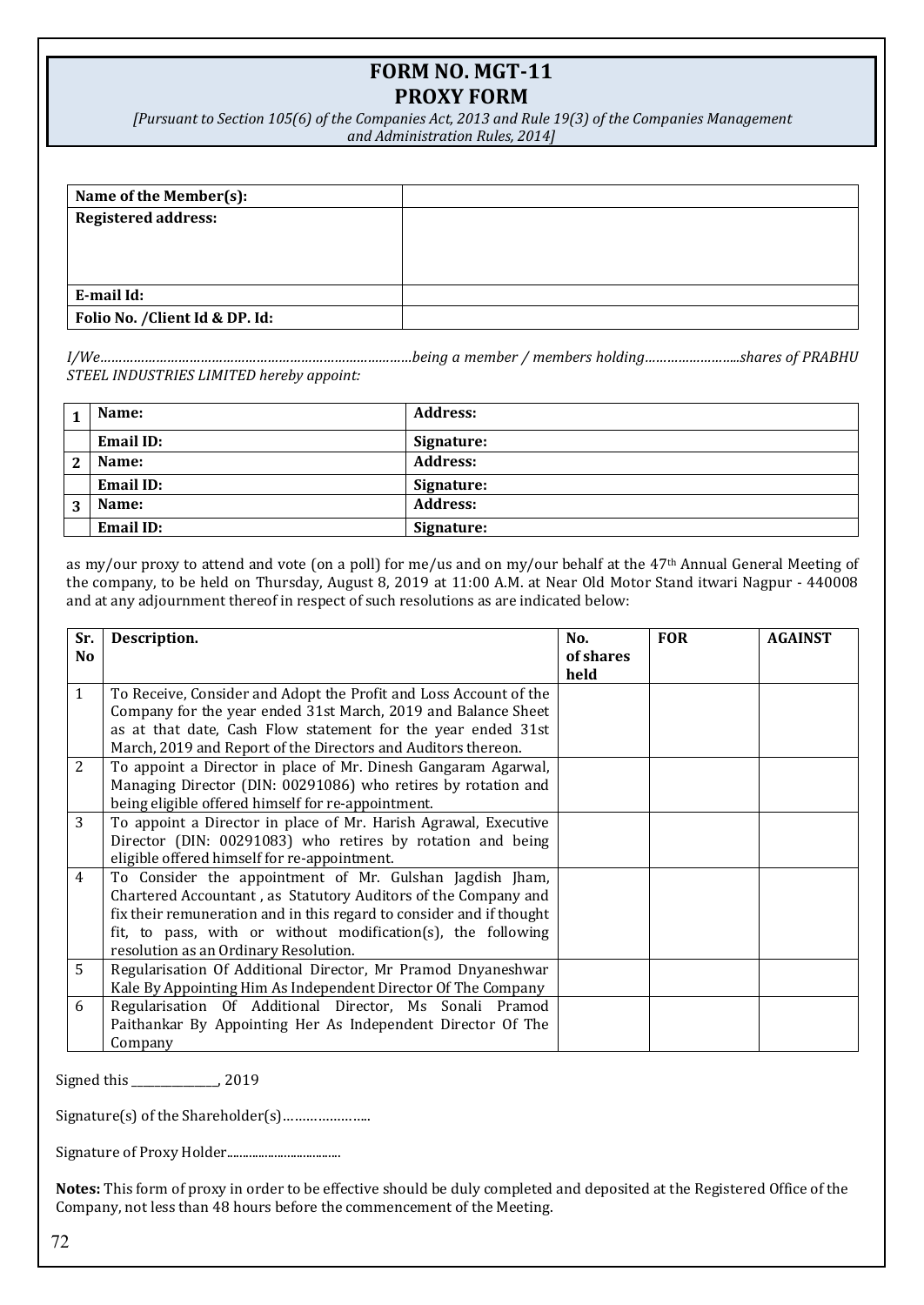# FORM NO. MGT-11
# PROXY FORM

*[Pursuant to Section 105(6) of the Companies Act, 2013 and Rule 19(3) of the Companies Management and Administration Rules, 2014]*

| **Name of the Member(s):** | |
|---|---|
| **Registered address:** | |
| **E-mail Id:** | |
| **Folio No. /Client Id & DP. Id:** | |

*I/We…………………………………………………………………………being a member / members holding……………………..shares of PRABHU STEEL INDUSTRIES LIMITED hereby appoint:*

| | | |
|---|---|---|
| **1** | **Name:** | **Address:** |
| | **Email ID:** | **Signature:** |
| **2** | **Name:** | **Address:** |
| | **Email ID:** | **Signature:** |
| **3** | **Name:** | **Address:** |
| | **Email ID:** | **Signature:** |

as my/our proxy to attend and vote (on a poll) for me/us and on my/our behalf at the 47th Annual General Meeting of the company, to be held on Thursday, August 8, 2019 at 11:00 A.M. at Near Old Motor Stand itwari Nagpur - 440008 and at any adjournment thereof in respect of such resolutions as are indicated below:

| Sr. No | Description. | No. of shares held | FOR | AGAINST |
|---|---|---|---|---|
| 1 | To Receive, Consider and Adopt the Profit and Loss Account of the Company for the year ended 31st March, 2019 and Balance Sheet as at that date, Cash Flow statement for the year ended 31st March, 2019 and Report of the Directors and Auditors thereon. | | | |
| 2 | To appoint a Director in place of Mr. Dinesh Gangaram Agarwal, Managing Director (DIN: 00291086) who retires by rotation and being eligible offered himself for re-appointment. | | | |
| 3 | To appoint a Director in place of Mr. Harish Agrawal, Executive Director (DIN: 00291083) who retires by rotation and being eligible offered himself for re-appointment. | | | |
| 4 | To Consider the appointment of Mr. Gulshan Jagdish Jham, Chartered Accountant , as Statutory Auditors of the Company and fix their remuneration and in this regard to consider and if thought fit, to pass, with or without modification(s), the following resolution as an Ordinary Resolution. | | | |
| 5 | Regularisation Of Additional Director, Mr Pramod Dnyaneshwar Kale By Appointing Him As Independent Director Of The Company | | | |
| 6 | Regularisation Of Additional Director, Ms Sonali Pramod Paithankar By Appointing Her As Independent Director Of The Company | | | |

Signed this ______________, 2019

Signature(s) of the Shareholder(s)………………….

Signature of Proxy Holder...................................

**Notes:** This form of proxy in order to be effective should be duly completed and deposited at the Registered Office of the Company, not less than 48 hours before the commencement of the Meeting.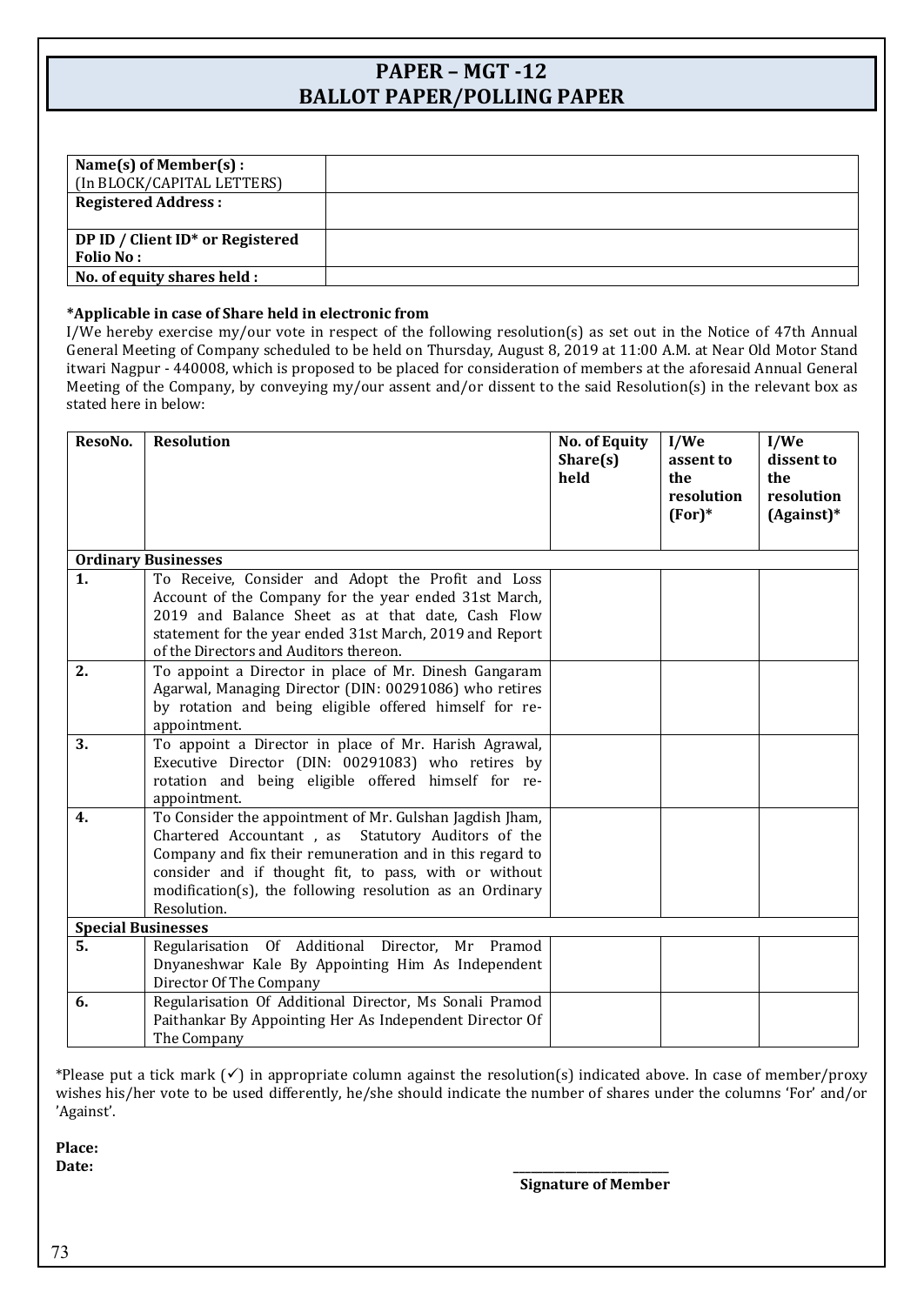# PAPER – MGT -12
# BALLOT PAPER/POLLING PAPER

| Name(s) of Member(s) : (In BLOCK/CAPITAL LETTERS) | |
|---|---|
| **Registered Address :** | |
| **DP ID / Client ID* or Registered Folio No :** | |
| **No. of equity shares held :** | |

**\*Applicable in case of Share held in electronic from**

I/We hereby exercise my/our vote in respect of the following resolution(s) as set out in the Notice of 47th Annual General Meeting of Company scheduled to be held on Thursday, August 8, 2019 at 11:00 A.M. at Near Old Motor Stand itwari Nagpur - 440008, which is proposed to be placed for consideration of members at the aforesaid Annual General Meeting of the Company, by conveying my/our assent and/or dissent to the said Resolution(s) in the relevant box as stated here in below:

| ResoNo. | Resolution | No. of Equity Share(s) held | I/We assent to the resolution (For)* | I/We dissent to the resolution (Against)* |
|---|---|---|---|---|
| **Ordinary Businesses** | | | | |
| **1.** | To Receive, Consider and Adopt the Profit and Loss Account of the Company for the year ended 31st March, 2019 and Balance Sheet as at that date, Cash Flow statement for the year ended 31st March, 2019 and Report of the Directors and Auditors thereon. | | | |
| **2.** | To appoint a Director in place of Mr. Dinesh Gangaram Agarwal, Managing Director (DIN: 00291086) who retires by rotation and being eligible offered himself for re-appointment. | | | |
| **3.** | To appoint a Director in place of Mr. Harish Agrawal, Executive Director (DIN: 00291083) who retires by rotation and being eligible offered himself for re-appointment. | | | |
| **4.** | To Consider the appointment of Mr. Gulshan Jagdish Jham, Chartered Accountant , as Statutory Auditors of the Company and fix their remuneration and in this regard to consider and if thought fit, to pass, with or without modification(s), the following resolution as an Ordinary Resolution. | | | |
| **Special Businesses** | | | | |
| **5.** | Regularisation Of Additional Director, Mr Pramod Dnyaneshwar Kale By Appointing Him As Independent Director Of The Company | | | |
| **6.** | Regularisation Of Additional Director, Ms Sonali Pramod Paithankar By Appointing Her As Independent Director Of The Company | | | |

*Please put a tick mark (✓) in appropriate column against the resolution(s) indicated above. In case of member/proxy wishes his/her vote to be used differently, he/she should indicate the number of shares under the columns 'For' and/or 'Against'.

**Place:**

**Date:**

\_\_\_\_\_\_\_\_\_\_\_\_\_\_\_\_\_\_\_\_\_\_\_\_\_\_

**Signature of Member**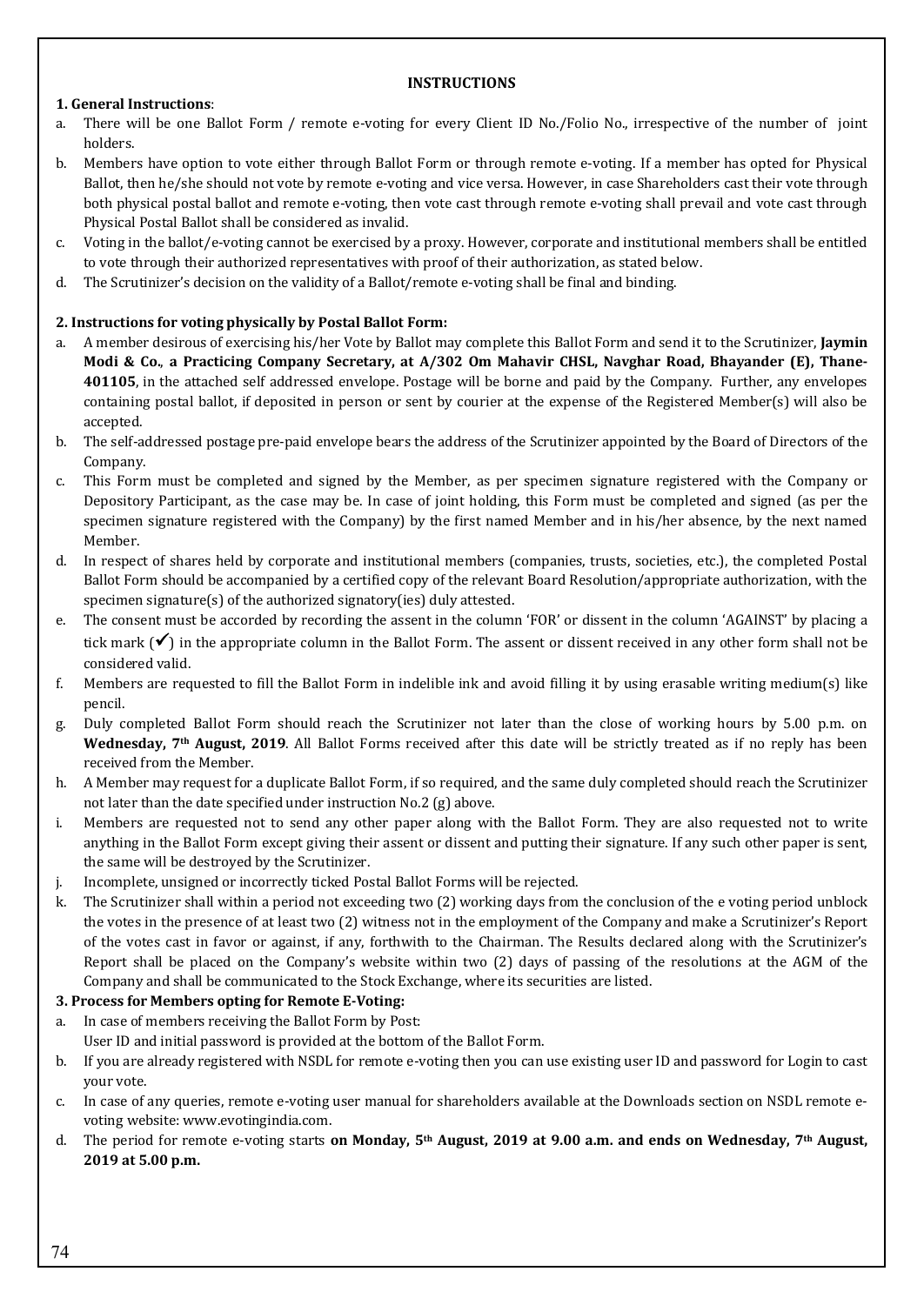## INSTRUCTIONS

**1. General Instructions**:

a. There will be one Ballot Form / remote e-voting for every Client ID No./Folio No., irrespective of the number of joint holders.

b. Members have option to vote either through Ballot Form or through remote e-voting. If a member has opted for Physical Ballot, then he/she should not vote by remote e-voting and vice versa. However, in case Shareholders cast their vote through both physical postal ballot and remote e-voting, then vote cast through remote e-voting shall prevail and vote cast through Physical Postal Ballot shall be considered as invalid.

c. Voting in the ballot/e-voting cannot be exercised by a proxy. However, corporate and institutional members shall be entitled to vote through their authorized representatives with proof of their authorization, as stated below.

d. The Scrutinizer's decision on the validity of a Ballot/remote e-voting shall be final and binding.

**2. Instructions for voting physically by Postal Ballot Form:**

a. A member desirous of exercising his/her Vote by Ballot may complete this Ballot Form and send it to the Scrutinizer, **Jaymin Modi & Co., a Practicing Company Secretary, at A/302 Om Mahavir CHSL, Navghar Road, Bhayander (E), Thane-401105**, in the attached self addressed envelope. Postage will be borne and paid by the Company. Further, any envelopes containing postal ballot, if deposited in person or sent by courier at the expense of the Registered Member(s) will also be accepted.

b. The self-addressed postage pre-paid envelope bears the address of the Scrutinizer appointed by the Board of Directors of the Company.

c. This Form must be completed and signed by the Member, as per specimen signature registered with the Company or Depository Participant, as the case may be. In case of joint holding, this Form must be completed and signed (as per the specimen signature registered with the Company) by the first named Member and in his/her absence, by the next named Member.

d. In respect of shares held by corporate and institutional members (companies, trusts, societies, etc.), the completed Postal Ballot Form should be accompanied by a certified copy of the relevant Board Resolution/appropriate authorization, with the specimen signature(s) of the authorized signatory(ies) duly attested.

e. The consent must be accorded by recording the assent in the column 'FOR' or dissent in the column 'AGAINST' by placing a tick mark (✓) in the appropriate column in the Ballot Form. The assent or dissent received in any other form shall not be considered valid.

f. Members are requested to fill the Ballot Form in indelible ink and avoid filling it by using erasable writing medium(s) like pencil.

g. Duly completed Ballot Form should reach the Scrutinizer not later than the close of working hours by 5.00 p.m. on **Wednesday, 7th August, 2019**. All Ballot Forms received after this date will be strictly treated as if no reply has been received from the Member.

h. A Member may request for a duplicate Ballot Form, if so required, and the same duly completed should reach the Scrutinizer not later than the date specified under instruction No.2 (g) above.

i. Members are requested not to send any other paper along with the Ballot Form. They are also requested not to write anything in the Ballot Form except giving their assent or dissent and putting their signature. If any such other paper is sent, the same will be destroyed by the Scrutinizer.

j. Incomplete, unsigned or incorrectly ticked Postal Ballot Forms will be rejected.

k. The Scrutinizer shall within a period not exceeding two (2) working days from the conclusion of the e voting period unblock the votes in the presence of at least two (2) witness not in the employment of the Company and make a Scrutinizer's Report of the votes cast in favor or against, if any, forthwith to the Chairman. The Results declared along with the Scrutinizer's Report shall be placed on the Company's website within two (2) days of passing of the resolutions at the AGM of the Company and shall be communicated to the Stock Exchange, where its securities are listed.

**3. Process for Members opting for Remote E-Voting:**

a. In case of members receiving the Ballot Form by Post:
User ID and initial password is provided at the bottom of the Ballot Form.

b. If you are already registered with NSDL for remote e-voting then you can use existing user ID and password for Login to cast your vote.

c. In case of any queries, remote e-voting user manual for shareholders available at the Downloads section on NSDL remote e-voting website: www.evotingindia.com.

d. The period for remote e-voting starts **on Monday, 5th August, 2019 at 9.00 a.m. and ends on Wednesday, 7th August, 2019 at 5.00 p.m.**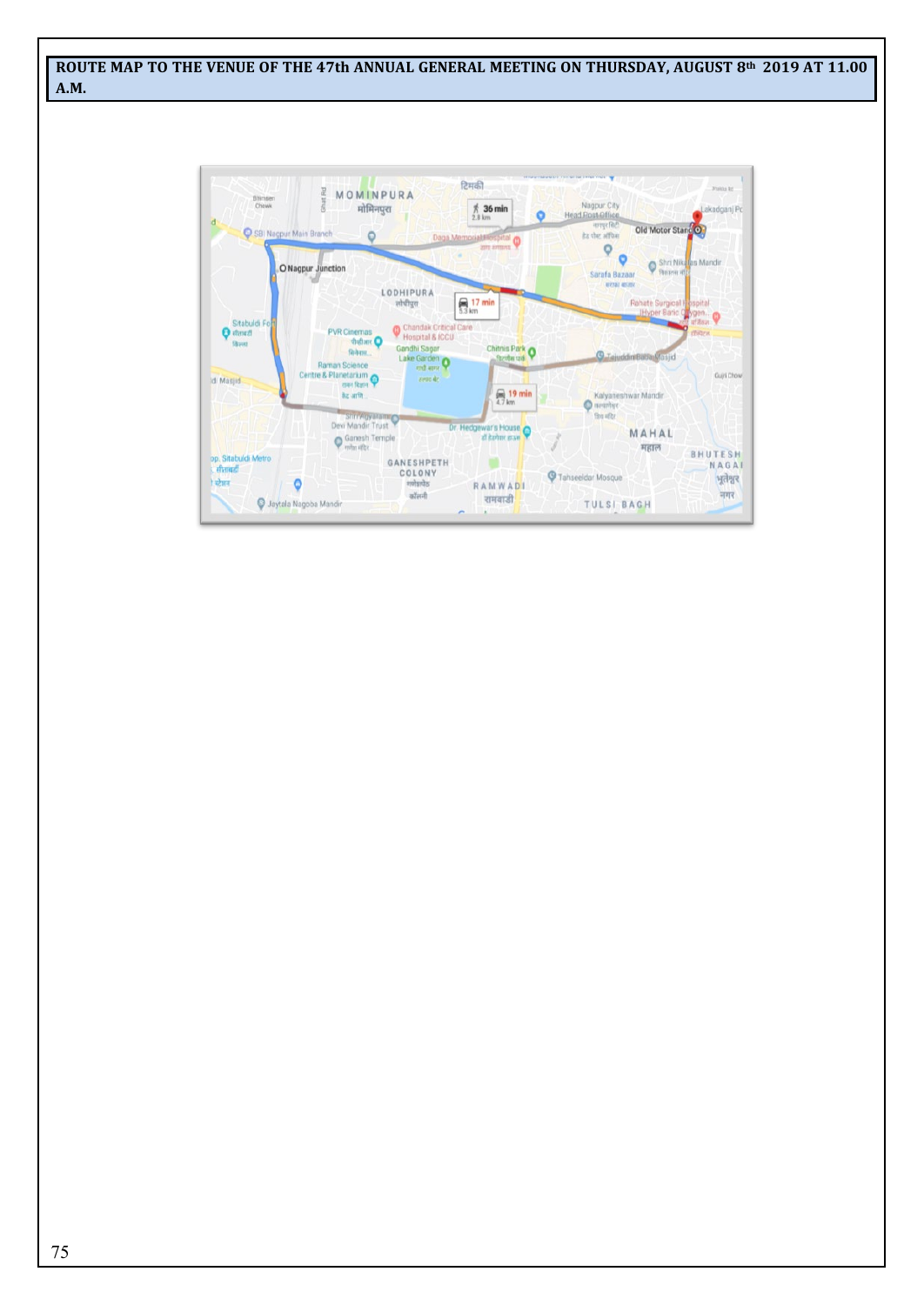**ROUTE MAP TO THE VENUE OF THE 47th ANNUAL GENERAL MEETING ON THURSDAY, AUGUST 8th 2019 AT 11.00 A.M.**